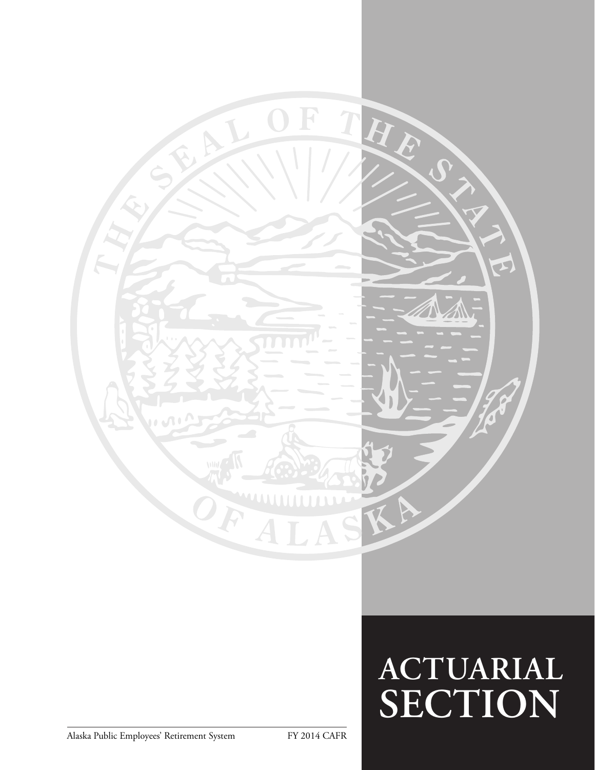# ACTUARIAL SECTION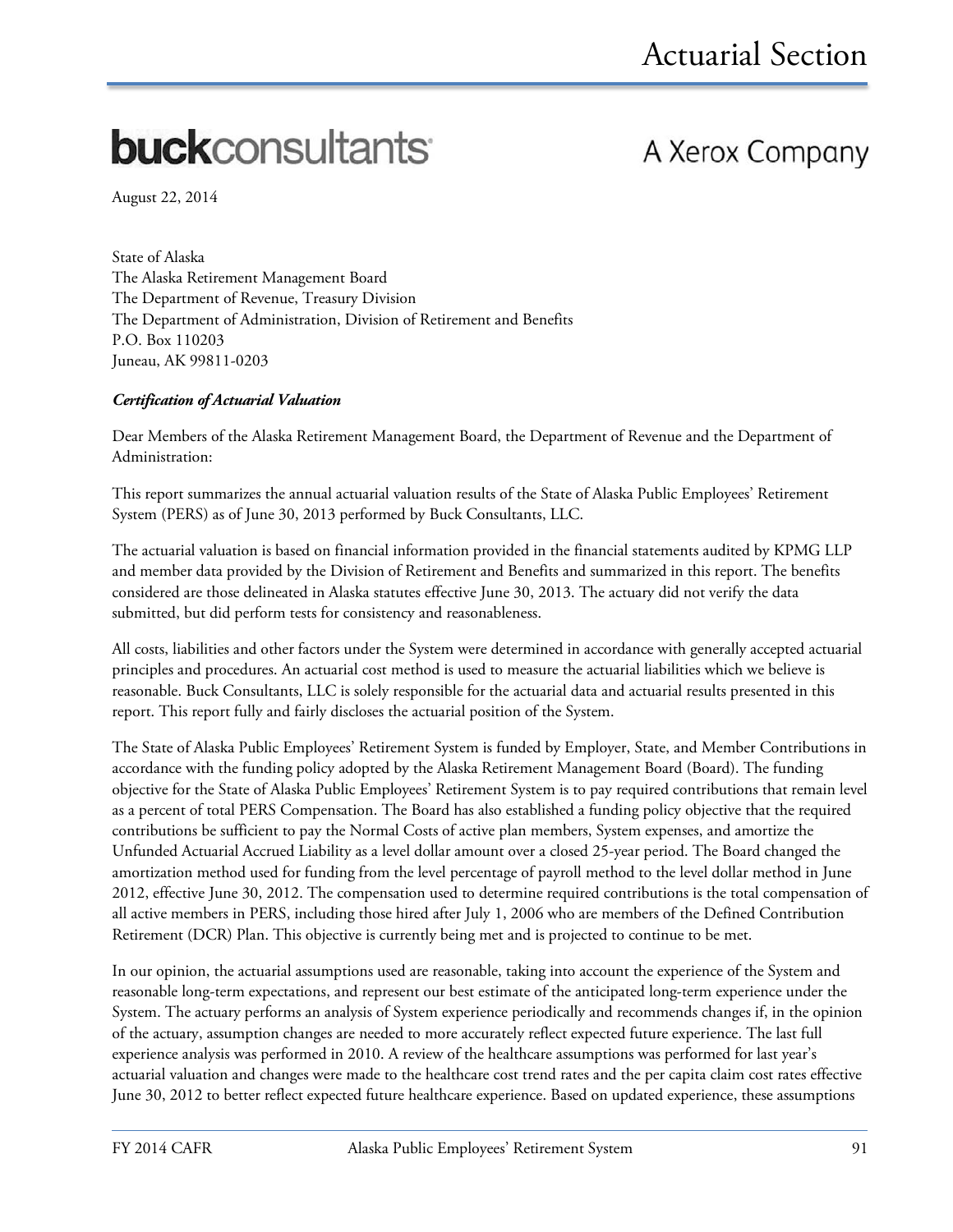# Actuarial Section

**buck**consultants

A Xerox Company

August 22, 2014

State of Alaska
The Alaska Retirement Management Board
The Department of Revenue, Treasury Division
The Department of Administration, Division of Retirement and Benefits
P.O. Box 110203
Juneau, AK 99811-0203

***Certification of Actuarial Valuation***

Dear Members of the Alaska Retirement Management Board, the Department of Revenue and the Department of Administration:

This report summarizes the annual actuarial valuation results of the State of Alaska Public Employees' Retirement System (PERS) as of June 30, 2013 performed by Buck Consultants, LLC.

The actuarial valuation is based on financial information provided in the financial statements audited by KPMG LLP and member data provided by the Division of Retirement and Benefits and summarized in this report. The benefits considered are those delineated in Alaska statutes effective June 30, 2013. The actuary did not verify the data submitted, but did perform tests for consistency and reasonableness.

All costs, liabilities and other factors under the System were determined in accordance with generally accepted actuarial principles and procedures. An actuarial cost method is used to measure the actuarial liabilities which we believe is reasonable. Buck Consultants, LLC is solely responsible for the actuarial data and actuarial results presented in this report. This report fully and fairly discloses the actuarial position of the System.

The State of Alaska Public Employees' Retirement System is funded by Employer, State, and Member Contributions in accordance with the funding policy adopted by the Alaska Retirement Management Board (Board). The funding objective for the State of Alaska Public Employees' Retirement System is to pay required contributions that remain level as a percent of total PERS Compensation. The Board has also established a funding policy objective that the required contributions be sufficient to pay the Normal Costs of active plan members, System expenses, and amortize the Unfunded Actuarial Accrued Liability as a level dollar amount over a closed 25-year period. The Board changed the amortization method used for funding from the level percentage of payroll method to the level dollar method in June 2012, effective June 30, 2012. The compensation used to determine required contributions is the total compensation of all active members in PERS, including those hired after July 1, 2006 who are members of the Defined Contribution Retirement (DCR) Plan. This objective is currently being met and is projected to continue to be met.

In our opinion, the actuarial assumptions used are reasonable, taking into account the experience of the System and reasonable long-term expectations, and represent our best estimate of the anticipated long-term experience under the System. The actuary performs an analysis of System experience periodically and recommends changes if, in the opinion of the actuary, assumption changes are needed to more accurately reflect expected future experience. The last full experience analysis was performed in 2010. A review of the healthcare assumptions was performed for last year's actuarial valuation and changes were made to the healthcare cost trend rates and the per capita claim cost rates effective June 30, 2012 to better reflect expected future healthcare experience. Based on updated experience, these assumptions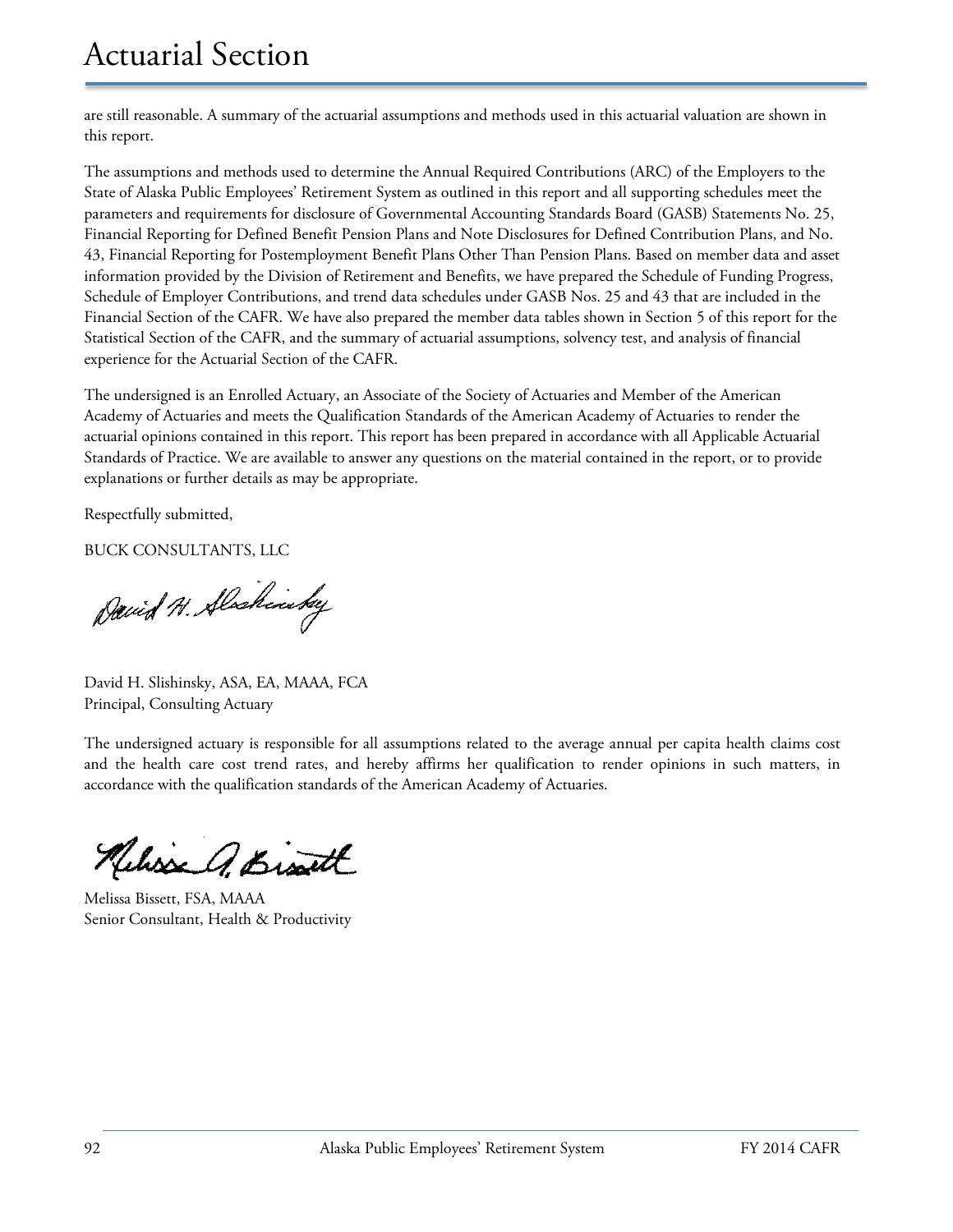are still reasonable. A summary of the actuarial assumptions and methods used in this actuarial valuation are shown in this report.

The assumptions and methods used to determine the Annual Required Contributions (ARC) of the Employers to the State of Alaska Public Employees' Retirement System as outlined in this report and all supporting schedules meet the parameters and requirements for disclosure of Governmental Accounting Standards Board (GASB) Statements No. 25, Financial Reporting for Defined Benefit Pension Plans and Note Disclosures for Defined Contribution Plans, and No. 43, Financial Reporting for Postemployment Benefit Plans Other Than Pension Plans. Based on member data and asset information provided by the Division of Retirement and Benefits, we have prepared the Schedule of Funding Progress, Schedule of Employer Contributions, and trend data schedules under GASB Nos. 25 and 43 that are included in the Financial Section of the CAFR. We have also prepared the member data tables shown in Section 5 of this report for the Statistical Section of the CAFR, and the summary of actuarial assumptions, solvency test, and analysis of financial experience for the Actuarial Section of the CAFR.

The undersigned is an Enrolled Actuary, an Associate of the Society of Actuaries and Member of the American Academy of Actuaries and meets the Qualification Standards of the American Academy of Actuaries to render the actuarial opinions contained in this report. This report has been prepared in accordance with all Applicable Actuarial Standards of Practice. We are available to answer any questions on the material contained in the report, or to provide explanations or further details as may be appropriate.

Respectfully submitted,

BUCK CONSULTANTS, LLC

David H. Slishinsky, ASA, EA, MAAA, FCA
Principal, Consulting Actuary

The undersigned actuary is responsible for all assumptions related to the average annual per capita health claims cost and the health care cost trend rates, and hereby affirms her qualification to render opinions in such matters, in accordance with the qualification standards of the American Academy of Actuaries.

Melissa Bissett, FSA, MAAA
Senior Consultant, Health & Productivity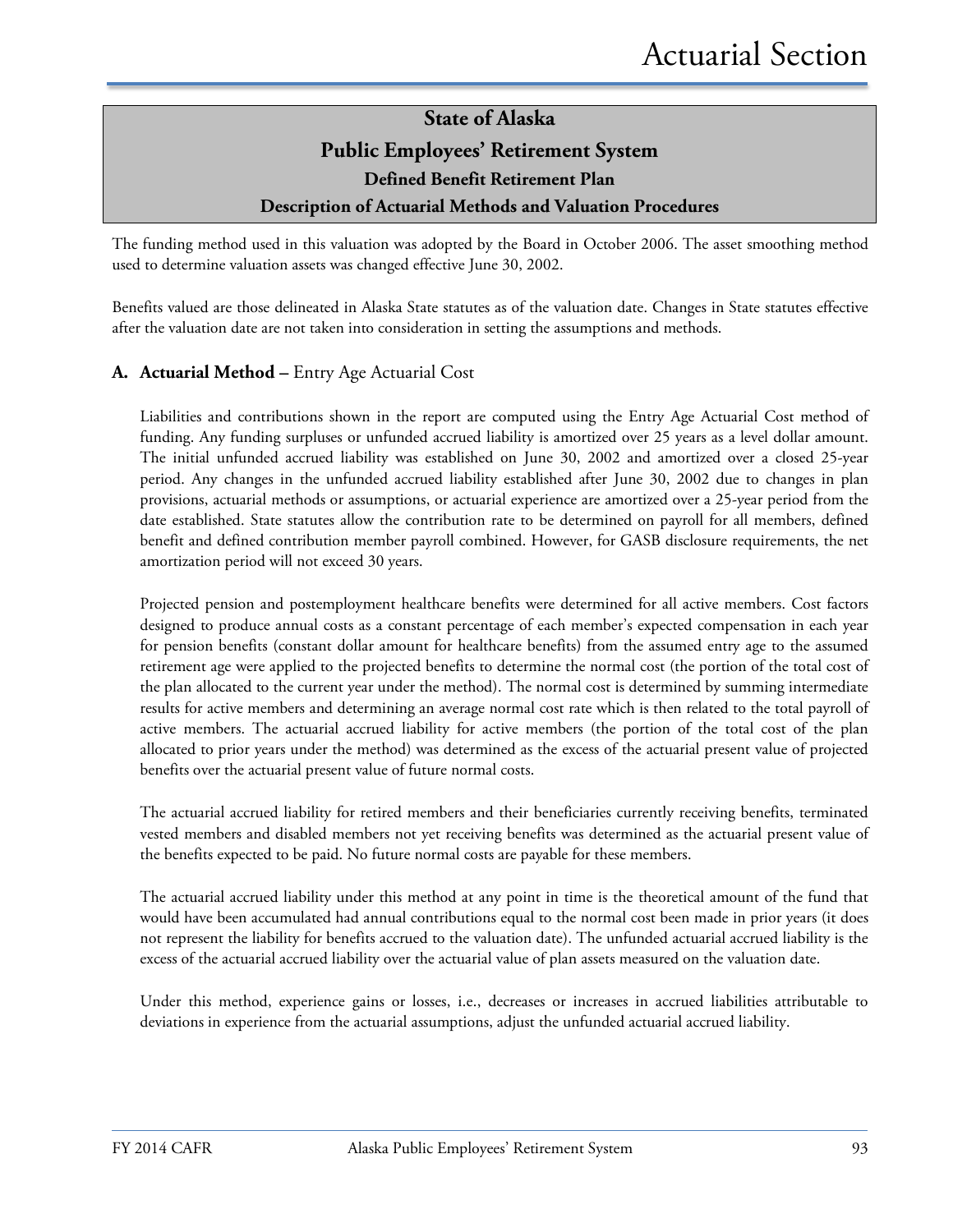# State of Alaska

## Public Employees' Retirement System

### Defined Benefit Retirement Plan

### Description of Actuarial Methods and Valuation Procedures

The funding method used in this valuation was adopted by the Board in October 2006. The asset smoothing method used to determine valuation assets was changed effective June 30, 2002.

Benefits valued are those delineated in Alaska State statutes as of the valuation date. Changes in State statutes effective after the valuation date are not taken into consideration in setting the assumptions and methods.

**A. Actuarial Method –** Entry Age Actuarial Cost

Liabilities and contributions shown in the report are computed using the Entry Age Actuarial Cost method of funding. Any funding surpluses or unfunded accrued liability is amortized over 25 years as a level dollar amount. The initial unfunded accrued liability was established on June 30, 2002 and amortized over a closed 25-year period. Any changes in the unfunded accrued liability established after June 30, 2002 due to changes in plan provisions, actuarial methods or assumptions, or actuarial experience are amortized over a 25-year period from the date established. State statutes allow the contribution rate to be determined on payroll for all members, defined benefit and defined contribution member payroll combined. However, for GASB disclosure requirements, the net amortization period will not exceed 30 years.

Projected pension and postemployment healthcare benefits were determined for all active members. Cost factors designed to produce annual costs as a constant percentage of each member's expected compensation in each year for pension benefits (constant dollar amount for healthcare benefits) from the assumed entry age to the assumed retirement age were applied to the projected benefits to determine the normal cost (the portion of the total cost of the plan allocated to the current year under the method). The normal cost is determined by summing intermediate results for active members and determining an average normal cost rate which is then related to the total payroll of active members. The actuarial accrued liability for active members (the portion of the total cost of the plan allocated to prior years under the method) was determined as the excess of the actuarial present value of projected benefits over the actuarial present value of future normal costs.

The actuarial accrued liability for retired members and their beneficiaries currently receiving benefits, terminated vested members and disabled members not yet receiving benefits was determined as the actuarial present value of the benefits expected to be paid. No future normal costs are payable for these members.

The actuarial accrued liability under this method at any point in time is the theoretical amount of the fund that would have been accumulated had annual contributions equal to the normal cost been made in prior years (it does not represent the liability for benefits accrued to the valuation date). The unfunded actuarial accrued liability is the excess of the actuarial accrued liability over the actuarial value of plan assets measured on the valuation date.

Under this method, experience gains or losses, i.e., decreases or increases in accrued liabilities attributable to deviations in experience from the actuarial assumptions, adjust the unfunded actuarial accrued liability.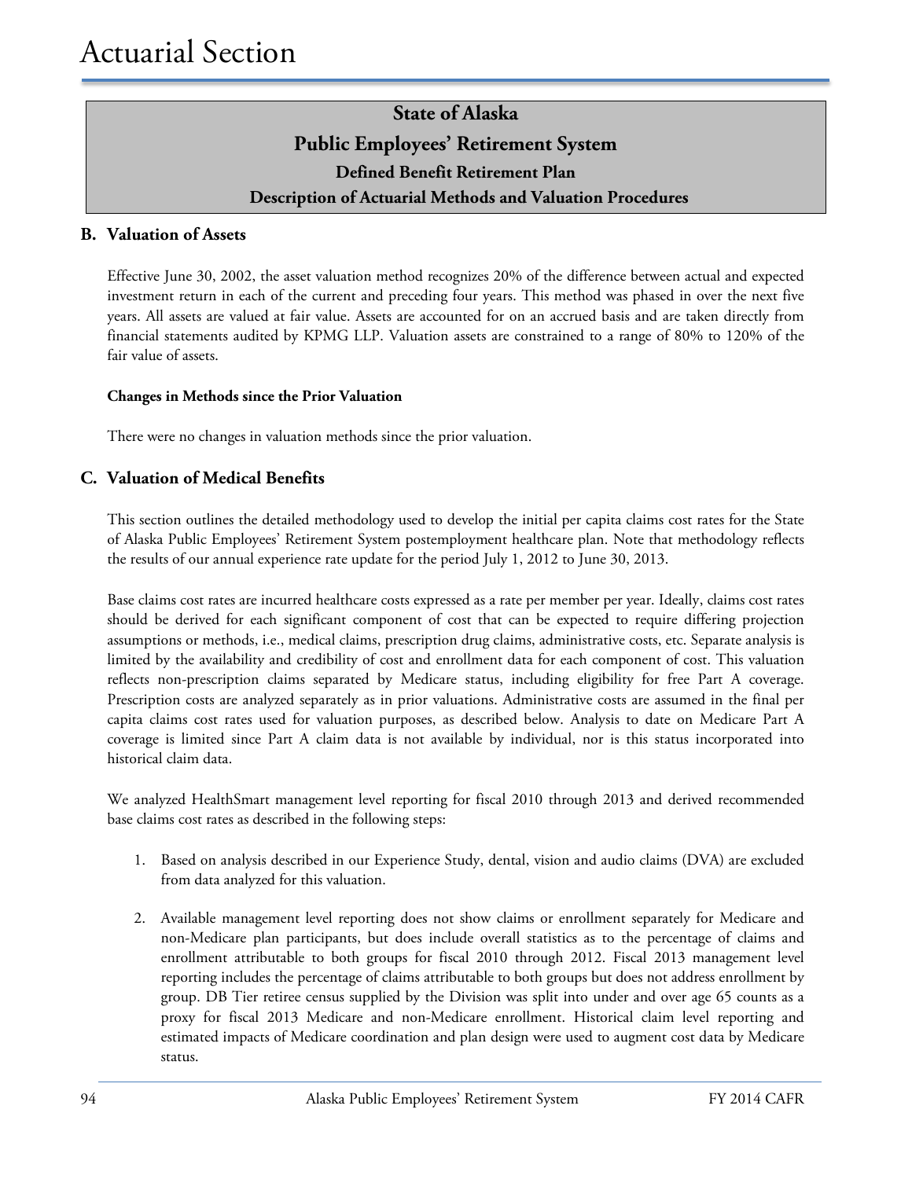# State of Alaska

## Public Employees' Retirement System

### Defined Benefit Retirement Plan

### Description of Actuarial Methods and Valuation Procedures

## B. Valuation of Assets

Effective June 30, 2002, the asset valuation method recognizes 20% of the difference between actual and expected investment return in each of the current and preceding four years. This method was phased in over the next five years. All assets are valued at fair value. Assets are accounted for on an accrued basis and are taken directly from financial statements audited by KPMG LLP. Valuation assets are constrained to a range of 80% to 120% of the fair value of assets.

**Changes in Methods since the Prior Valuation**

There were no changes in valuation methods since the prior valuation.

## C. Valuation of Medical Benefits

This section outlines the detailed methodology used to develop the initial per capita claims cost rates for the State of Alaska Public Employees' Retirement System postemployment healthcare plan. Note that methodology reflects the results of our annual experience rate update for the period July 1, 2012 to June 30, 2013.

Base claims cost rates are incurred healthcare costs expressed as a rate per member per year. Ideally, claims cost rates should be derived for each significant component of cost that can be expected to require differing projection assumptions or methods, i.e., medical claims, prescription drug claims, administrative costs, etc. Separate analysis is limited by the availability and credibility of cost and enrollment data for each component of cost. This valuation reflects non-prescription claims separated by Medicare status, including eligibility for free Part A coverage. Prescription costs are analyzed separately as in prior valuations. Administrative costs are assumed in the final per capita claims cost rates used for valuation purposes, as described below. Analysis to date on Medicare Part A coverage is limited since Part A claim data is not available by individual, nor is this status incorporated into historical claim data.

We analyzed HealthSmart management level reporting for fiscal 2010 through 2013 and derived recommended base claims cost rates as described in the following steps:

1. Based on analysis described in our Experience Study, dental, vision and audio claims (DVA) are excluded from data analyzed for this valuation.

2. Available management level reporting does not show claims or enrollment separately for Medicare and non-Medicare plan participants, but does include overall statistics as to the percentage of claims and enrollment attributable to both groups for fiscal 2010 through 2012. Fiscal 2013 management level reporting includes the percentage of claims attributable to both groups but does not address enrollment by group. DB Tier retiree census supplied by the Division was split into under and over age 65 counts as a proxy for fiscal 2013 Medicare and non-Medicare enrollment. Historical claim level reporting and estimated impacts of Medicare coordination and plan design were used to augment cost data by Medicare status.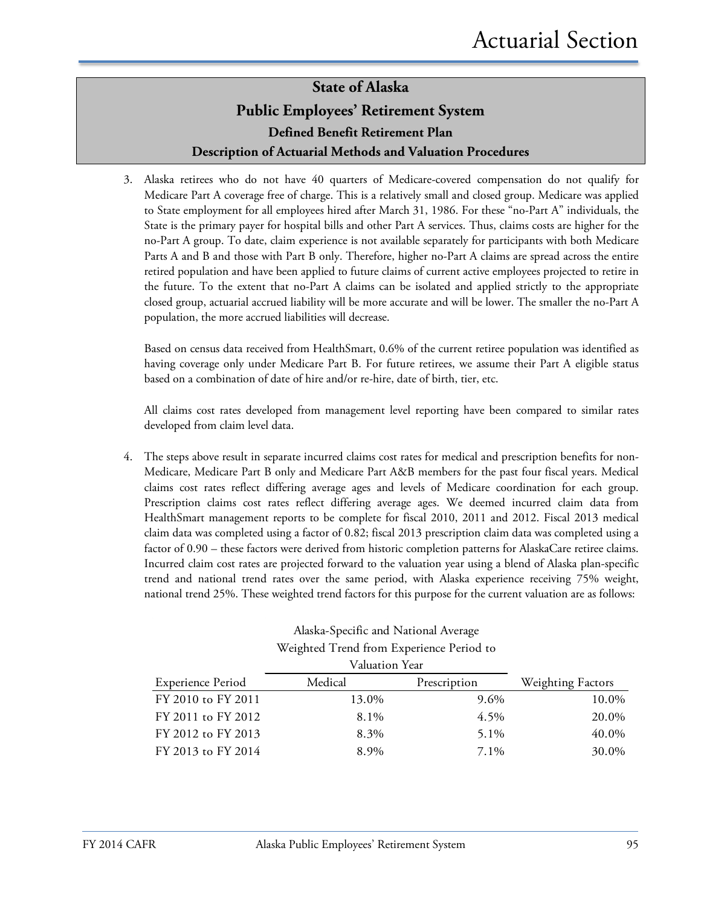## State of Alaska
## Public Employees' Retirement System
### Defined Benefit Retirement Plan
### Description of Actuarial Methods and Valuation Procedures

3. Alaska retirees who do not have 40 quarters of Medicare-covered compensation do not qualify for Medicare Part A coverage free of charge. This is a relatively small and closed group. Medicare was applied to State employment for all employees hired after March 31, 1986. For these "no-Part A" individuals, the State is the primary payer for hospital bills and other Part A services. Thus, claims costs are higher for the no-Part A group. To date, claim experience is not available separately for participants with both Medicare Parts A and B and those with Part B only. Therefore, higher no-Part A claims are spread across the entire retired population and have been applied to future claims of current active employees projected to retire in the future. To the extent that no-Part A claims can be isolated and applied strictly to the appropriate closed group, actuarial accrued liability will be more accurate and will be lower. The smaller the no-Part A population, the more accrued liabilities will decrease.

   Based on census data received from HealthSmart, 0.6% of the current retiree population was identified as having coverage only under Medicare Part B. For future retirees, we assume their Part A eligible status based on a combination of date of hire and/or re-hire, date of birth, tier, etc.

   All claims cost rates developed from management level reporting have been compared to similar rates developed from claim level data.

4. The steps above result in separate incurred claims cost rates for medical and prescription benefits for non-Medicare, Medicare Part B only and Medicare Part A&B members for the past four fiscal years. Medical claims cost rates reflect differing average ages and levels of Medicare coordination for each group. Prescription claims cost rates reflect differing average ages. We deemed incurred claim data from HealthSmart management reports to be complete for fiscal 2010, 2011 and 2012. Fiscal 2013 medical claim data was completed using a factor of 0.82; fiscal 2013 prescription claim data was completed using a factor of 0.90 – these factors were derived from historic completion patterns for AlaskaCare retiree claims. Incurred claim cost rates are projected forward to the valuation year using a blend of Alaska plan-specific trend and national trend rates over the same period, with Alaska experience receiving 75% weight, national trend 25%. These weighted trend factors for this purpose for the current valuation are as follows:

| | Alaska-Specific and National Average Weighted Trend from Experience Period to Valuation Year | | |
|---|---|---|---|
| Experience Period | Medical | Prescription | Weighting Factors |
| FY 2010 to FY 2011 | 13.0% | 9.6% | 10.0% |
| FY 2011 to FY 2012 | 8.1% | 4.5% | 20.0% |
| FY 2012 to FY 2013 | 8.3% | 5.1% | 40.0% |
| FY 2013 to FY 2014 | 8.9% | 7.1% | 30.0% |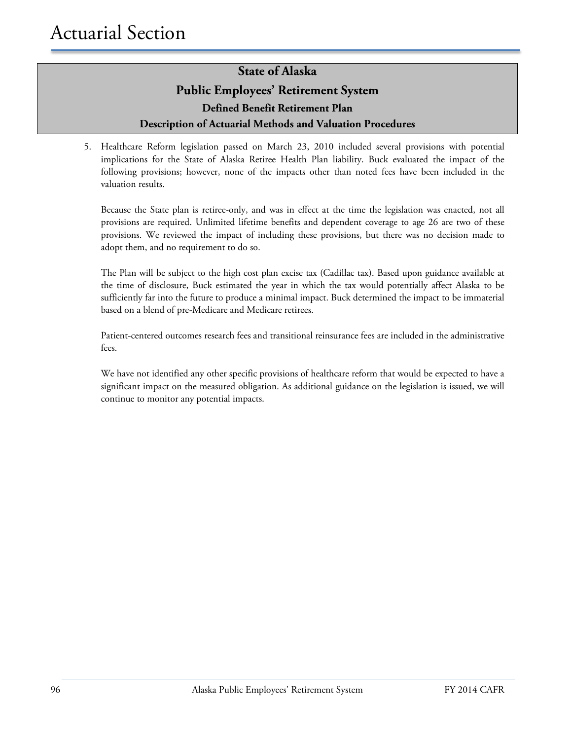# Actuarial Section

## State of Alaska
## Public Employees' Retirement System
### Defined Benefit Retirement Plan
### Description of Actuarial Methods and Valuation Procedures

5. Healthcare Reform legislation passed on March 23, 2010 included several provisions with potential implications for the State of Alaska Retiree Health Plan liability. Buck evaluated the impact of the following provisions; however, none of the impacts other than noted fees have been included in the valuation results.

   Because the State plan is retiree-only, and was in effect at the time the legislation was enacted, not all provisions are required. Unlimited lifetime benefits and dependent coverage to age 26 are two of these provisions. We reviewed the impact of including these provisions, but there was no decision made to adopt them, and no requirement to do so.

   The Plan will be subject to the high cost plan excise tax (Cadillac tax). Based upon guidance available at the time of disclosure, Buck estimated the year in which the tax would potentially affect Alaska to be sufficiently far into the future to produce a minimal impact. Buck determined the impact to be immaterial based on a blend of pre-Medicare and Medicare retirees.

   Patient-centered outcomes research fees and transitional reinsurance fees are included in the administrative fees.

   We have not identified any other specific provisions of healthcare reform that would be expected to have a significant impact on the measured obligation. As additional guidance on the legislation is issued, we will continue to monitor any potential impacts.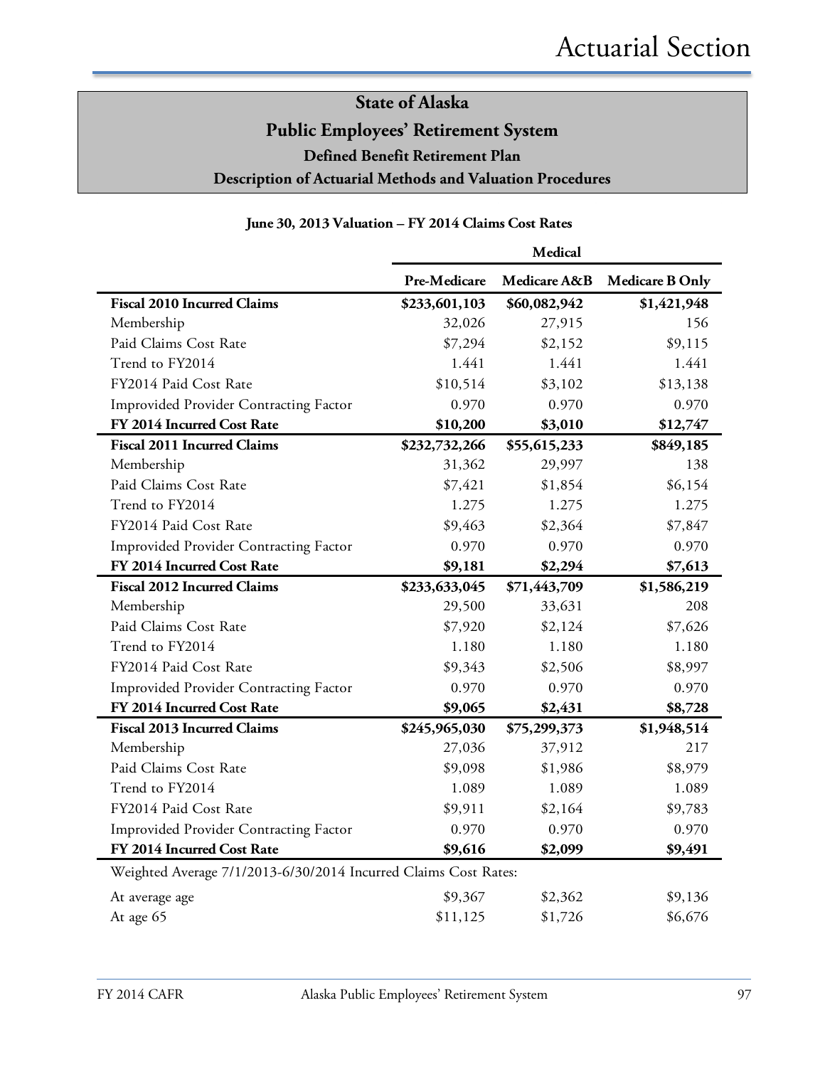# State of Alaska
## Public Employees' Retirement System
### Defined Benefit Retirement Plan
### Description of Actuarial Methods and Valuation Procedures

**June 30, 2013 Valuation – FY 2014 Claims Cost Rates**

| | Medical | | |
|---|---|---|---|
| | **Pre-Medicare** | **Medicare A&B** | **Medicare B Only** |
| **Fiscal 2010 Incurred Claims** | **$233,601,103** | **$60,082,942** | **$1,421,948** |
| Membership | 32,026 | 27,915 | 156 |
| Paid Claims Cost Rate | $7,294 | $2,152 | $9,115 |
| Trend to FY2014 | 1.441 | 1.441 | 1.441 |
| FY2014 Paid Cost Rate | $10,514 | $3,102 | $13,138 |
| Improvided Provider Contracting Factor | 0.970 | 0.970 | 0.970 |
| **FY 2014 Incurred Cost Rate** | **$10,200** | **$3,010** | **$12,747** |
| **Fiscal 2011 Incurred Claims** | **$232,732,266** | **$55,615,233** | **$849,185** |
| Membership | 31,362 | 29,997 | 138 |
| Paid Claims Cost Rate | $7,421 | $1,854 | $6,154 |
| Trend to FY2014 | 1.275 | 1.275 | 1.275 |
| FY2014 Paid Cost Rate | $9,463 | $2,364 | $7,847 |
| Improvided Provider Contracting Factor | 0.970 | 0.970 | 0.970 |
| **FY 2014 Incurred Cost Rate** | **$9,181** | **$2,294** | **$7,613** |
| **Fiscal 2012 Incurred Claims** | **$233,633,045** | **$71,443,709** | **$1,586,219** |
| Membership | 29,500 | 33,631 | 208 |
| Paid Claims Cost Rate | $7,920 | $2,124 | $7,626 |
| Trend to FY2014 | 1.180 | 1.180 | 1.180 |
| FY2014 Paid Cost Rate | $9,343 | $2,506 | $8,997 |
| Improvided Provider Contracting Factor | 0.970 | 0.970 | 0.970 |
| **FY 2014 Incurred Cost Rate** | **$9,065** | **$2,431** | **$8,728** |
| **Fiscal 2013 Incurred Claims** | **$245,965,030** | **$75,299,373** | **$1,948,514** |
| Membership | 27,036 | 37,912 | 217 |
| Paid Claims Cost Rate | $9,098 | $1,986 | $8,979 |
| Trend to FY2014 | 1.089 | 1.089 | 1.089 |
| FY2014 Paid Cost Rate | $9,911 | $2,164 | $9,783 |
| Improvided Provider Contracting Factor | 0.970 | 0.970 | 0.970 |
| **FY 2014 Incurred Cost Rate** | **$9,616** | **$2,099** | **$9,491** |
| Weighted Average 7/1/2013-6/30/2014 Incurred Claims Cost Rates: | | | |
| At average age | $9,367 | $2,362 | $9,136 |
| At age 65 | $11,125 | $1,726 | $6,676 |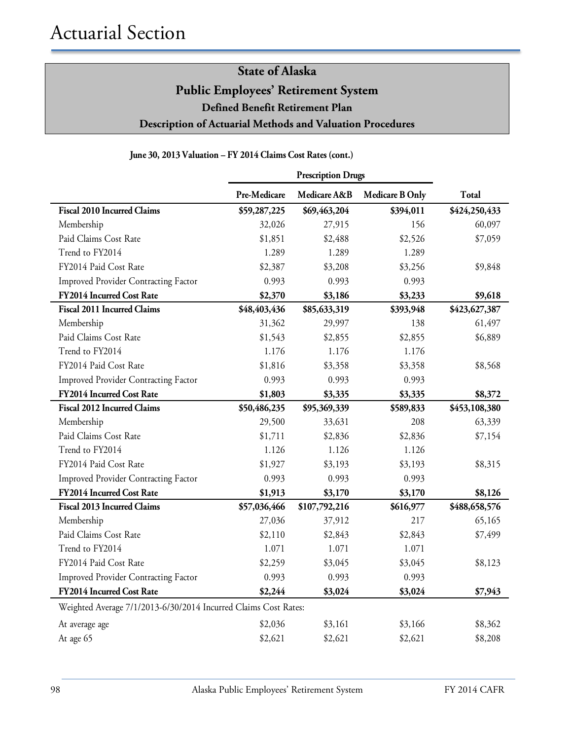# Actuarial Section

## State of Alaska
## Public Employees' Retirement System
### Defined Benefit Retirement Plan
### Description of Actuarial Methods and Valuation Procedures

**June 30, 2013 Valuation – FY 2014 Claims Cost Rates (cont.)**

| | Prescription Drugs | | | |
|---|---|---|---|---|
| | **Pre-Medicare** | **Medicare A&B** | **Medicare B Only** | **Total** |
| **Fiscal 2010 Incurred Claims** | **$59,287,225** | **$69,463,204** | **$394,011** | **$424,250,433** |
| Membership | 32,026 | 27,915 | 156 | 60,097 |
| Paid Claims Cost Rate | $1,851 | $2,488 | $2,526 | $7,059 |
| Trend to FY2014 | 1.289 | 1.289 | 1.289 | |
| FY2014 Paid Cost Rate | $2,387 | $3,208 | $3,256 | $9,848 |
| Improved Provider Contracting Factor | 0.993 | 0.993 | 0.993 | |
| **FY2014 Incurred Cost Rate** | **$2,370** | **$3,186** | **$3,233** | **$9,618** |
| **Fiscal 2011 Incurred Claims** | **$48,403,436** | **$85,633,319** | **$393,948** | **$423,627,387** |
| Membership | 31,362 | 29,997 | 138 | 61,497 |
| Paid Claims Cost Rate | $1,543 | $2,855 | $2,855 | $6,889 |
| Trend to FY2014 | 1.176 | 1.176 | 1.176 | |
| FY2014 Paid Cost Rate | $1,816 | $3,358 | $3,358 | $8,568 |
| Improved Provider Contracting Factor | 0.993 | 0.993 | 0.993 | |
| **FY2014 Incurred Cost Rate** | **$1,803** | **$3,335** | **$3,335** | **$8,372** |
| **Fiscal 2012 Incurred Claims** | **$50,486,235** | **$95,369,339** | **$589,833** | **$453,108,380** |
| Membership | 29,500 | 33,631 | 208 | 63,339 |
| Paid Claims Cost Rate | $1,711 | $2,836 | $2,836 | $7,154 |
| Trend to FY2014 | 1.126 | 1.126 | 1.126 | |
| FY2014 Paid Cost Rate | $1,927 | $3,193 | $3,193 | $8,315 |
| Improved Provider Contracting Factor | 0.993 | 0.993 | 0.993 | |
| **FY2014 Incurred Cost Rate** | **$1,913** | **$3,170** | **$3,170** | **$8,126** |
| **Fiscal 2013 Incurred Claims** | **$57,036,466** | **$107,792,216** | **$616,977** | **$488,658,576** |
| Membership | 27,036 | 37,912 | 217 | 65,165 |
| Paid Claims Cost Rate | $2,110 | $2,843 | $2,843 | $7,499 |
| Trend to FY2014 | 1.071 | 1.071 | 1.071 | |
| FY2014 Paid Cost Rate | $2,259 | $3,045 | $3,045 | $8,123 |
| Improved Provider Contracting Factor | 0.993 | 0.993 | 0.993 | |
| **FY2014 Incurred Cost Rate** | **$2,244** | **$3,024** | **$3,024** | **$7,943** |
| Weighted Average 7/1/2013-6/30/2014 Incurred Claims Cost Rates: | | | | |
| At average age | $2,036 | $3,161 | $3,166 | $8,362 |
| At age 65 | $2,621 | $2,621 | $2,621 | $8,208 |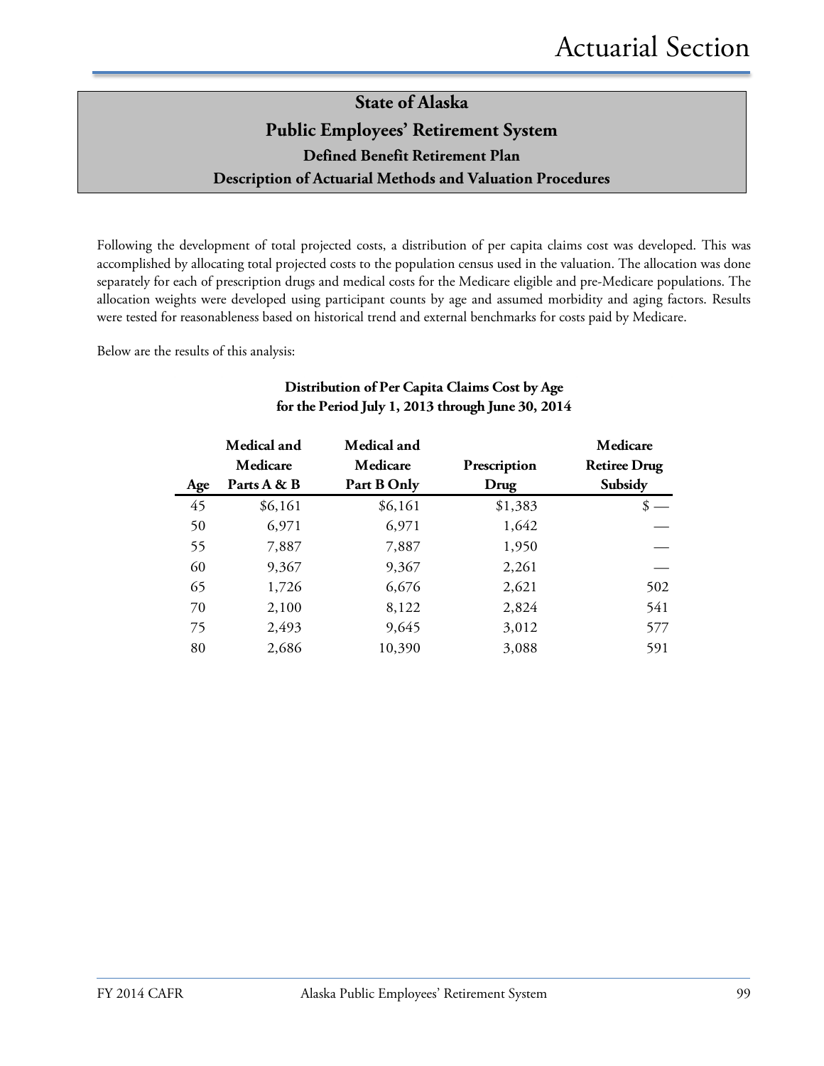## State of Alaska
## Public Employees' Retirement System
### Defined Benefit Retirement Plan
### Description of Actuarial Methods and Valuation Procedures

Following the development of total projected costs, a distribution of per capita claims cost was developed. This was accomplished by allocating total projected costs to the population census used in the valuation. The allocation was done separately for each of prescription drugs and medical costs for the Medicare eligible and pre-Medicare populations. The allocation weights were developed using participant counts by age and assumed morbidity and aging factors. Results were tested for reasonableness based on historical trend and external benchmarks for costs paid by Medicare.

Below are the results of this analysis:

**Distribution of Per Capita Claims Cost by Age for the Period July 1, 2013 through June 30, 2014**

| Age | Medical and Medicare Parts A & B | Medical and Medicare Part B Only | Prescription Drug | Medicare Retiree Drug Subsidy |
|---|---|---|---|---|
| 45 | $6,161 | $6,161 | $1,383 | $ — |
| 50 | 6,971 | 6,971 | 1,642 | — |
| 55 | 7,887 | 7,887 | 1,950 | — |
| 60 | 9,367 | 9,367 | 2,261 | — |
| 65 | 1,726 | 6,676 | 2,621 | 502 |
| 70 | 2,100 | 8,122 | 2,824 | 541 |
| 75 | 2,493 | 9,645 | 3,012 | 577 |
| 80 | 2,686 | 10,390 | 3,088 | 591 |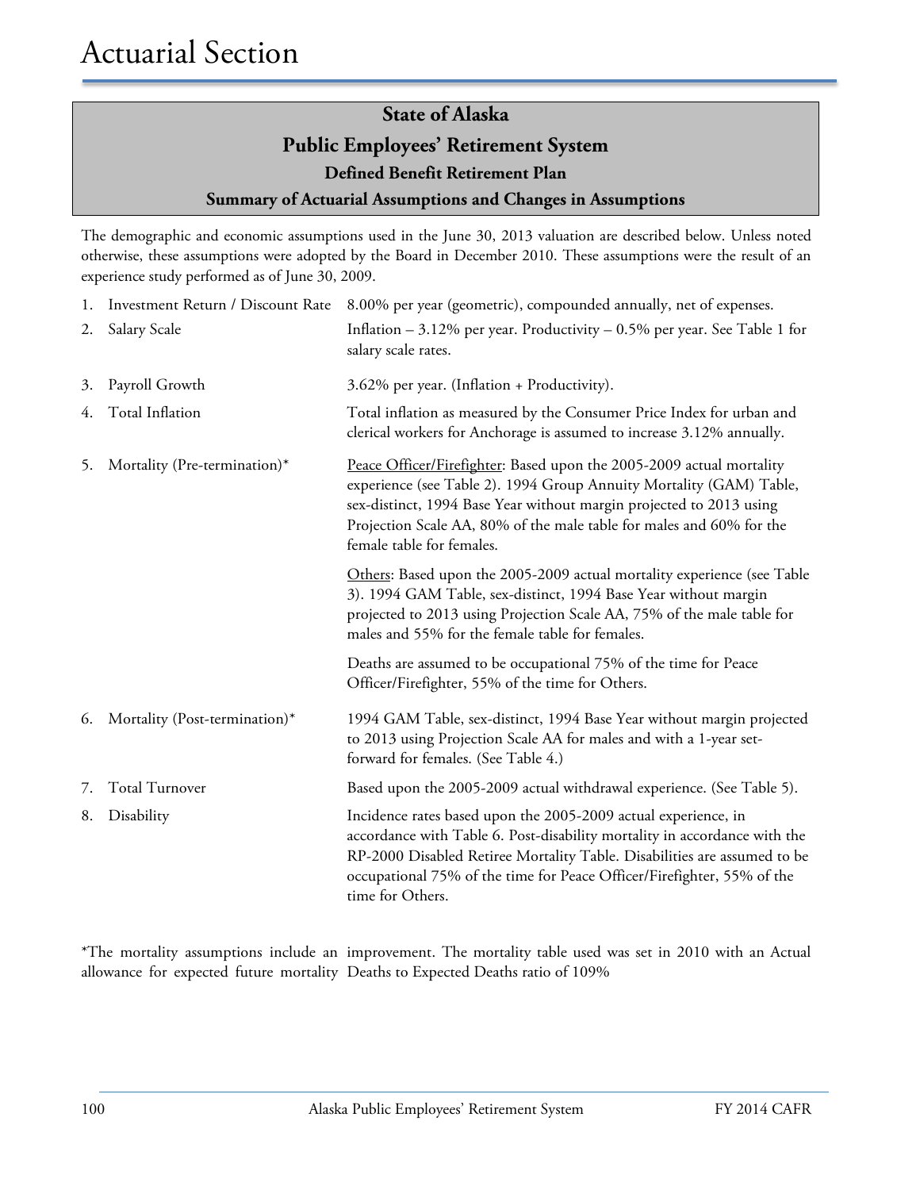# Actuarial Section

## State of Alaska
## Public Employees' Retirement System
### Defined Benefit Retirement Plan
### Summary of Actuarial Assumptions and Changes in Assumptions

The demographic and economic assumptions used in the June 30, 2013 valuation are described below. Unless noted otherwise, these assumptions were adopted by the Board in December 2010. These assumptions were the result of an experience study performed as of June 30, 2009.

1. Investment Return / Discount Rate — 8.00% per year (geometric), compounded annually, net of expenses.

2. Salary Scale — Inflation – 3.12% per year. Productivity – 0.5% per year. See Table 1 for salary scale rates.

3. Payroll Growth — 3.62% per year. (Inflation + Productivity).

4. Total Inflation — Total inflation as measured by the Consumer Price Index for urban and clerical workers for Anchorage is assumed to increase 3.12% annually.

5. Mortality (Pre-termination)* — Peace Officer/Firefighter: Based upon the 2005-2009 actual mortality experience (see Table 2). 1994 Group Annuity Mortality (GAM) Table, sex-distinct, 1994 Base Year without margin projected to 2013 using Projection Scale AA, 80% of the male table for males and 60% for the female table for females.

   Others: Based upon the 2005-2009 actual mortality experience (see Table 3). 1994 GAM Table, sex-distinct, 1994 Base Year without margin projected to 2013 using Projection Scale AA, 75% of the male table for males and 55% for the female table for females.

   Deaths are assumed to be occupational 75% of the time for Peace Officer/Firefighter, 55% of the time for Others.

6. Mortality (Post-termination)* — 1994 GAM Table, sex-distinct, 1994 Base Year without margin projected to 2013 using Projection Scale AA for males and with a 1-year set-forward for females. (See Table 4.)

7. Total Turnover — Based upon the 2005-2009 actual withdrawal experience. (See Table 5).

8. Disability — Incidence rates based upon the 2005-2009 actual experience, in accordance with Table 6. Post-disability mortality in accordance with the RP-2000 Disabled Retiree Mortality Table. Disabilities are assumed to be occupational 75% of the time for Peace Officer/Firefighter, 55% of the time for Others.

*The mortality assumptions include an allowance for expected future mortality improvement. The mortality table used was set in 2010 with an Actual Deaths to Expected Deaths ratio of 109%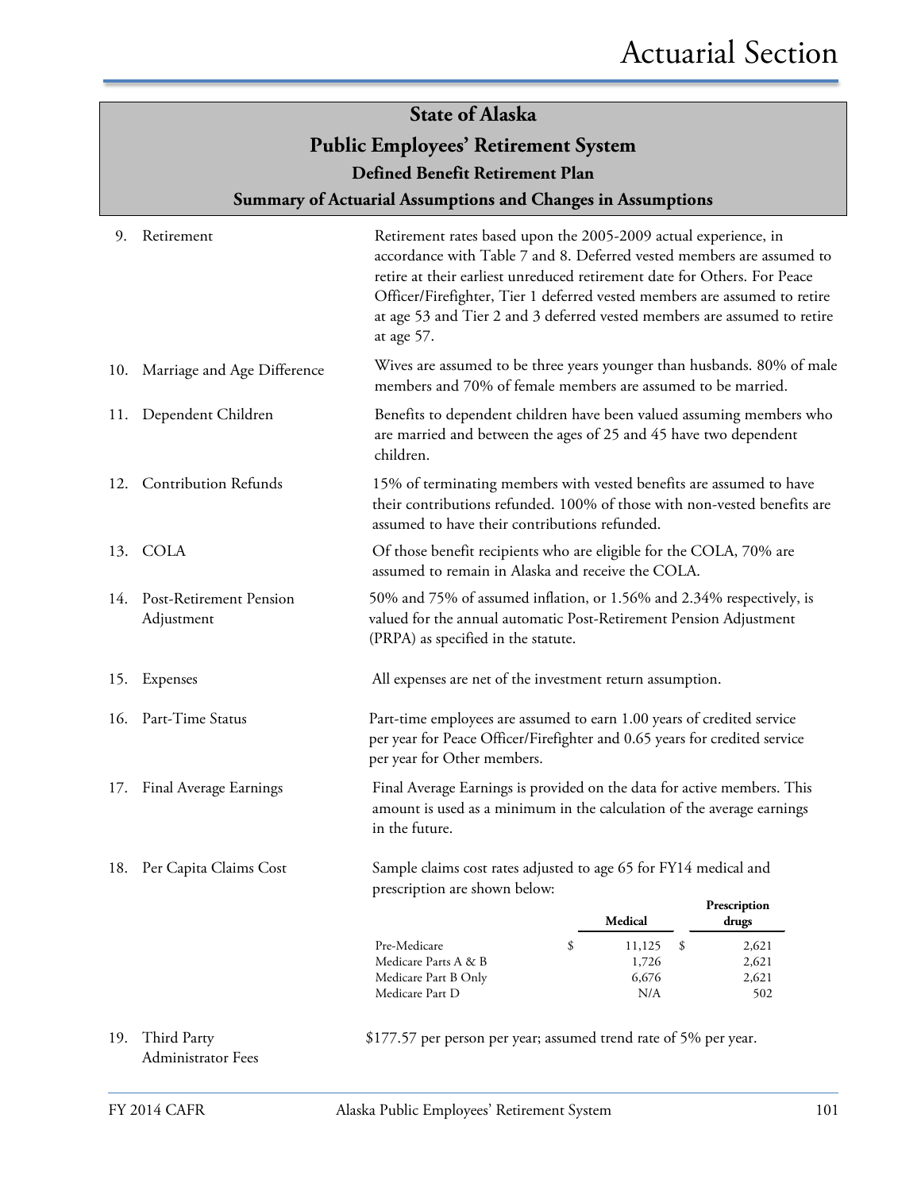## State of Alaska
## Public Employees' Retirement System
### Defined Benefit Retirement Plan
### Summary of Actuarial Assumptions and Changes in Assumptions

9. Retirement — Retirement rates based upon the 2005-2009 actual experience, in accordance with Table 7 and 8. Deferred vested members are assumed to retire at their earliest unreduced retirement date for Others. For Peace Officer/Firefighter, Tier 1 deferred vested members are assumed to retire at age 53 and Tier 2 and 3 deferred vested members are assumed to retire at age 57.

10. Marriage and Age Difference — Wives are assumed to be three years younger than husbands. 80% of male members and 70% of female members are assumed to be married.

11. Dependent Children — Benefits to dependent children have been valued assuming members who are married and between the ages of 25 and 45 have two dependent children.

12. Contribution Refunds — 15% of terminating members with vested benefits are assumed to have their contributions refunded. 100% of those with non-vested benefits are assumed to have their contributions refunded.

13. COLA — Of those benefit recipients who are eligible for the COLA, 70% are assumed to remain in Alaska and receive the COLA.

14. Post-Retirement Pension Adjustment — 50% and 75% of assumed inflation, or 1.56% and 2.34% respectively, is valued for the annual automatic Post-Retirement Pension Adjustment (PRPA) as specified in the statute.

15. Expenses — All expenses are net of the investment return assumption.

16. Part-Time Status — Part-time employees are assumed to earn 1.00 years of credited service per year for Peace Officer/Firefighter and 0.65 years for credited service per year for Other members.

17. Final Average Earnings — Final Average Earnings is provided on the data for active members. This amount is used as a minimum in the calculation of the average earnings in the future.

18. Per Capita Claims Cost — Sample claims cost rates adjusted to age 65 for FY14 medical and prescription are shown below:

| | Medical | Prescription drugs |
|---|---|---|
| Pre-Medicare | $ 11,125 | $ 2,621 |
| Medicare Parts A & B | 1,726 | 2,621 |
| Medicare Part B Only | 6,676 | 2,621 |
| Medicare Part D | N/A | 502 |

19. Third Party Administrator Fees — $177.57 per person per year; assumed trend rate of 5% per year.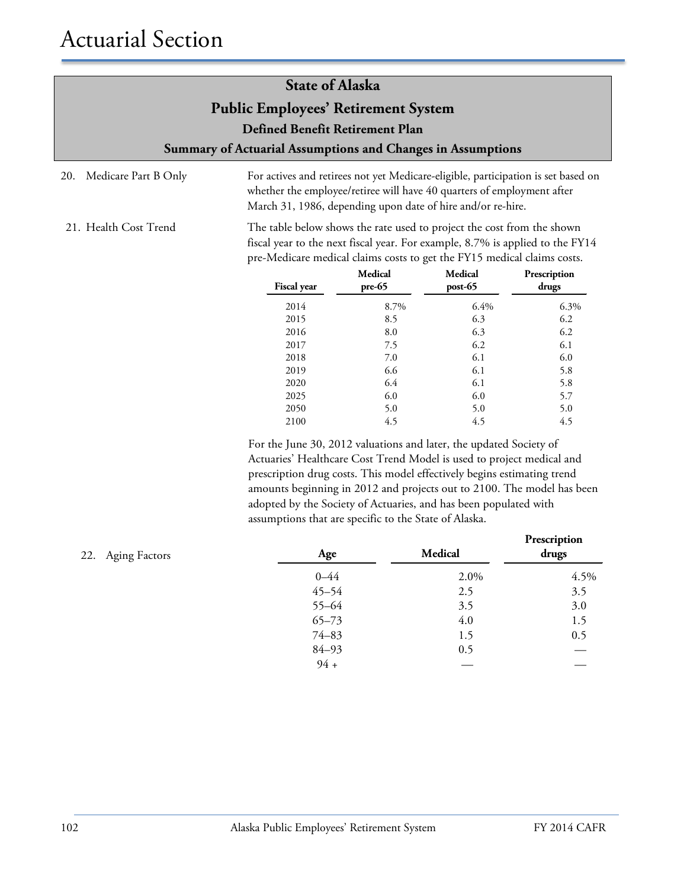# Actuarial Section

## State of Alaska
## Public Employees' Retirement System
### Defined Benefit Retirement Plan
### Summary of Actuarial Assumptions and Changes in Assumptions

20. Medicare Part B Only

For actives and retirees not yet Medicare-eligible, participation is set based on whether the employee/retiree will have 40 quarters of employment after March 31, 1986, depending upon date of hire and/or re-hire.

21. Health Cost Trend

The table below shows the rate used to project the cost from the shown fiscal year to the next fiscal year. For example, 8.7% is applied to the FY14 pre-Medicare medical claims costs to get the FY15 medical claims costs.

| Fiscal year | Medical pre-65 | Medical post-65 | Prescription drugs |
|---|---|---|---|
| 2014 | 8.7% | 6.4% | 6.3% |
| 2015 | 8.5 | 6.3 | 6.2 |
| 2016 | 8.0 | 6.3 | 6.2 |
| 2017 | 7.5 | 6.2 | 6.1 |
| 2018 | 7.0 | 6.1 | 6.0 |
| 2019 | 6.6 | 6.1 | 5.8 |
| 2020 | 6.4 | 6.1 | 5.8 |
| 2025 | 6.0 | 6.0 | 5.7 |
| 2050 | 5.0 | 5.0 | 5.0 |
| 2100 | 4.5 | 4.5 | 4.5 |

For the June 30, 2012 valuations and later, the updated Society of Actuaries' Healthcare Cost Trend Model is used to project medical and prescription drug costs. This model effectively begins estimating trend amounts beginning in 2012 and projects out to 2100. The model has been adopted by the Society of Actuaries, and has been populated with assumptions that are specific to the State of Alaska.

22. Aging Factors

| Age | Medical | Prescription drugs |
|---|---|---|
| 0–44 | 2.0% | 4.5% |
| 45–54 | 2.5 | 3.5 |
| 55–64 | 3.5 | 3.0 |
| 65–73 | 4.0 | 1.5 |
| 74–83 | 1.5 | 0.5 |
| 84–93 | 0.5 | — |
| 94 + | — | — |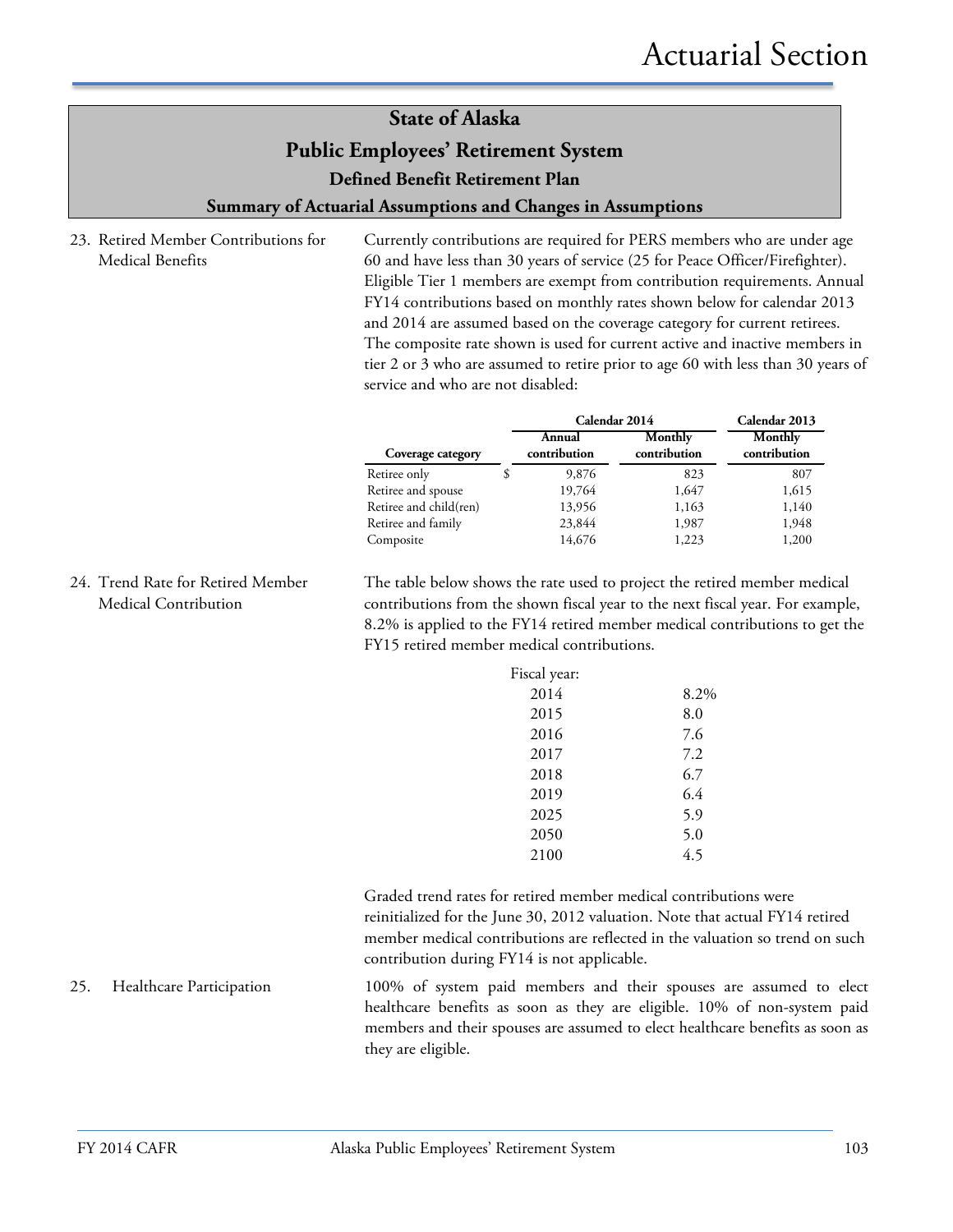## State of Alaska
## Public Employees' Retirement System
### Defined Benefit Retirement Plan
### Summary of Actuarial Assumptions and Changes in Assumptions

23. Retired Member Contributions for Medical Benefits

Currently contributions are required for PERS members who are under age 60 and have less than 30 years of service (25 for Peace Officer/Firefighter). Eligible Tier 1 members are exempt from contribution requirements. Annual FY14 contributions based on monthly rates shown below for calendar 2013 and 2014 are assumed based on the coverage category for current retirees. The composite rate shown is used for current active and inactive members in tier 2 or 3 who are assumed to retire prior to age 60 with less than 30 years of service and who are not disabled:

| | Calendar 2014 | | Calendar 2013 |
|---|---|---|---|
| Coverage category | Annual contribution | Monthly contribution | Monthly contribution |
| Retiree only | $ 9,876 | 823 | 807 |
| Retiree and spouse | 19,764 | 1,647 | 1,615 |
| Retiree and child(ren) | 13,956 | 1,163 | 1,140 |
| Retiree and family | 23,844 | 1,987 | 1,948 |
| Composite | 14,676 | 1,223 | 1,200 |

24. Trend Rate for Retired Member Medical Contribution

The table below shows the rate used to project the retired member medical contributions from the shown fiscal year to the next fiscal year. For example, 8.2% is applied to the FY14 retired member medical contributions to get the FY15 retired member medical contributions.

| Fiscal year: | |
|---|---|
| 2014 | 8.2% |
| 2015 | 8.0 |
| 2016 | 7.6 |
| 2017 | 7.2 |
| 2018 | 6.7 |
| 2019 | 6.4 |
| 2025 | 5.9 |
| 2050 | 5.0 |
| 2100 | 4.5 |

Graded trend rates for retired member medical contributions were reinitialized for the June 30, 2012 valuation. Note that actual FY14 retired member medical contributions are reflected in the valuation so trend on such contribution during FY14 is not applicable.

25. Healthcare Participation

100% of system paid members and their spouses are assumed to elect healthcare benefits as soon as they are eligible. 10% of non-system paid members and their spouses are assumed to elect healthcare benefits as soon as they are eligible.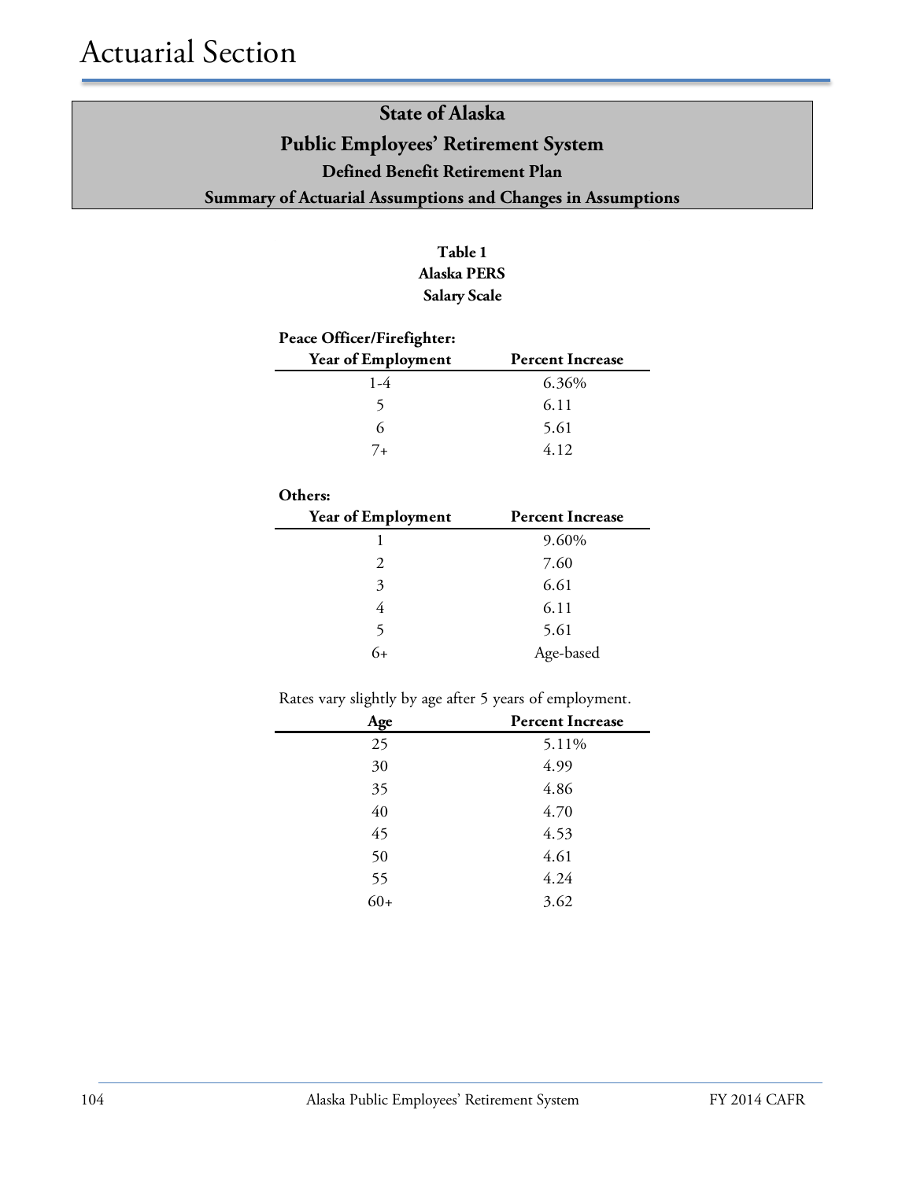# Actuarial Section

## State of Alaska
## Public Employees' Retirement System
### Defined Benefit Retirement Plan
### Summary of Actuarial Assumptions and Changes in Assumptions

**Table 1**
**Alaska PERS**
**Salary Scale**

**Peace Officer/Firefighter:**

| Year of Employment | Percent Increase |
|---|---|
| 1-4 | 6.36% |
| 5 | 6.11 |
| 6 | 5.61 |
| 7+ | 4.12 |

**Others:**

| Year of Employment | Percent Increase |
|---|---|
| 1 | 9.60% |
| 2 | 7.60 |
| 3 | 6.61 |
| 4 | 6.11 |
| 5 | 5.61 |
| 6+ | Age-based |

Rates vary slightly by age after 5 years of employment.

| Age | Percent Increase |
|---|---|
| 25 | 5.11% |
| 30 | 4.99 |
| 35 | 4.86 |
| 40 | 4.70 |
| 45 | 4.53 |
| 50 | 4.61 |
| 55 | 4.24 |
| 60+ | 3.62 |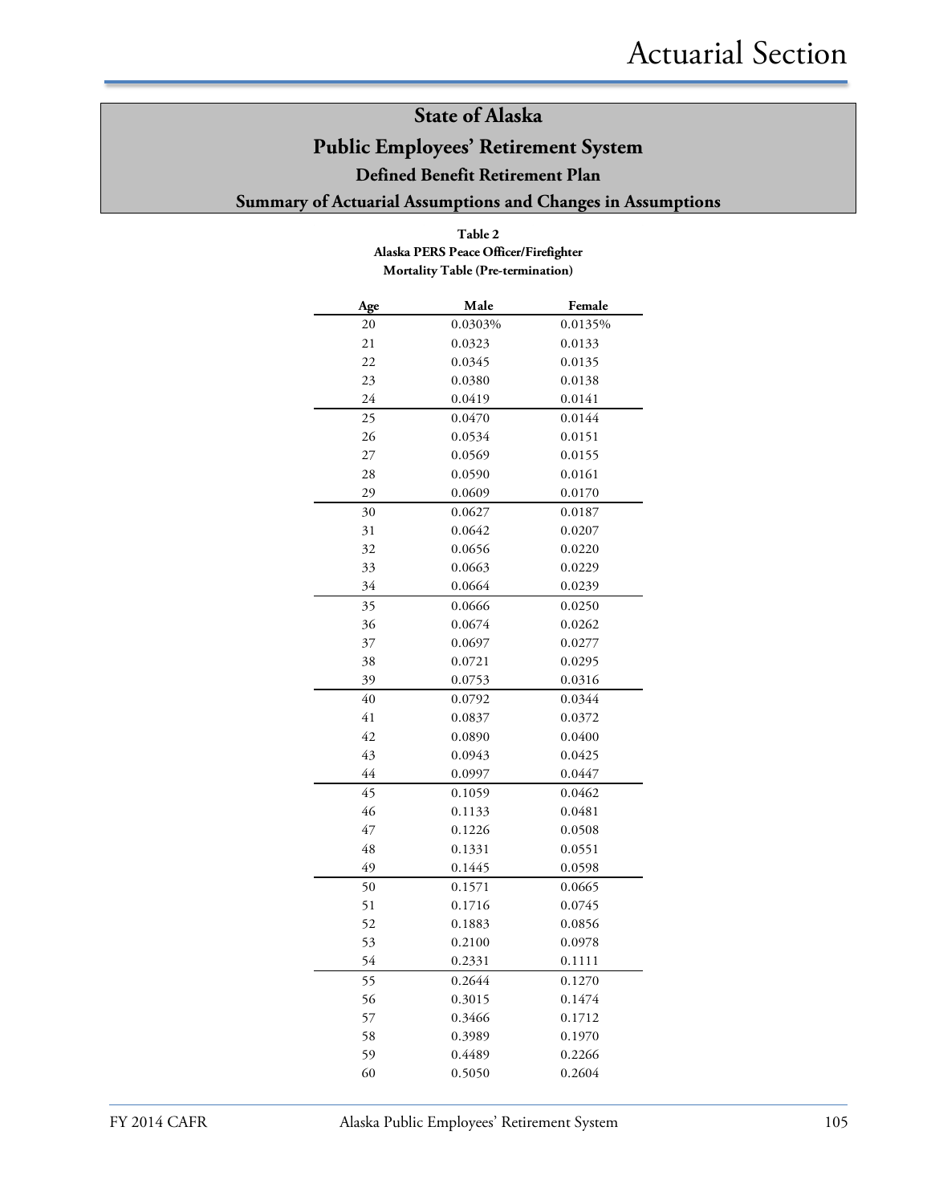# State of Alaska

## Public Employees' Retirement System

### Defined Benefit Retirement Plan

### Summary of Actuarial Assumptions and Changes in Assumptions

**Table 2**
**Alaska PERS Peace Officer/Firefighter**
**Mortality Table (Pre-termination)**

| Age | Male | Female |
|---|---|---|
| 20 | 0.0303% | 0.0135% |
| 21 | 0.0323 | 0.0133 |
| 22 | 0.0345 | 0.0135 |
| 23 | 0.0380 | 0.0138 |
| 24 | 0.0419 | 0.0141 |
| 25 | 0.0470 | 0.0144 |
| 26 | 0.0534 | 0.0151 |
| 27 | 0.0569 | 0.0155 |
| 28 | 0.0590 | 0.0161 |
| 29 | 0.0609 | 0.0170 |
| 30 | 0.0627 | 0.0187 |
| 31 | 0.0642 | 0.0207 |
| 32 | 0.0656 | 0.0220 |
| 33 | 0.0663 | 0.0229 |
| 34 | 0.0664 | 0.0239 |
| 35 | 0.0666 | 0.0250 |
| 36 | 0.0674 | 0.0262 |
| 37 | 0.0697 | 0.0277 |
| 38 | 0.0721 | 0.0295 |
| 39 | 0.0753 | 0.0316 |
| 40 | 0.0792 | 0.0344 |
| 41 | 0.0837 | 0.0372 |
| 42 | 0.0890 | 0.0400 |
| 43 | 0.0943 | 0.0425 |
| 44 | 0.0997 | 0.0447 |
| 45 | 0.1059 | 0.0462 |
| 46 | 0.1133 | 0.0481 |
| 47 | 0.1226 | 0.0508 |
| 48 | 0.1331 | 0.0551 |
| 49 | 0.1445 | 0.0598 |
| 50 | 0.1571 | 0.0665 |
| 51 | 0.1716 | 0.0745 |
| 52 | 0.1883 | 0.0856 |
| 53 | 0.2100 | 0.0978 |
| 54 | 0.2331 | 0.1111 |
| 55 | 0.2644 | 0.1270 |
| 56 | 0.3015 | 0.1474 |
| 57 | 0.3466 | 0.1712 |
| 58 | 0.3989 | 0.1970 |
| 59 | 0.4489 | 0.2266 |
| 60 | 0.5050 | 0.2604 |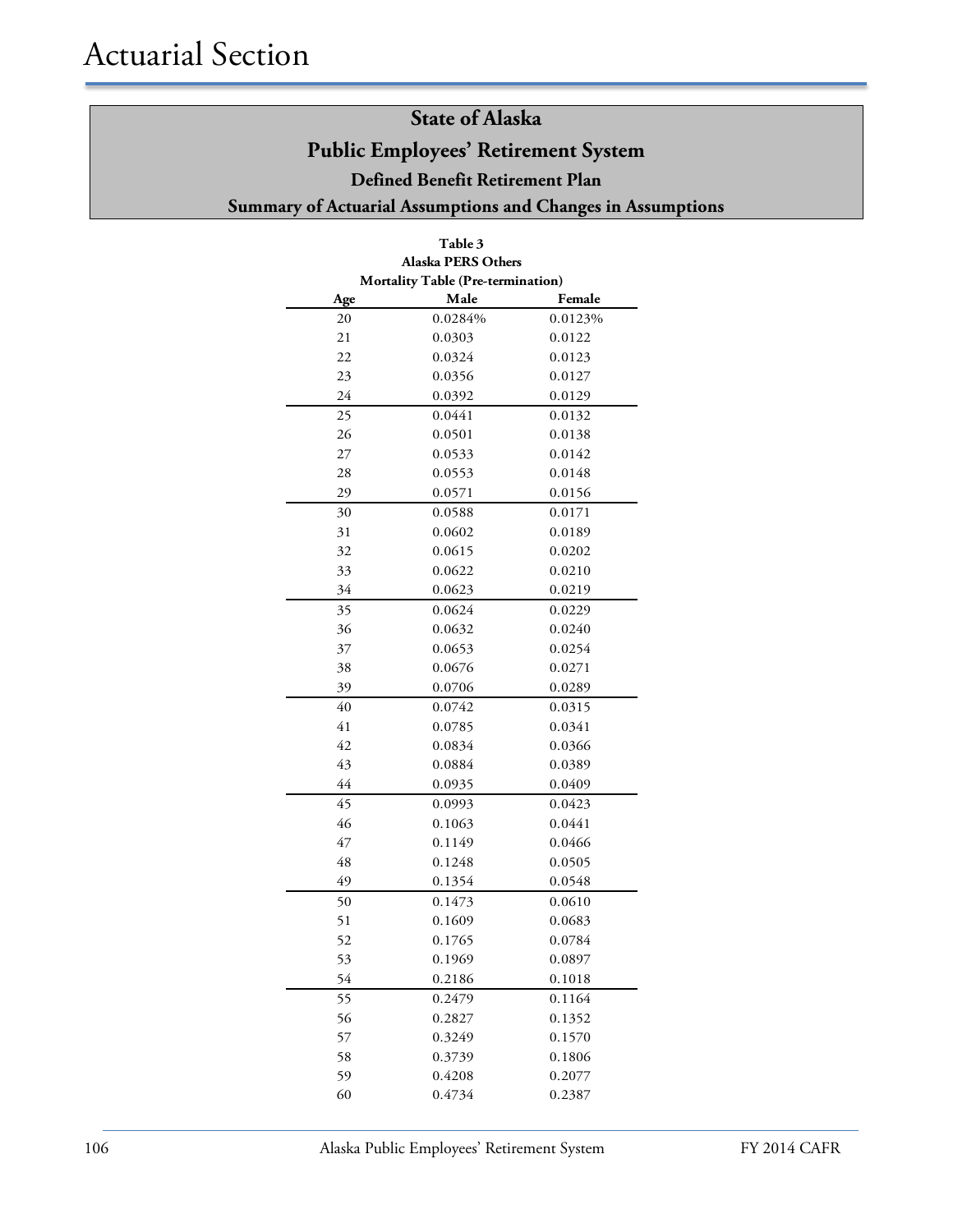# Actuarial Section

## State of Alaska
## Public Employees' Retirement System
### Defined Benefit Retirement Plan
### Summary of Actuarial Assumptions and Changes in Assumptions

**Table 3**
**Alaska PERS Others**
**Mortality Table (Pre-termination)**

| Age | Male | Female |
|---|---|---|
| 20 | 0.0284% | 0.0123% |
| 21 | 0.0303 | 0.0122 |
| 22 | 0.0324 | 0.0123 |
| 23 | 0.0356 | 0.0127 |
| 24 | 0.0392 | 0.0129 |
| 25 | 0.0441 | 0.0132 |
| 26 | 0.0501 | 0.0138 |
| 27 | 0.0533 | 0.0142 |
| 28 | 0.0553 | 0.0148 |
| 29 | 0.0571 | 0.0156 |
| 30 | 0.0588 | 0.0171 |
| 31 | 0.0602 | 0.0189 |
| 32 | 0.0615 | 0.0202 |
| 33 | 0.0622 | 0.0210 |
| 34 | 0.0623 | 0.0219 |
| 35 | 0.0624 | 0.0229 |
| 36 | 0.0632 | 0.0240 |
| 37 | 0.0653 | 0.0254 |
| 38 | 0.0676 | 0.0271 |
| 39 | 0.0706 | 0.0289 |
| 40 | 0.0742 | 0.0315 |
| 41 | 0.0785 | 0.0341 |
| 42 | 0.0834 | 0.0366 |
| 43 | 0.0884 | 0.0389 |
| 44 | 0.0935 | 0.0409 |
| 45 | 0.0993 | 0.0423 |
| 46 | 0.1063 | 0.0441 |
| 47 | 0.1149 | 0.0466 |
| 48 | 0.1248 | 0.0505 |
| 49 | 0.1354 | 0.0548 |
| 50 | 0.1473 | 0.0610 |
| 51 | 0.1609 | 0.0683 |
| 52 | 0.1765 | 0.0784 |
| 53 | 0.1969 | 0.0897 |
| 54 | 0.2186 | 0.1018 |
| 55 | 0.2479 | 0.1164 |
| 56 | 0.2827 | 0.1352 |
| 57 | 0.3249 | 0.1570 |
| 58 | 0.3739 | 0.1806 |
| 59 | 0.4208 | 0.2077 |
| 60 | 0.4734 | 0.2387 |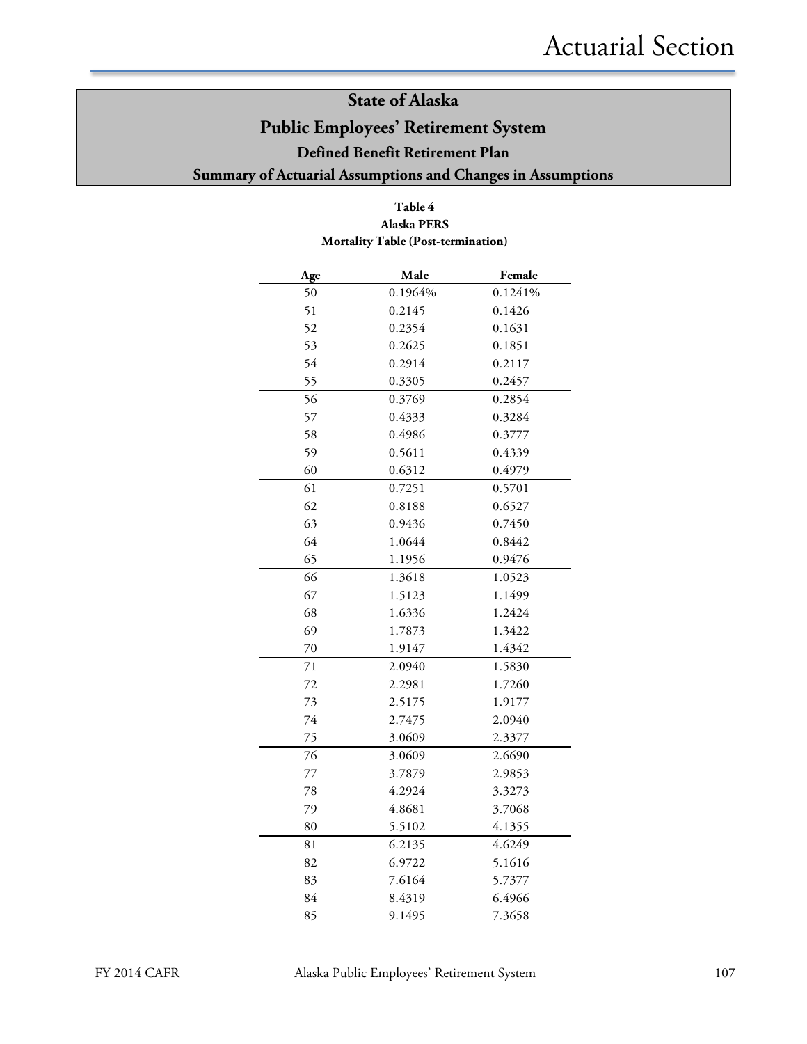## State of Alaska
## Public Employees' Retirement System
### Defined Benefit Retirement Plan
### Summary of Actuarial Assumptions and Changes in Assumptions

**Table 4**
**Alaska PERS**
**Mortality Table (Post-termination)**

| Age | Male | Female |
|---|---|---|
| 50 | 0.1964% | 0.1241% |
| 51 | 0.2145 | 0.1426 |
| 52 | 0.2354 | 0.1631 |
| 53 | 0.2625 | 0.1851 |
| 54 | 0.2914 | 0.2117 |
| 55 | 0.3305 | 0.2457 |
| 56 | 0.3769 | 0.2854 |
| 57 | 0.4333 | 0.3284 |
| 58 | 0.4986 | 0.3777 |
| 59 | 0.5611 | 0.4339 |
| 60 | 0.6312 | 0.4979 |
| 61 | 0.7251 | 0.5701 |
| 62 | 0.8188 | 0.6527 |
| 63 | 0.9436 | 0.7450 |
| 64 | 1.0644 | 0.8442 |
| 65 | 1.1956 | 0.9476 |
| 66 | 1.3618 | 1.0523 |
| 67 | 1.5123 | 1.1499 |
| 68 | 1.6336 | 1.2424 |
| 69 | 1.7873 | 1.3422 |
| 70 | 1.9147 | 1.4342 |
| 71 | 2.0940 | 1.5830 |
| 72 | 2.2981 | 1.7260 |
| 73 | 2.5175 | 1.9177 |
| 74 | 2.7475 | 2.0940 |
| 75 | 3.0609 | 2.3377 |
| 76 | 3.0609 | 2.6690 |
| 77 | 3.7879 | 2.9853 |
| 78 | 4.2924 | 3.3273 |
| 79 | 4.8681 | 3.7068 |
| 80 | 5.5102 | 4.1355 |
| 81 | 6.2135 | 4.6249 |
| 82 | 6.9722 | 5.1616 |
| 83 | 7.6164 | 5.7377 |
| 84 | 8.4319 | 6.4966 |
| 85 | 9.1495 | 7.3658 |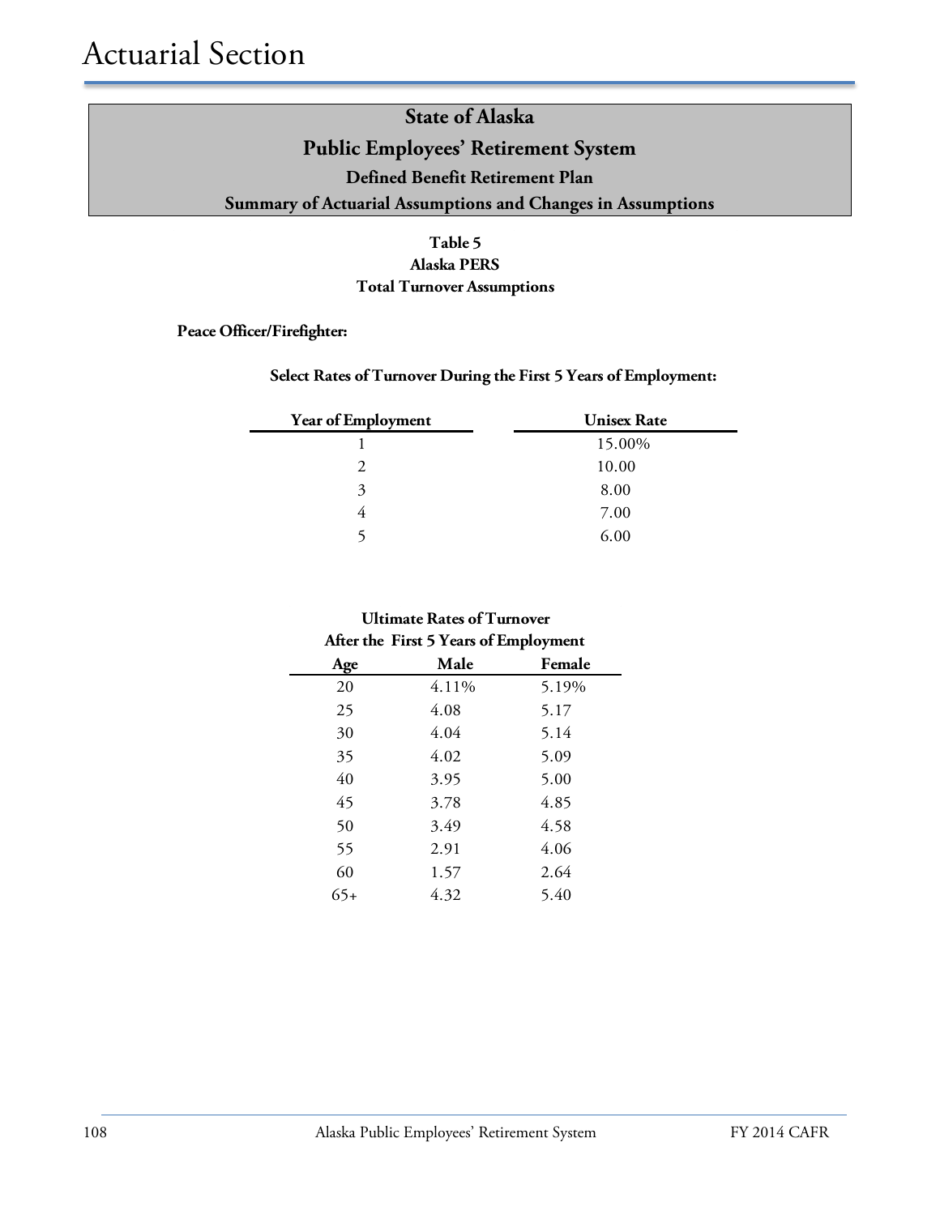# Actuarial Section

## State of Alaska
## Public Employees' Retirement System
### Defined Benefit Retirement Plan
### Summary of Actuarial Assumptions and Changes in Assumptions

**Table 5**
**Alaska PERS**
**Total Turnover Assumptions**

**Peace Officer/Firefighter:**

**Select Rates of Turnover During the First 5 Years of Employment:**

| Year of Employment | Unisex Rate |
|---|---|
| 1 | 15.00% |
| 2 | 10.00 |
| 3 | 8.00 |
| 4 | 7.00 |
| 5 | 6.00 |

**Ultimate Rates of Turnover**
**After the First 5 Years of Employment**

| Age | Male | Female |
|---|---|---|
| 20 | 4.11% | 5.19% |
| 25 | 4.08 | 5.17 |
| 30 | 4.04 | 5.14 |
| 35 | 4.02 | 5.09 |
| 40 | 3.95 | 5.00 |
| 45 | 3.78 | 4.85 |
| 50 | 3.49 | 4.58 |
| 55 | 2.91 | 4.06 |
| 60 | 1.57 | 2.64 |
| 65+ | 4.32 | 5.40 |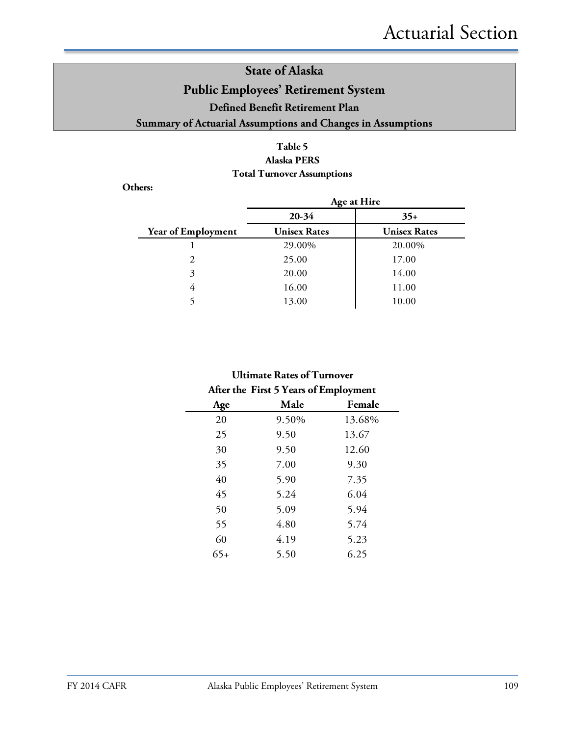# State of Alaska

## Public Employees' Retirement System

### Defined Benefit Retirement Plan

### Summary of Actuarial Assumptions and Changes in Assumptions

**Table 5**
**Alaska PERS**
**Total Turnover Assumptions**

**Others:**

| | Age at Hire | |
|---|---|---|
| | 20-34 | 35+ |
| Year of Employment | Unisex Rates | Unisex Rates |
| 1 | 29.00% | 20.00% |
| 2 | 25.00 | 17.00 |
| 3 | 20.00 | 14.00 |
| 4 | 16.00 | 11.00 |
| 5 | 13.00 | 10.00 |

**Ultimate Rates of Turnover**
**After the First 5 Years of Employment**

| Age | Male | Female |
|---|---|---|
| 20 | 9.50% | 13.68% |
| 25 | 9.50 | 13.67 |
| 30 | 9.50 | 12.60 |
| 35 | 7.00 | 9.30 |
| 40 | 5.90 | 7.35 |
| 45 | 5.24 | 6.04 |
| 50 | 5.09 | 5.94 |
| 55 | 4.80 | 5.74 |
| 60 | 4.19 | 5.23 |
| 65+ | 5.50 | 6.25 |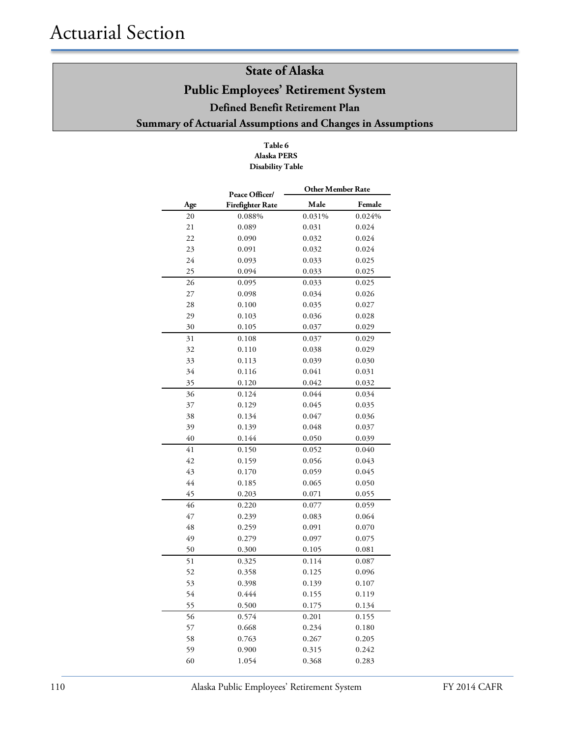# Actuarial Section

## State of Alaska

## Public Employees' Retirement System

### Defined Benefit Retirement Plan

### Summary of Actuarial Assumptions and Changes in Assumptions

**Table 6**
**Alaska PERS**
**Disability Table**

| Age | Peace Officer/ Firefighter Rate | Other Member Rate | |
|---|---|---|---|
| | | Male | Female |
| 20 | 0.088% | 0.031% | 0.024% |
| 21 | 0.089 | 0.031 | 0.024 |
| 22 | 0.090 | 0.032 | 0.024 |
| 23 | 0.091 | 0.032 | 0.024 |
| 24 | 0.093 | 0.033 | 0.025 |
| 25 | 0.094 | 0.033 | 0.025 |
| 26 | 0.095 | 0.033 | 0.025 |
| 27 | 0.098 | 0.034 | 0.026 |
| 28 | 0.100 | 0.035 | 0.027 |
| 29 | 0.103 | 0.036 | 0.028 |
| 30 | 0.105 | 0.037 | 0.029 |
| 31 | 0.108 | 0.037 | 0.029 |
| 32 | 0.110 | 0.038 | 0.029 |
| 33 | 0.113 | 0.039 | 0.030 |
| 34 | 0.116 | 0.041 | 0.031 |
| 35 | 0.120 | 0.042 | 0.032 |
| 36 | 0.124 | 0.044 | 0.034 |
| 37 | 0.129 | 0.045 | 0.035 |
| 38 | 0.134 | 0.047 | 0.036 |
| 39 | 0.139 | 0.048 | 0.037 |
| 40 | 0.144 | 0.050 | 0.039 |
| 41 | 0.150 | 0.052 | 0.040 |
| 42 | 0.159 | 0.056 | 0.043 |
| 43 | 0.170 | 0.059 | 0.045 |
| 44 | 0.185 | 0.065 | 0.050 |
| 45 | 0.203 | 0.071 | 0.055 |
| 46 | 0.220 | 0.077 | 0.059 |
| 47 | 0.239 | 0.083 | 0.064 |
| 48 | 0.259 | 0.091 | 0.070 |
| 49 | 0.279 | 0.097 | 0.075 |
| 50 | 0.300 | 0.105 | 0.081 |
| 51 | 0.325 | 0.114 | 0.087 |
| 52 | 0.358 | 0.125 | 0.096 |
| 53 | 0.398 | 0.139 | 0.107 |
| 54 | 0.444 | 0.155 | 0.119 |
| 55 | 0.500 | 0.175 | 0.134 |
| 56 | 0.574 | 0.201 | 0.155 |
| 57 | 0.668 | 0.234 | 0.180 |
| 58 | 0.763 | 0.267 | 0.205 |
| 59 | 0.900 | 0.315 | 0.242 |
| 60 | 1.054 | 0.368 | 0.283 |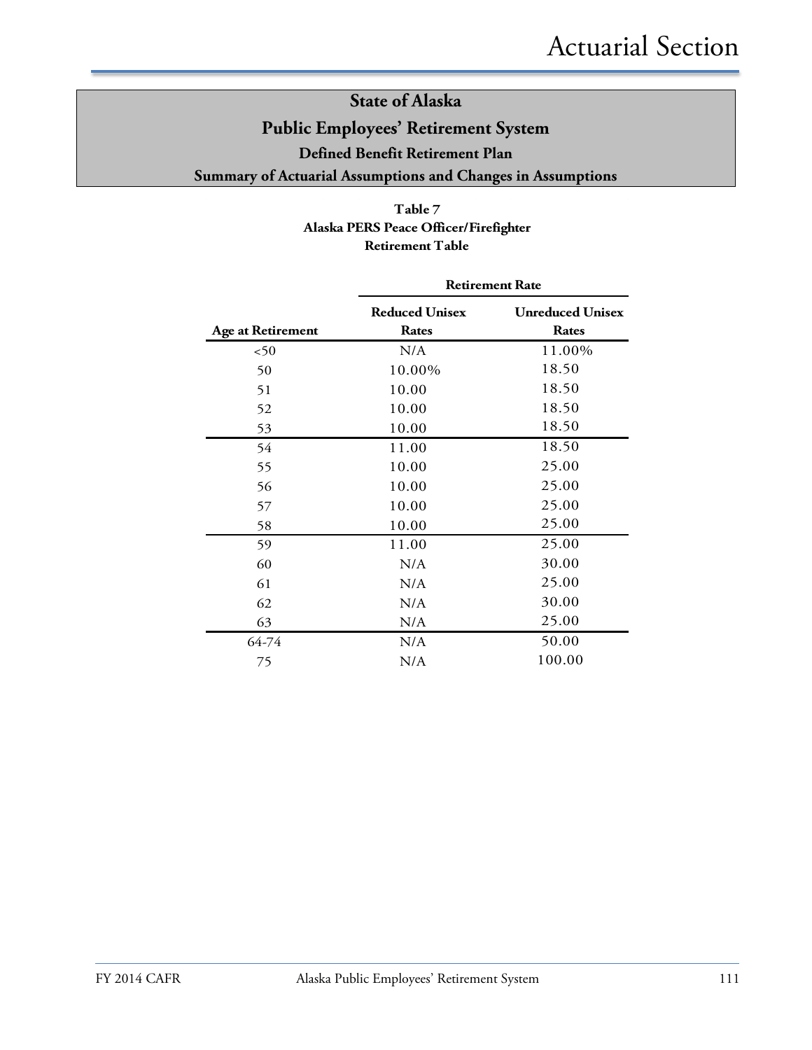# State of Alaska

## Public Employees' Retirement System

### Defined Benefit Retirement Plan

### Summary of Actuarial Assumptions and Changes in Assumptions

**Table 7**
**Alaska PERS Peace Officer/Firefighter**
**Retirement Table**

| | Retirement Rate | |
|---|---|---|
| **Age at Retirement** | **Reduced Unisex Rates** | **Unreduced Unisex Rates** |
| <50 | N/A | 11.00% |
| 50 | 10.00% | 18.50 |
| 51 | 10.00 | 18.50 |
| 52 | 10.00 | 18.50 |
| 53 | 10.00 | 18.50 |
| 54 | 11.00 | 18.50 |
| 55 | 10.00 | 25.00 |
| 56 | 10.00 | 25.00 |
| 57 | 10.00 | 25.00 |
| 58 | 10.00 | 25.00 |
| 59 | 11.00 | 25.00 |
| 60 | N/A | 30.00 |
| 61 | N/A | 25.00 |
| 62 | N/A | 30.00 |
| 63 | N/A | 25.00 |
| 64-74 | N/A | 50.00 |
| 75 | N/A | 100.00 |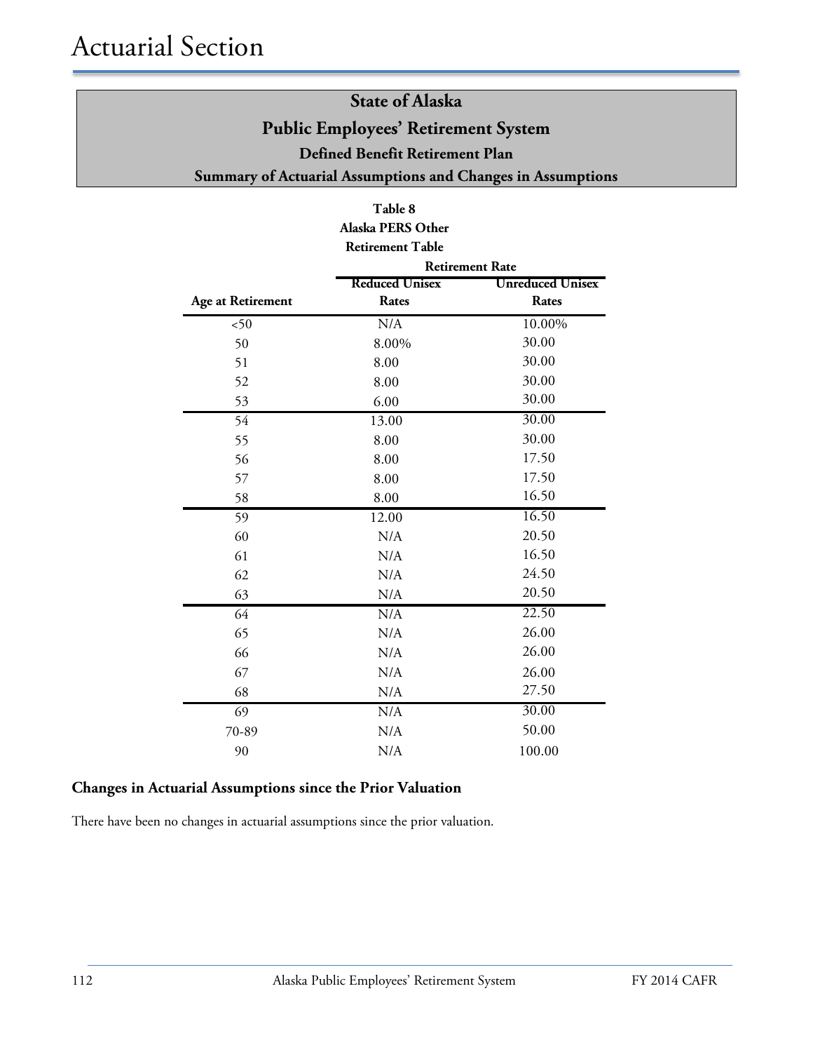# Actuarial Section

## State of Alaska
## Public Employees' Retirement System
### Defined Benefit Retirement Plan
### Summary of Actuarial Assumptions and Changes in Assumptions

**Table 8**
**Alaska PERS Other**
**Retirement Table**

| | Retirement Rate | |
|---|---|---|
| **Age at Retirement** | **Reduced Unisex Rates** | **Unreduced Unisex Rates** |
| <50 | N/A | 10.00% |
| 50 | 8.00% | 30.00 |
| 51 | 8.00 | 30.00 |
| 52 | 8.00 | 30.00 |
| 53 | 6.00 | 30.00 |
| 54 | 13.00 | 30.00 |
| 55 | 8.00 | 30.00 |
| 56 | 8.00 | 17.50 |
| 57 | 8.00 | 17.50 |
| 58 | 8.00 | 16.50 |
| 59 | 12.00 | 16.50 |
| 60 | N/A | 20.50 |
| 61 | N/A | 16.50 |
| 62 | N/A | 24.50 |
| 63 | N/A | 20.50 |
| 64 | N/A | 22.50 |
| 65 | N/A | 26.00 |
| 66 | N/A | 26.00 |
| 67 | N/A | 26.00 |
| 68 | N/A | 27.50 |
| 69 | N/A | 30.00 |
| 70-89 | N/A | 50.00 |
| 90 | N/A | 100.00 |

### Changes in Actuarial Assumptions since the Prior Valuation

There have been no changes in actuarial assumptions since the prior valuation.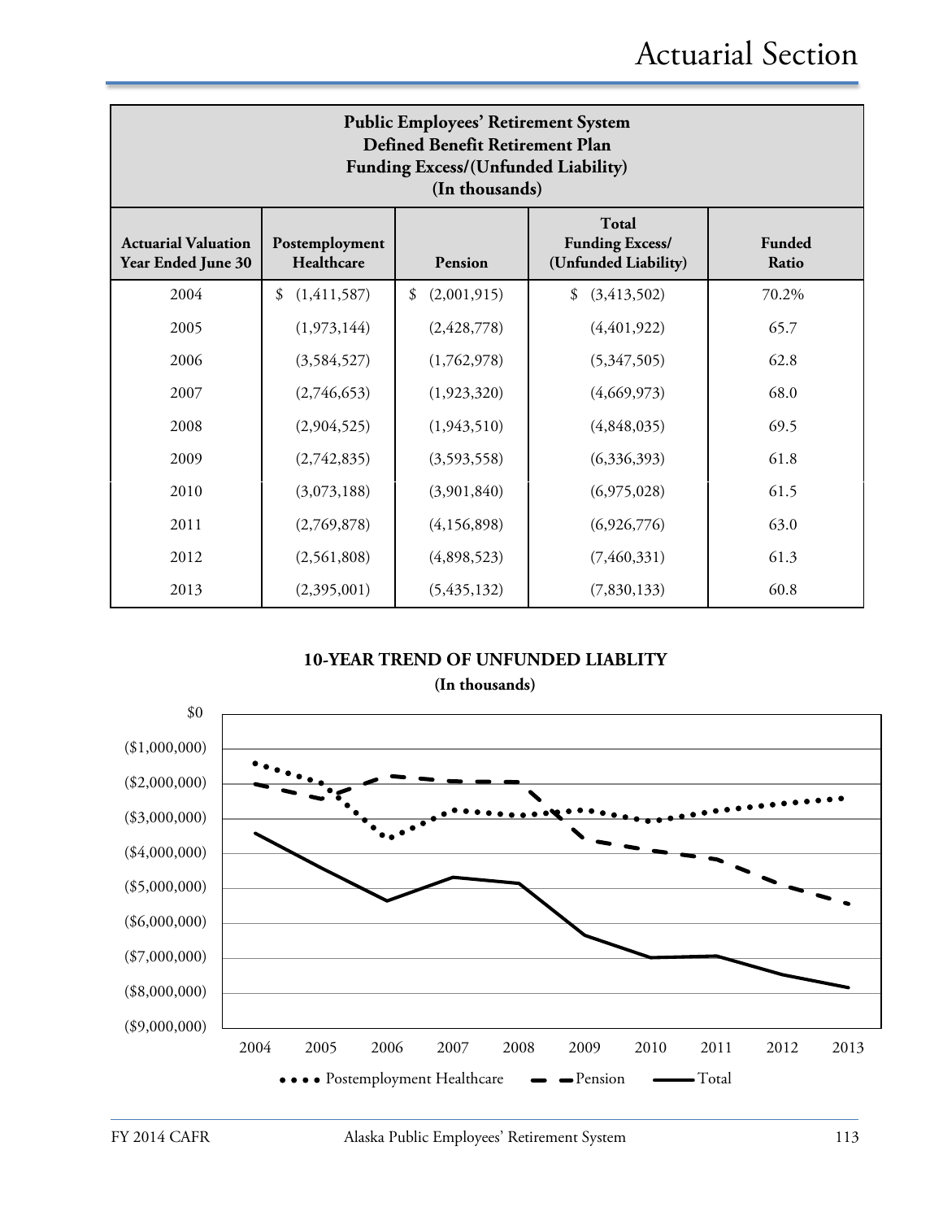## Public Employees' Retirement System
## Defined Benefit Retirement Plan
## Funding Excess/(Unfunded Liability)
## (In thousands)

| Actuarial Valuation Year Ended June 30 | Postemployment Healthcare | Pension | Total Funding Excess/ (Unfunded Liability) | Funded Ratio |
| --- | --- | --- | --- | --- |
| 2004 | $ (1,411,587) | $ (2,001,915) | $ (3,413,502) | 70.2% |
| 2005 | (1,973,144) | (2,428,778) | (4,401,922) | 65.7 |
| 2006 | (3,584,527) | (1,762,978) | (5,347,505) | 62.8 |
| 2007 | (2,746,653) | (1,923,320) | (4,669,973) | 68.0 |
| 2008 | (2,904,525) | (1,943,510) | (4,848,035) | 69.5 |
| 2009 | (2,742,835) | (3,593,558) | (6,336,393) | 61.8 |
| 2010 | (3,073,188) | (3,901,840) | (6,975,028) | 61.5 |
| 2011 | (2,769,878) | (4,156,898) | (6,926,776) | 63.0 |
| 2012 | (2,561,808) | (4,898,523) | (7,460,331) | 61.3 |
| 2013 | (2,395,001) | (5,435,132) | (7,830,133) | 60.8 |

**10-YEAR TREND OF UNFUNDED LIABLITY**

**(In thousands)**

$0
($1,000,000)
($2,000,000)
($3,000,000)
($4,000,000)
($5,000,000)
($6,000,000)
($7,000,000)
($8,000,000)
($9,000,000)

2004 2005 2006 2007 2008 2009 2010 2011 2012 2013

Postemployment Healthcare
Pension
Total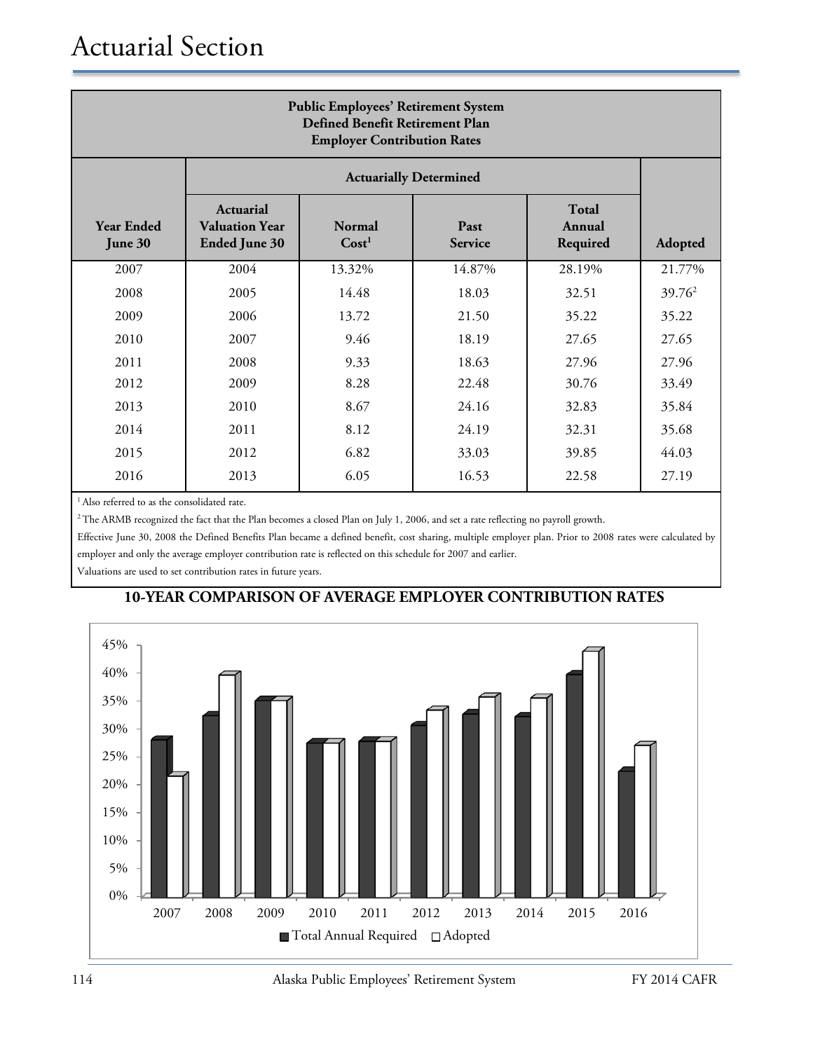# Actuarial Section

**Public Employees' Retirement System**
**Defined Benefit Retirement Plan**
**Employer Contribution Rates**

| | Actuarially Determined | | | | |
|---|---|---|---|---|---|
| **Year Ended June 30** | **Actuarial Valuation Year Ended June 30** | **Normal Cost[1]** | **Past Service** | **Total Annual Required** | **Adopted** |
| 2007 | 2004 | 13.32% | 14.87% | 28.19% | 21.77% |
| 2008 | 2005 | 14.48 | 18.03 | 32.51 | 39.76[2] |
| 2009 | 2006 | 13.72 | 21.50 | 35.22 | 35.22 |
| 2010 | 2007 | 9.46 | 18.19 | 27.65 | 27.65 |
| 2011 | 2008 | 9.33 | 18.63 | 27.96 | 27.96 |
| 2012 | 2009 | 8.28 | 22.48 | 30.76 | 33.49 |
| 2013 | 2010 | 8.67 | 24.16 | 32.83 | 35.84 |
| 2014 | 2011 | 8.12 | 24.19 | 32.31 | 35.68 |
| 2015 | 2012 | 6.82 | 33.03 | 39.85 | 44.03 |
| 2016 | 2013 | 6.05 | 16.53 | 22.58 | 27.19 |

[1] Also referred to as the consolidated rate.

[2] The ARMB recognized the fact that the Plan becomes a closed Plan on July 1, 2006, and set a rate reflecting no payroll growth.

Effective June 30, 2008 the Defined Benefits Plan became a defined benefit, cost sharing, multiple employer plan. Prior to 2008 rates were calculated by employer and only the average employer contribution rate is reflected on this schedule for 2007 and earlier.

Valuations are used to set contribution rates in future years.

**10-YEAR COMPARISON OF AVERAGE EMPLOYER CONTRIBUTION RATES**

45%
40%
35%
30%
25%
20%
15%
10%
5%
0%

2007 2008 2009 2010 2011 2012 2013 2014 2015 2016

Total Annual Required
Adopted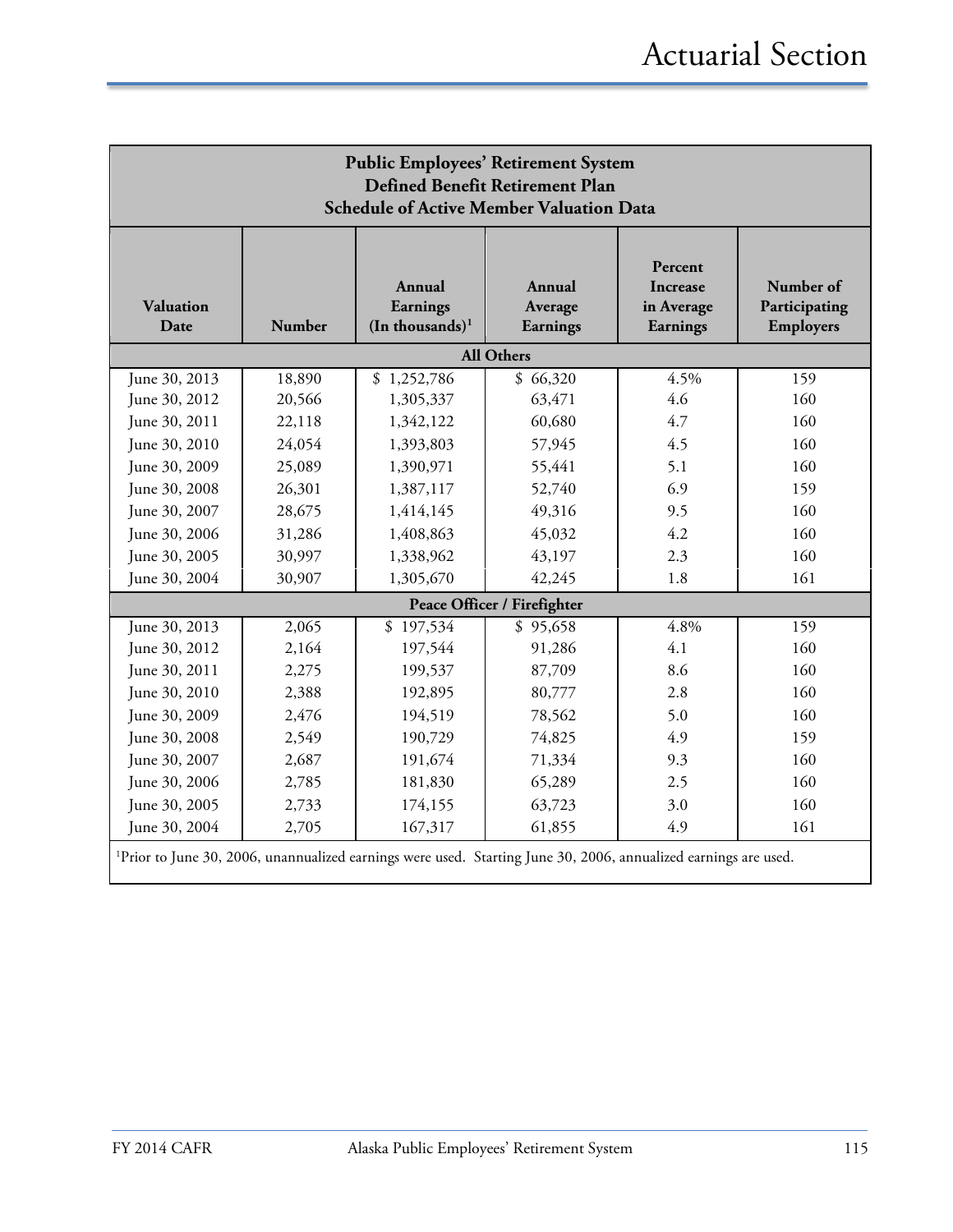# Actuarial Section

| Public Employees' Retirement System<br>Defined Benefit Retirement Plan<br>Schedule of Active Member Valuation Data | | | | | |
|---|---|---|---|---|---|
| **Valuation Date** | **Number** | **Annual Earnings (In thousands)[1]** | **Annual Average Earnings** | **Percent Increase in Average Earnings** | **Number of Participating Employers** |
| **All Others** | | | | | |
| June 30, 2013 | 18,890 | $ 1,252,786 | $ 66,320 | 4.5% | 159 |
| June 30, 2012 | 20,566 | 1,305,337 | 63,471 | 4.6 | 160 |
| June 30, 2011 | 22,118 | 1,342,122 | 60,680 | 4.7 | 160 |
| June 30, 2010 | 24,054 | 1,393,803 | 57,945 | 4.5 | 160 |
| June 30, 2009 | 25,089 | 1,390,971 | 55,441 | 5.1 | 160 |
| June 30, 2008 | 26,301 | 1,387,117 | 52,740 | 6.9 | 159 |
| June 30, 2007 | 28,675 | 1,414,145 | 49,316 | 9.5 | 160 |
| June 30, 2006 | 31,286 | 1,408,863 | 45,032 | 4.2 | 160 |
| June 30, 2005 | 30,997 | 1,338,962 | 43,197 | 2.3 | 160 |
| June 30, 2004 | 30,907 | 1,305,670 | 42,245 | 1.8 | 161 |
| **Peace Officer / Firefighter** | | | | | |
| June 30, 2013 | 2,065 | $ 197,534 | $ 95,658 | 4.8% | 159 |
| June 30, 2012 | 2,164 | 197,544 | 91,286 | 4.1 | 160 |
| June 30, 2011 | 2,275 | 199,537 | 87,709 | 8.6 | 160 |
| June 30, 2010 | 2,388 | 192,895 | 80,777 | 2.8 | 160 |
| June 30, 2009 | 2,476 | 194,519 | 78,562 | 5.0 | 160 |
| June 30, 2008 | 2,549 | 190,729 | 74,825 | 4.9 | 159 |
| June 30, 2007 | 2,687 | 191,674 | 71,334 | 9.3 | 160 |
| June 30, 2006 | 2,785 | 181,830 | 65,289 | 2.5 | 160 |
| June 30, 2005 | 2,733 | 174,155 | 63,723 | 3.0 | 160 |
| June 30, 2004 | 2,705 | 167,317 | 61,855 | 4.9 | 161 |

[1]Prior to June 30, 2006, unannualized earnings were used. Starting June 30, 2006, annualized earnings are used.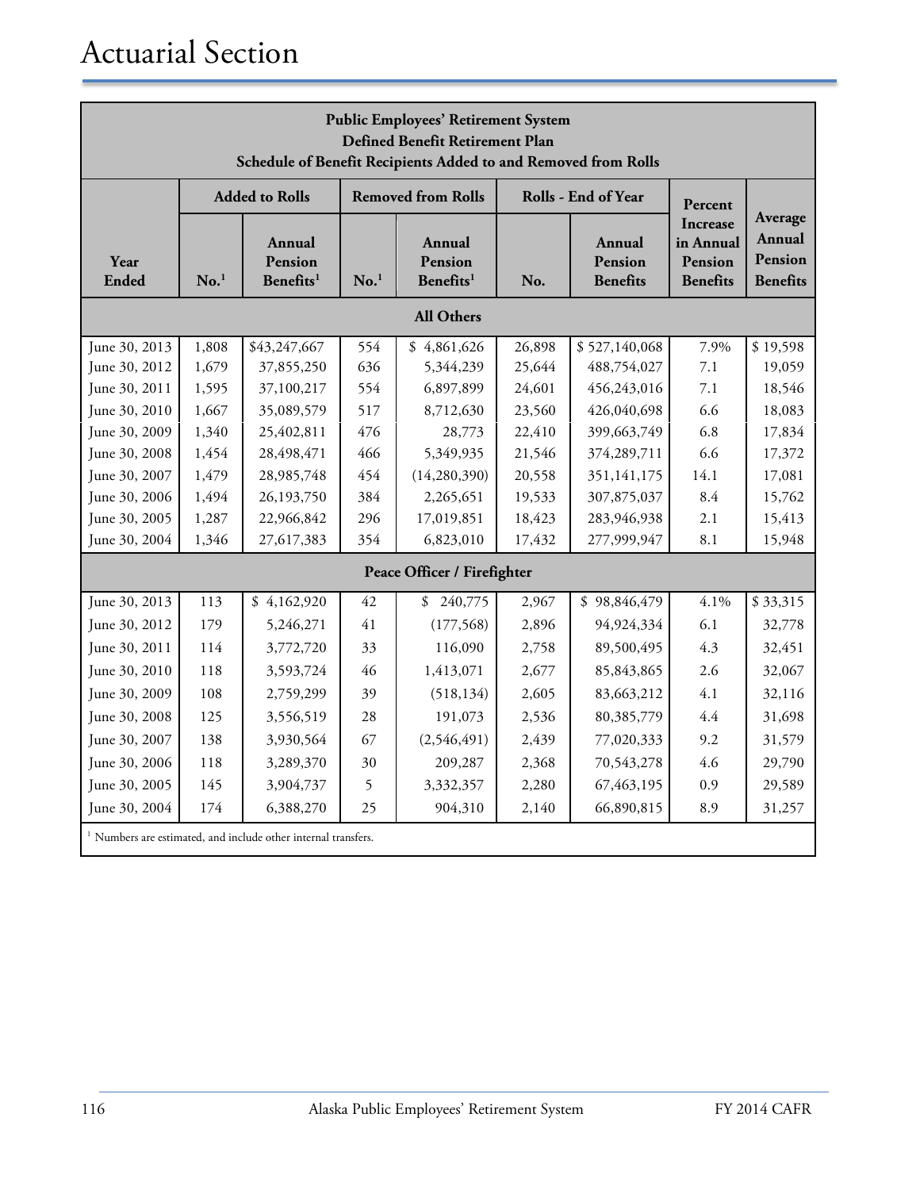# Actuarial Section

**Public Employees' Retirement System**
**Defined Benefit Retirement Plan**
**Schedule of Benefit Recipients Added to and Removed from Rolls**

| Year Ended | Added to Rolls | | Removed from Rolls | | Rolls - End of Year | | Percent Increase in Annual Pension Benefits | Average Annual Pension Benefits |
|---|---|---|---|---|---|---|---|---|
| | No.[1] | Annual Pension Benefits[1] | No.[1] | Annual Pension Benefits[1] | No. | Annual Pension Benefits | | |
| **All Others** | | | | | | | | |
| June 30, 2013 | 1,808 | $43,247,667 | 554 | $ 4,861,626 | 26,898 | $ 527,140,068 | 7.9% | $ 19,598 |
| June 30, 2012 | 1,679 | 37,855,250 | 636 | 5,344,239 | 25,644 | 488,754,027 | 7.1 | 19,059 |
| June 30, 2011 | 1,595 | 37,100,217 | 554 | 6,897,899 | 24,601 | 456,243,016 | 7.1 | 18,546 |
| June 30, 2010 | 1,667 | 35,089,579 | 517 | 8,712,630 | 23,560 | 426,040,698 | 6.6 | 18,083 |
| June 30, 2009 | 1,340 | 25,402,811 | 476 | 28,773 | 22,410 | 399,663,749 | 6.8 | 17,834 |
| June 30, 2008 | 1,454 | 28,498,471 | 466 | 5,349,935 | 21,546 | 374,289,711 | 6.6 | 17,372 |
| June 30, 2007 | 1,479 | 28,985,748 | 454 | (14,280,390) | 20,558 | 351,141,175 | 14.1 | 17,081 |
| June 30, 2006 | 1,494 | 26,193,750 | 384 | 2,265,651 | 19,533 | 307,875,037 | 8.4 | 15,762 |
| June 30, 2005 | 1,287 | 22,966,842 | 296 | 17,019,851 | 18,423 | 283,946,938 | 2.1 | 15,413 |
| June 30, 2004 | 1,346 | 27,617,383 | 354 | 6,823,010 | 17,432 | 277,999,947 | 8.1 | 15,948 |
| **Peace Officer / Firefighter** | | | | | | | | |
| June 30, 2013 | 113 | $ 4,162,920 | 42 | $ 240,775 | 2,967 | $ 98,846,479 | 4.1% | $ 33,315 |
| June 30, 2012 | 179 | 5,246,271 | 41 | (177,568) | 2,896 | 94,924,334 | 6.1 | 32,778 |
| June 30, 2011 | 114 | 3,772,720 | 33 | 116,090 | 2,758 | 89,500,495 | 4.3 | 32,451 |
| June 30, 2010 | 118 | 3,593,724 | 46 | 1,413,071 | 2,677 | 85,843,865 | 2.6 | 32,067 |
| June 30, 2009 | 108 | 2,759,299 | 39 | (518,134) | 2,605 | 83,663,212 | 4.1 | 32,116 |
| June 30, 2008 | 125 | 3,556,519 | 28 | 191,073 | 2,536 | 80,385,779 | 4.4 | 31,698 |
| June 30, 2007 | 138 | 3,930,564 | 67 | (2,546,491) | 2,439 | 77,020,333 | 9.2 | 31,579 |
| June 30, 2006 | 118 | 3,289,370 | 30 | 209,287 | 2,368 | 70,543,278 | 4.6 | 29,790 |
| June 30, 2005 | 145 | 3,904,737 | 5 | 3,332,357 | 2,280 | 67,463,195 | 0.9 | 29,589 |
| June 30, 2004 | 174 | 6,388,270 | 25 | 904,310 | 2,140 | 66,890,815 | 8.9 | 31,257 |

[1] Numbers are estimated, and include other internal transfers.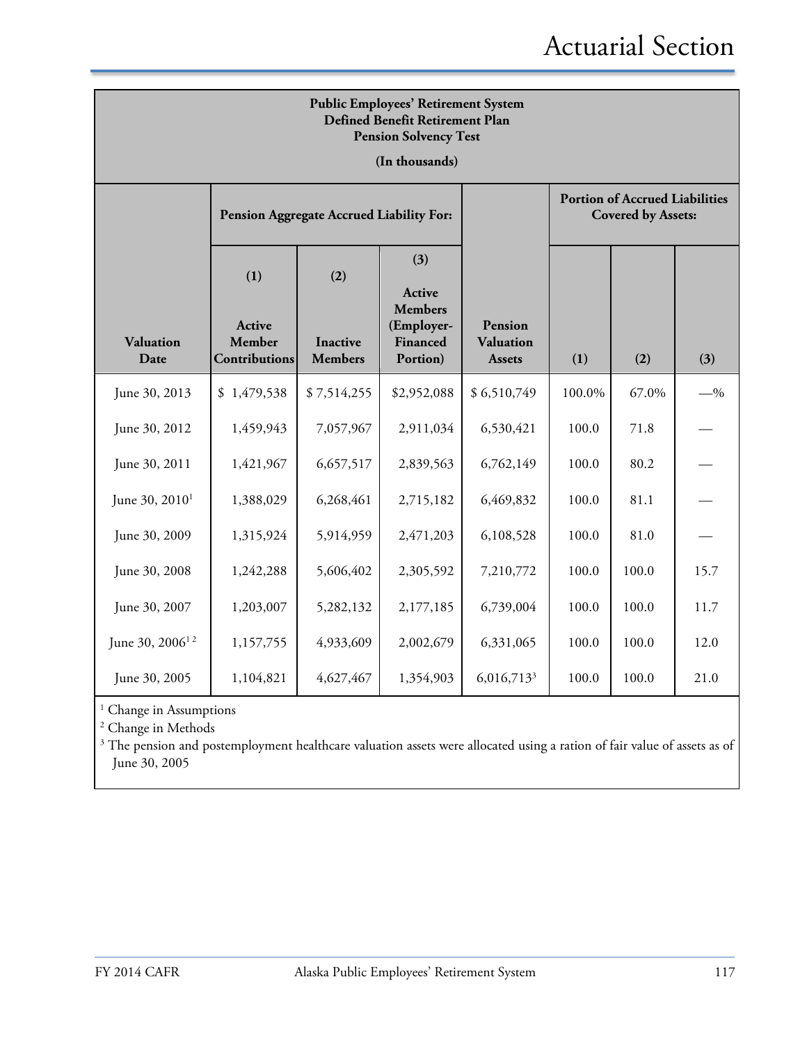**Public Employees' Retirement System**
**Defined Benefit Retirement Plan**
**Pension Solvency Test**

**(In thousands)**

| | Pension Aggregate Accrued Liability For: | | | | Portion of Accrued Liabilities Covered by Assets: | | |
|---|---|---|---|---|---|---|---|
| Valuation Date | (1) Active Member Contributions | (2) Inactive Members | (3) Active Members (Employer-Financed Portion) | Pension Valuation Assets | (1) | (2) | (3) |
| June 30, 2013 | $ 1,479,538 | $ 7,514,255 | $2,952,088 | $ 6,510,749 | 100.0% | 67.0% | —% |
| June 30, 2012 | 1,459,943 | 7,057,967 | 2,911,034 | 6,530,421 | 100.0 | 71.8 | — |
| June 30, 2011 | 1,421,967 | 6,657,517 | 2,839,563 | 6,762,149 | 100.0 | 80.2 | — |
| June 30, 2010[1] | 1,388,029 | 6,268,461 | 2,715,182 | 6,469,832 | 100.0 | 81.1 | — |
| June 30, 2009 | 1,315,924 | 5,914,959 | 2,471,203 | 6,108,528 | 100.0 | 81.0 | — |
| June 30, 2008 | 1,242,288 | 5,606,402 | 2,305,592 | 7,210,772 | 100.0 | 100.0 | 15.7 |
| June 30, 2007 | 1,203,007 | 5,282,132 | 2,177,185 | 6,739,004 | 100.0 | 100.0 | 11.7 |
| June 30, 2006[1 2] | 1,157,755 | 4,933,609 | 2,002,679 | 6,331,065 | 100.0 | 100.0 | 12.0 |
| June 30, 2005 | 1,104,821 | 4,627,467 | 1,354,903 | 6,016,713[3] | 100.0 | 100.0 | 21.0 |

[1] Change in Assumptions

[2] Change in Methods

[3] The pension and postemployment healthcare valuation assets were allocated using a ration of fair value of assets as of June 30, 2005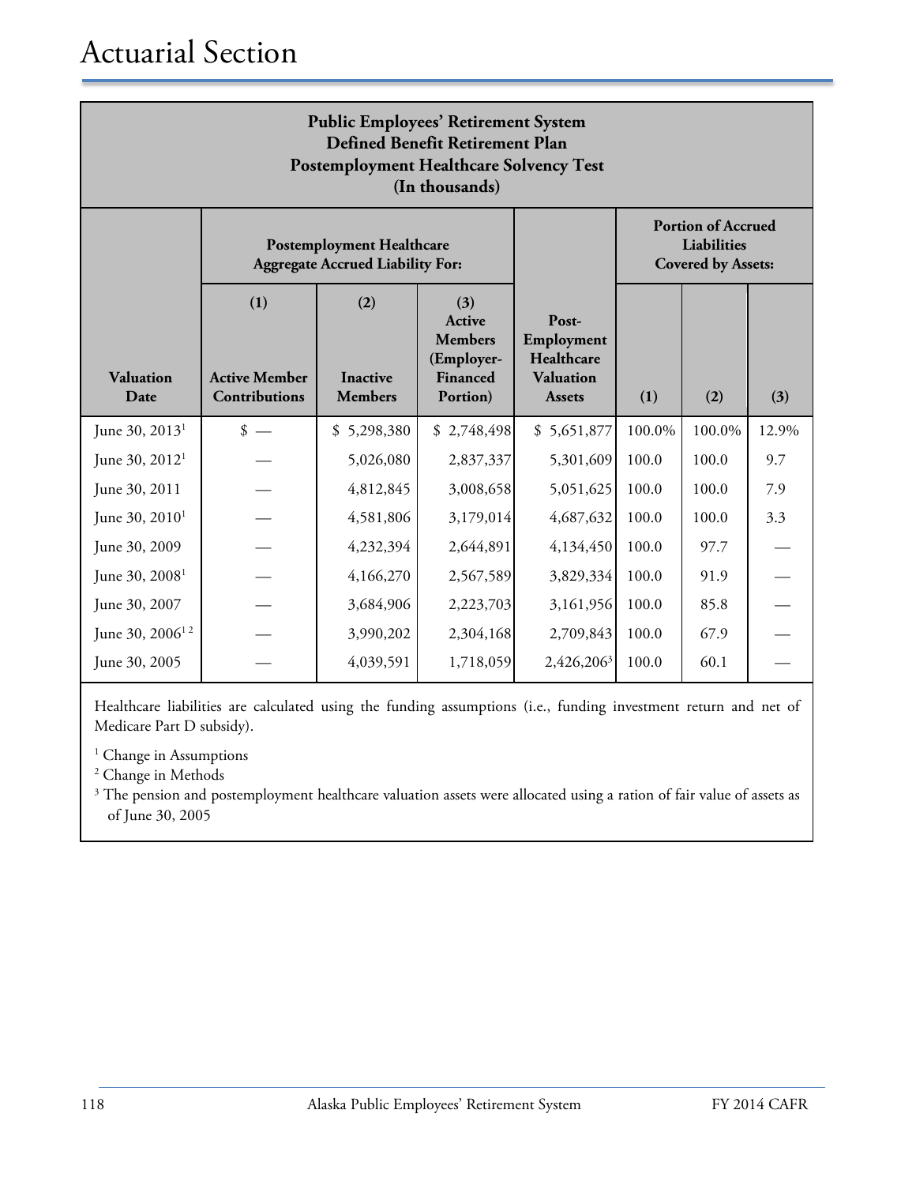# Actuarial Section

| Public Employees' Retirement System<br>Defined Benefit Retirement Plan<br>Postemployment Healthcare Solvency Test<br>(In thousands) | | | | | | | |
|---|---|---|---|---|---|---|---|
| | Postemployment Healthcare Aggregate Accrued Liability For: | | | | Portion of Accrued Liabilities Covered by Assets: | | |
| Valuation Date | (1)<br>Active Member Contributions | (2)<br>Inactive Members | (3)<br>Active Members (Employer-Financed Portion) | Post-Employment Healthcare Valuation Assets | (1) | (2) | (3) |
| June 30, 2013[1] | $ — | $ 5,298,380 | $ 2,748,498 | $ 5,651,877 | 100.0% | 100.0% | 12.9% |
| June 30, 2012[1] | — | 5,026,080 | 2,837,337 | 5,301,609 | 100.0 | 100.0 | 9.7 |
| June 30, 2011 | — | 4,812,845 | 3,008,658 | 5,051,625 | 100.0 | 100.0 | 7.9 |
| June 30, 2010[1] | — | 4,581,806 | 3,179,014 | 4,687,632 | 100.0 | 100.0 | 3.3 |
| June 30, 2009 | — | 4,232,394 | 2,644,891 | 4,134,450 | 100.0 | 97.7 | — |
| June 30, 2008[1] | — | 4,166,270 | 2,567,589 | 3,829,334 | 100.0 | 91.9 | — |
| June 30, 2007 | — | 3,684,906 | 2,223,703 | 3,161,956 | 100.0 | 85.8 | — |
| June 30, 2006[1 2] | — | 3,990,202 | 2,304,168 | 2,709,843 | 100.0 | 67.9 | — |
| June 30, 2005 | — | 4,039,591 | 1,718,059 | 2,426,206[3] | 100.0 | 60.1 | — |

Healthcare liabilities are calculated using the funding assumptions (i.e., funding investment return and net of Medicare Part D subsidy).

[1] Change in Assumptions

[2] Change in Methods

[3] The pension and postemployment healthcare valuation assets were allocated using a ration of fair value of assets as of June 30, 2005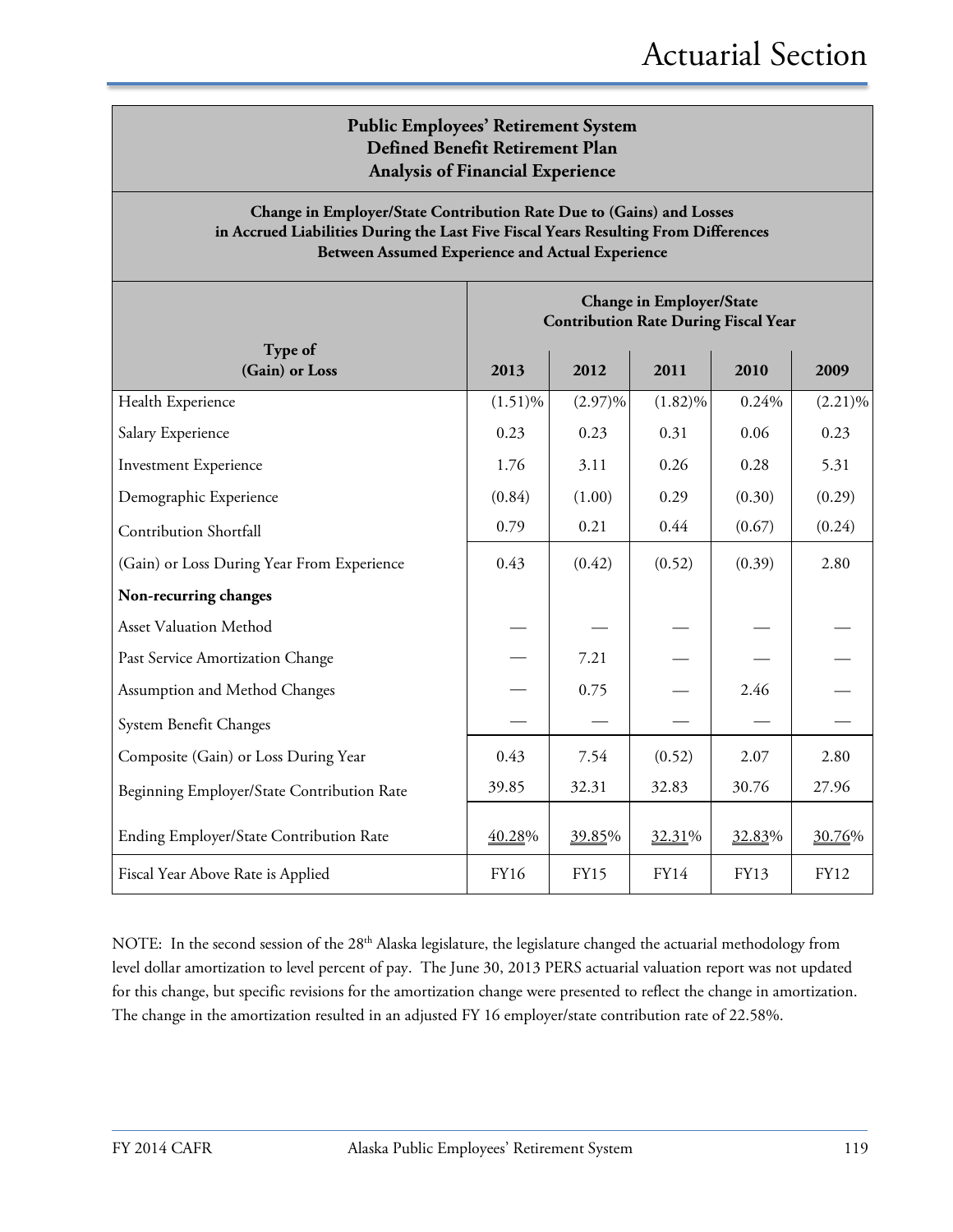## Public Employees' Retirement System
## Defined Benefit Retirement Plan
## Analysis of Financial Experience

**Change in Employer/State Contribution Rate Due to (Gains) and Losses in Accrued Liabilities During the Last Five Fiscal Years Resulting From Differences Between Assumed Experience and Actual Experience**

| Type of (Gain) or Loss | Change in Employer/State Contribution Rate During Fiscal Year | | | | |
|---|---|---|---|---|---|
| | 2013 | 2012 | 2011 | 2010 | 2009 |
| Health Experience | (1.51)% | (2.97)% | (1.82)% | 0.24% | (2.21)% |
| Salary Experience | 0.23 | 0.23 | 0.31 | 0.06 | 0.23 |
| Investment Experience | 1.76 | 3.11 | 0.26 | 0.28 | 5.31 |
| Demographic Experience | (0.84) | (1.00) | 0.29 | (0.30) | (0.29) |
| Contribution Shortfall | 0.79 | 0.21 | 0.44 | (0.67) | (0.24) |
| (Gain) or Loss During Year From Experience | 0.43 | (0.42) | (0.52) | (0.39) | 2.80 |
| **Non-recurring changes** | | | | | |
| Asset Valuation Method | — | — | — | — | — |
| Past Service Amortization Change | — | 7.21 | — | — | — |
| Assumption and Method Changes | — | 0.75 | — | 2.46 | — |
| System Benefit Changes | — | — | — | — | — |
| Composite (Gain) or Loss During Year | 0.43 | 7.54 | (0.52) | 2.07 | 2.80 |
| Beginning Employer/State Contribution Rate | 39.85 | 32.31 | 32.83 | 30.76 | 27.96 |
| Ending Employer/State Contribution Rate | 40.28% | 39.85% | 32.31% | 32.83% | 30.76% |
| Fiscal Year Above Rate is Applied | FY16 | FY15 | FY14 | FY13 | FY12 |

NOTE: In the second session of the 28th Alaska legislature, the legislature changed the actuarial methodology from level dollar amortization to level percent of pay. The June 30, 2013 PERS actuarial valuation report was not updated for this change, but specific revisions for the amortization change were presented to reflect the change in amortization. The change in the amortization resulted in an adjusted FY 16 employer/state contribution rate of 22.58%.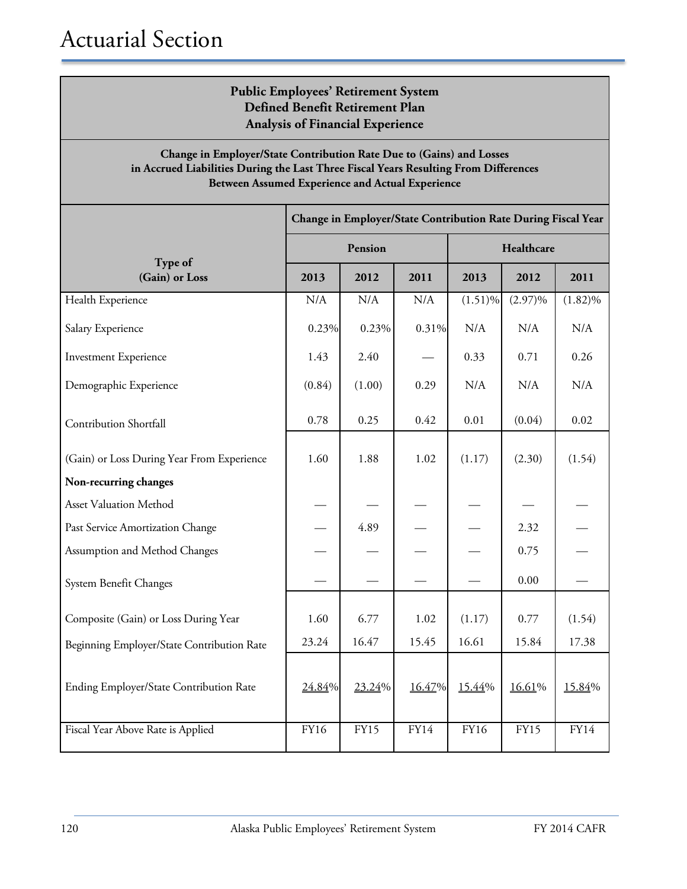# Actuarial Section

**Public Employees' Retirement System**
**Defined Benefit Retirement Plan**
**Analysis of Financial Experience**

**Change in Employer/State Contribution Rate Due to (Gains) and Losses in Accrued Liabilities During the Last Three Fiscal Years Resulting From Differences Between Assumed Experience and Actual Experience**

| Type of (Gain) or Loss | Change in Employer/State Contribution Rate During Fiscal Year | | | | | |
|---|---|---|---|---|---|---|
| | Pension | | | Healthcare | | |
| | 2013 | 2012 | 2011 | 2013 | 2012 | 2011 |
| Health Experience | N/A | N/A | N/A | (1.51)% | (2.97)% | (1.82)% |
| Salary Experience | 0.23% | 0.23% | 0.31% | N/A | N/A | N/A |
| Investment Experience | 1.43 | 2.40 | — | 0.33 | 0.71 | 0.26 |
| Demographic Experience | (0.84) | (1.00) | 0.29 | N/A | N/A | N/A |
| Contribution Shortfall | 0.78 | 0.25 | 0.42 | 0.01 | (0.04) | 0.02 |
| (Gain) or Loss During Year From Experience | 1.60 | 1.88 | 1.02 | (1.17) | (2.30) | (1.54) |
| **Non-recurring changes** | | | | | | |
| Asset Valuation Method | — | — | — | — | — | — |
| Past Service Amortization Change | — | 4.89 | — | — | 2.32 | — |
| Assumption and Method Changes | — | — | — | — | 0.75 | — |
| System Benefit Changes | — | — | — | — | 0.00 | — |
| Composite (Gain) or Loss During Year | 1.60 | 6.77 | 1.02 | (1.17) | 0.77 | (1.54) |
| Beginning Employer/State Contribution Rate | 23.24 | 16.47 | 15.45 | 16.61 | 15.84 | 17.38 |
| Ending Employer/State Contribution Rate | 24.84% | 23.24% | 16.47% | 15.44% | 16.61% | 15.84% |
| Fiscal Year Above Rate is Applied | FY16 | FY15 | FY14 | FY16 | FY15 | FY14 |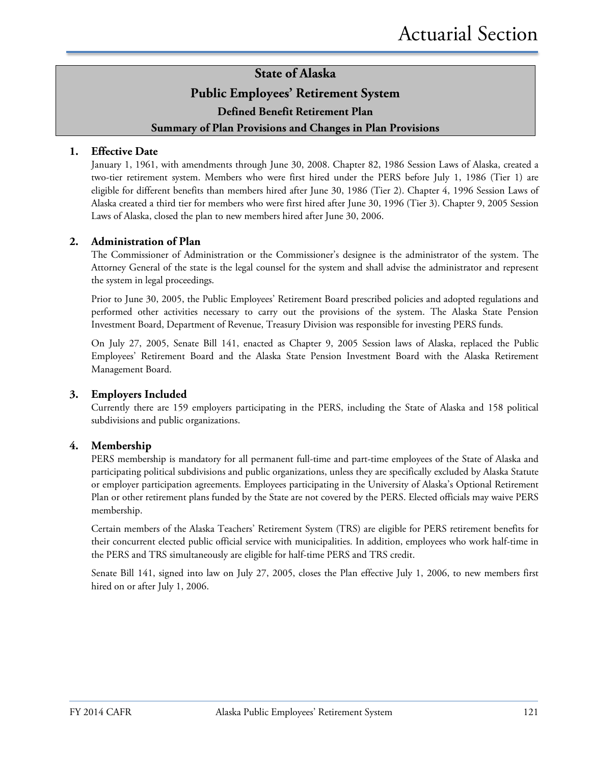# State of Alaska
## Public Employees' Retirement System
### Defined Benefit Retirement Plan
### Summary of Plan Provisions and Changes in Plan Provisions

**1. Effective Date**

January 1, 1961, with amendments through June 30, 2008. Chapter 82, 1986 Session Laws of Alaska, created a two-tier retirement system. Members who were first hired under the PERS before July 1, 1986 (Tier 1) are eligible for different benefits than members hired after June 30, 1986 (Tier 2). Chapter 4, 1996 Session Laws of Alaska created a third tier for members who were first hired after June 30, 1996 (Tier 3). Chapter 9, 2005 Session Laws of Alaska, closed the plan to new members hired after June 30, 2006.

**2. Administration of Plan**

The Commissioner of Administration or the Commissioner's designee is the administrator of the system. The Attorney General of the state is the legal counsel for the system and shall advise the administrator and represent the system in legal proceedings.

Prior to June 30, 2005, the Public Employees' Retirement Board prescribed policies and adopted regulations and performed other activities necessary to carry out the provisions of the system. The Alaska State Pension Investment Board, Department of Revenue, Treasury Division was responsible for investing PERS funds.

On July 27, 2005, Senate Bill 141, enacted as Chapter 9, 2005 Session laws of Alaska, replaced the Public Employees' Retirement Board and the Alaska State Pension Investment Board with the Alaska Retirement Management Board.

**3. Employers Included**

Currently there are 159 employers participating in the PERS, including the State of Alaska and 158 political subdivisions and public organizations.

**4. Membership**

PERS membership is mandatory for all permanent full-time and part-time employees of the State of Alaska and participating political subdivisions and public organizations, unless they are specifically excluded by Alaska Statute or employer participation agreements. Employees participating in the University of Alaska's Optional Retirement Plan or other retirement plans funded by the State are not covered by the PERS. Elected officials may waive PERS membership.

Certain members of the Alaska Teachers' Retirement System (TRS) are eligible for PERS retirement benefits for their concurrent elected public official service with municipalities. In addition, employees who work half-time in the PERS and TRS simultaneously are eligible for half-time PERS and TRS credit.

Senate Bill 141, signed into law on July 27, 2005, closes the Plan effective July 1, 2006, to new members first hired on or after July 1, 2006.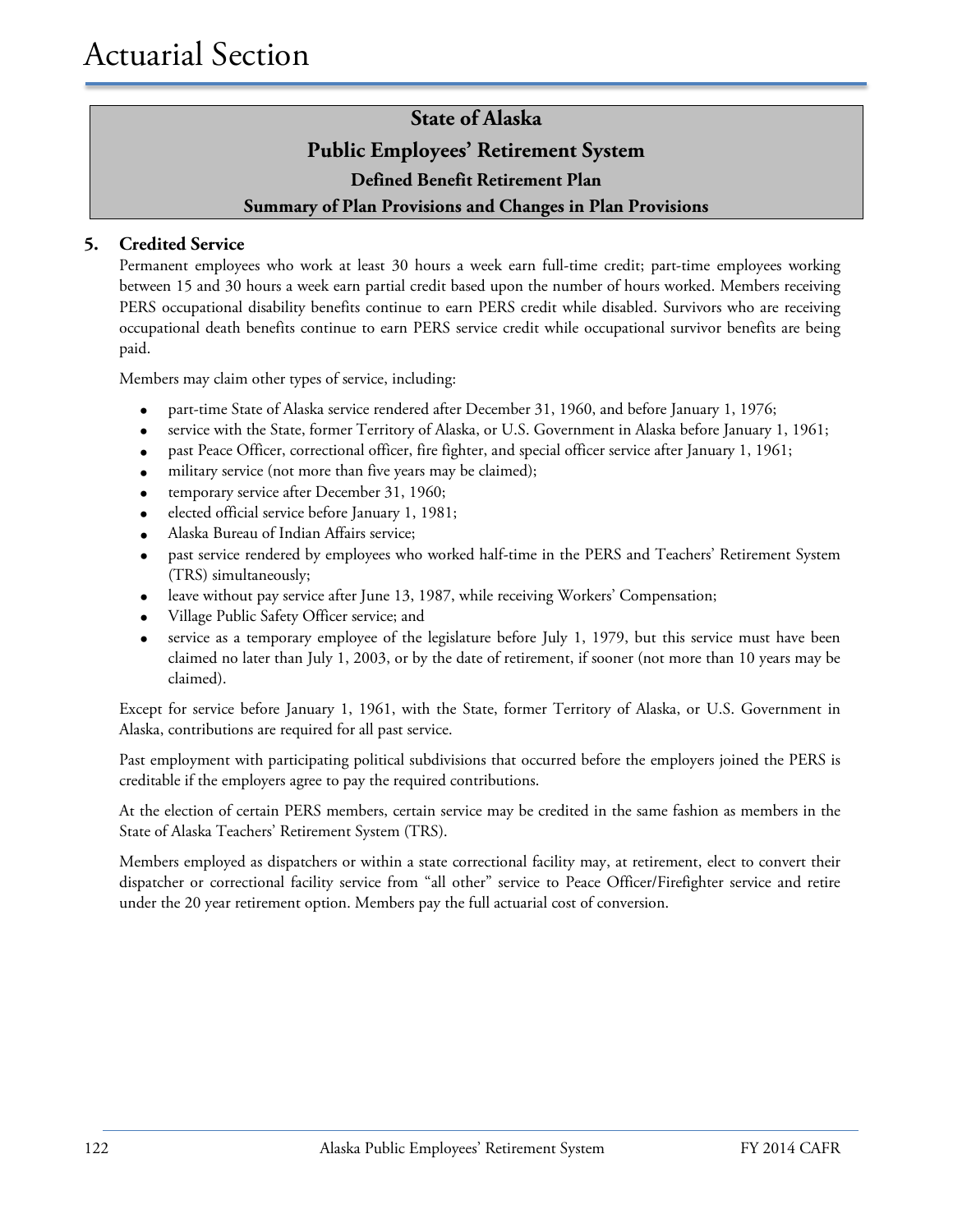## State of Alaska
## Public Employees' Retirement System
### Defined Benefit Retirement Plan
### Summary of Plan Provisions and Changes in Plan Provisions

**5. Credited Service**

Permanent employees who work at least 30 hours a week earn full-time credit; part-time employees working between 15 and 30 hours a week earn partial credit based upon the number of hours worked. Members receiving PERS occupational disability benefits continue to earn PERS credit while disabled. Survivors who are receiving occupational death benefits continue to earn PERS service credit while occupational survivor benefits are being paid.

Members may claim other types of service, including:

- part-time State of Alaska service rendered after December 31, 1960, and before January 1, 1976;
- service with the State, former Territory of Alaska, or U.S. Government in Alaska before January 1, 1961;
- past Peace Officer, correctional officer, fire fighter, and special officer service after January 1, 1961;
- military service (not more than five years may be claimed);
- temporary service after December 31, 1960;
- elected official service before January 1, 1981;
- Alaska Bureau of Indian Affairs service;
- past service rendered by employees who worked half-time in the PERS and Teachers' Retirement System (TRS) simultaneously;
- leave without pay service after June 13, 1987, while receiving Workers' Compensation;
- Village Public Safety Officer service; and
- service as a temporary employee of the legislature before July 1, 1979, but this service must have been claimed no later than July 1, 2003, or by the date of retirement, if sooner (not more than 10 years may be claimed).

Except for service before January 1, 1961, with the State, former Territory of Alaska, or U.S. Government in Alaska, contributions are required for all past service.

Past employment with participating political subdivisions that occurred before the employers joined the PERS is creditable if the employers agree to pay the required contributions.

At the election of certain PERS members, certain service may be credited in the same fashion as members in the State of Alaska Teachers' Retirement System (TRS).

Members employed as dispatchers or within a state correctional facility may, at retirement, elect to convert their dispatcher or correctional facility service from "all other" service to Peace Officer/Firefighter service and retire under the 20 year retirement option. Members pay the full actuarial cost of conversion.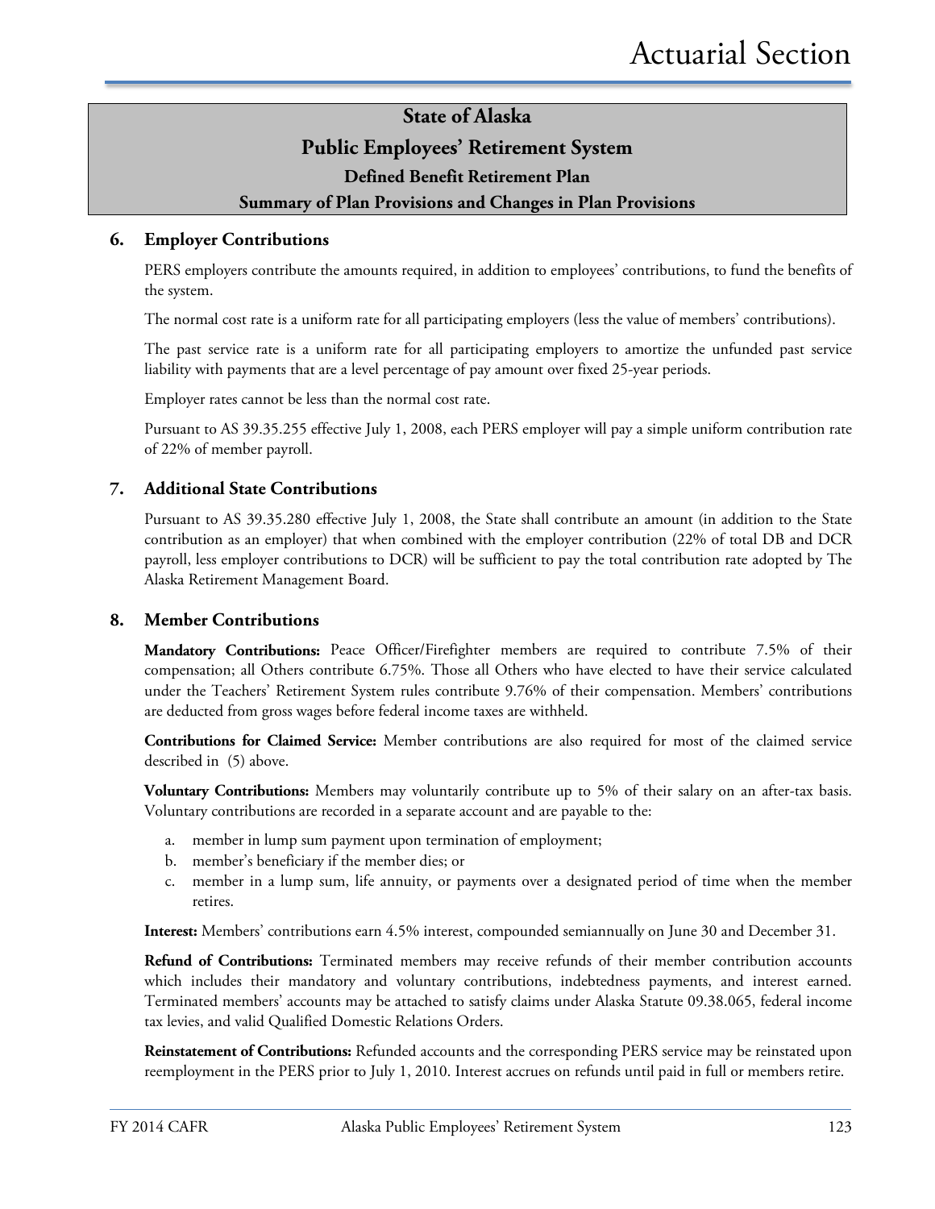## State of Alaska
## Public Employees' Retirement System
### Defined Benefit Retirement Plan
### Summary of Plan Provisions and Changes in Plan Provisions

### 6. Employer Contributions

PERS employers contribute the amounts required, in addition to employees' contributions, to fund the benefits of the system.

The normal cost rate is a uniform rate for all participating employers (less the value of members' contributions).

The past service rate is a uniform rate for all participating employers to amortize the unfunded past service liability with payments that are a level percentage of pay amount over fixed 25-year periods.

Employer rates cannot be less than the normal cost rate.

Pursuant to AS 39.35.255 effective July 1, 2008, each PERS employer will pay a simple uniform contribution rate of 22% of member payroll.

### 7. Additional State Contributions

Pursuant to AS 39.35.280 effective July 1, 2008, the State shall contribute an amount (in addition to the State contribution as an employer) that when combined with the employer contribution (22% of total DB and DCR payroll, less employer contributions to DCR) will be sufficient to pay the total contribution rate adopted by The Alaska Retirement Management Board.

### 8. Member Contributions

**Mandatory Contributions:** Peace Officer/Firefighter members are required to contribute 7.5% of their compensation; all Others contribute 6.75%. Those all Others who have elected to have their service calculated under the Teachers' Retirement System rules contribute 9.76% of their compensation. Members' contributions are deducted from gross wages before federal income taxes are withheld.

**Contributions for Claimed Service:** Member contributions are also required for most of the claimed service described in (5) above.

**Voluntary Contributions:** Members may voluntarily contribute up to 5% of their salary on an after-tax basis. Voluntary contributions are recorded in a separate account and are payable to the:

a. member in lump sum payment upon termination of employment;
b. member's beneficiary if the member dies; or
c. member in a lump sum, life annuity, or payments over a designated period of time when the member retires.

**Interest:** Members' contributions earn 4.5% interest, compounded semiannually on June 30 and December 31.

**Refund of Contributions:** Terminated members may receive refunds of their member contribution accounts which includes their mandatory and voluntary contributions, indebtedness payments, and interest earned. Terminated members' accounts may be attached to satisfy claims under Alaska Statute 09.38.065, federal income tax levies, and valid Qualified Domestic Relations Orders.

**Reinstatement of Contributions:** Refunded accounts and the corresponding PERS service may be reinstated upon reemployment in the PERS prior to July 1, 2010. Interest accrues on refunds until paid in full or members retire.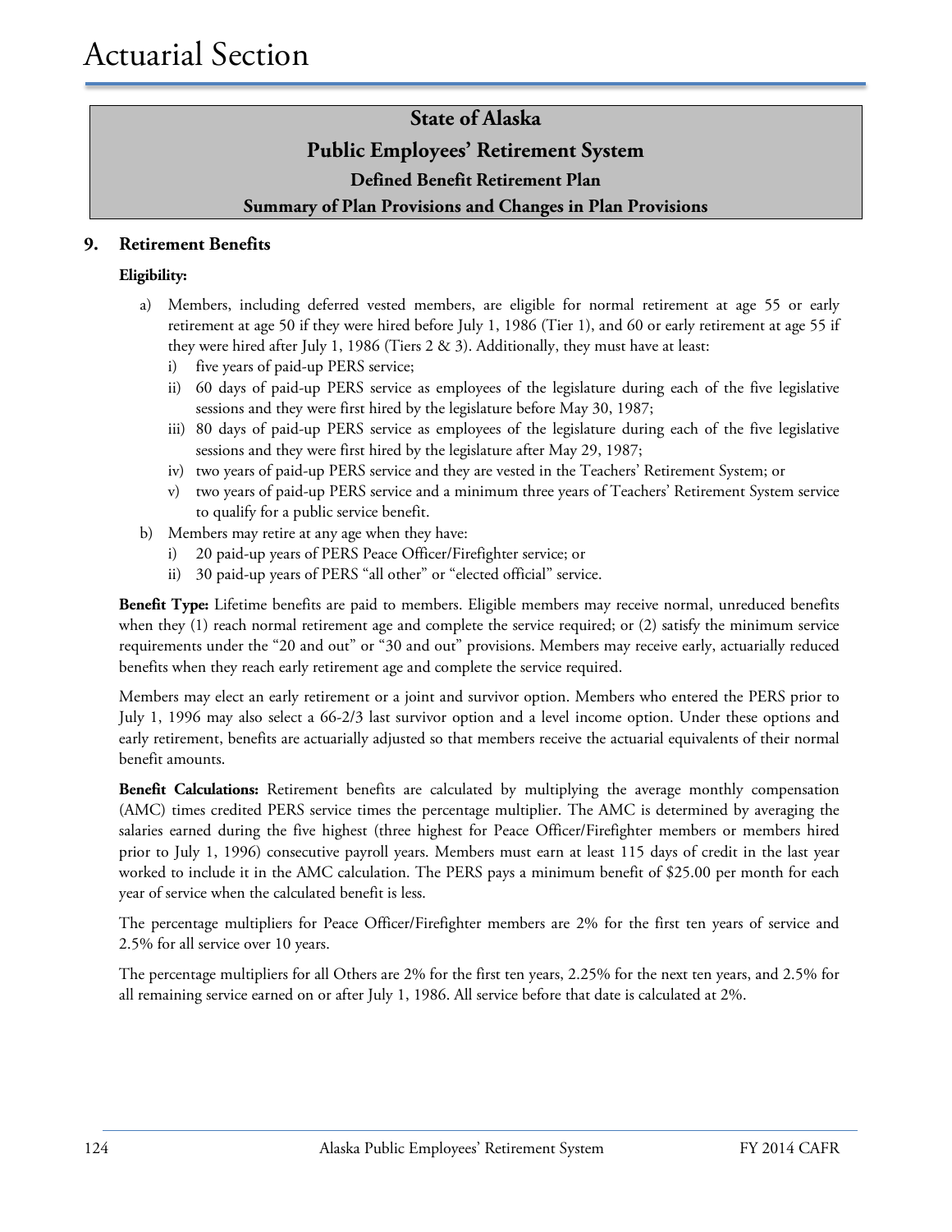# State of Alaska

## Public Employees' Retirement System

### Defined Benefit Retirement Plan

### Summary of Plan Provisions and Changes in Plan Provisions

## 9. Retirement Benefits

**Eligibility:**

a) Members, including deferred vested members, are eligible for normal retirement at age 55 or early retirement at age 50 if they were hired before July 1, 1986 (Tier 1), and 60 or early retirement at age 55 if they were hired after July 1, 1986 (Tiers 2 & 3). Additionally, they must have at least:
   - i) five years of paid-up PERS service;
   - ii) 60 days of paid-up PERS service as employees of the legislature during each of the five legislative sessions and they were first hired by the legislature before May 30, 1987;
   - iii) 80 days of paid-up PERS service as employees of the legislature during each of the five legislative sessions and they were first hired by the legislature after May 29, 1987;
   - iv) two years of paid-up PERS service and they are vested in the Teachers' Retirement System; or
   - v) two years of paid-up PERS service and a minimum three years of Teachers' Retirement System service to qualify for a public service benefit.

b) Members may retire at any age when they have:
   - i) 20 paid-up years of PERS Peace Officer/Firefighter service; or
   - ii) 30 paid-up years of PERS "all other" or "elected official" service.

**Benefit Type:** Lifetime benefits are paid to members. Eligible members may receive normal, unreduced benefits when they (1) reach normal retirement age and complete the service required; or (2) satisfy the minimum service requirements under the "20 and out" or "30 and out" provisions. Members may receive early, actuarially reduced benefits when they reach early retirement age and complete the service required.

Members may elect an early retirement or a joint and survivor option. Members who entered the PERS prior to July 1, 1996 may also select a 66-2/3 last survivor option and a level income option. Under these options and early retirement, benefits are actuarially adjusted so that members receive the actuarial equivalents of their normal benefit amounts.

**Benefit Calculations:** Retirement benefits are calculated by multiplying the average monthly compensation (AMC) times credited PERS service times the percentage multiplier. The AMC is determined by averaging the salaries earned during the five highest (three highest for Peace Officer/Firefighter members or members hired prior to July 1, 1996) consecutive payroll years. Members must earn at least 115 days of credit in the last year worked to include it in the AMC calculation. The PERS pays a minimum benefit of $25.00 per month for each year of service when the calculated benefit is less.

The percentage multipliers for Peace Officer/Firefighter members are 2% for the first ten years of service and 2.5% for all service over 10 years.

The percentage multipliers for all Others are 2% for the first ten years, 2.25% for the next ten years, and 2.5% for all remaining service earned on or after July 1, 1986. All service before that date is calculated at 2%.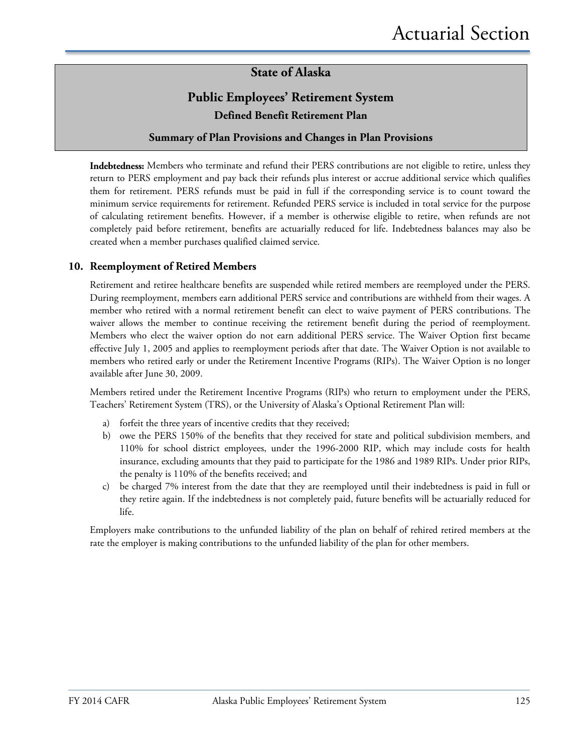**Indebtedness:** Members who terminate and refund their PERS contributions are not eligible to retire, unless they return to PERS employment and pay back their refunds plus interest or accrue additional service which qualifies them for retirement. PERS refunds must be paid in full if the corresponding service is to count toward the minimum service requirements for retirement. Refunded PERS service is included in total service for the purpose of calculating retirement benefits. However, if a member is otherwise eligible to retire, when refunds are not completely paid before retirement, benefits are actuarially reduced for life. Indebtedness balances may also be created when a member purchases qualified claimed service.

## 10. Reemployment of Retired Members

Retirement and retiree healthcare benefits are suspended while retired members are reemployed under the PERS. During reemployment, members earn additional PERS service and contributions are withheld from their wages. A member who retired with a normal retirement benefit can elect to waive payment of PERS contributions. The waiver allows the member to continue receiving the retirement benefit during the period of reemployment. Members who elect the waiver option do not earn additional PERS service. The Waiver Option first became effective July 1, 2005 and applies to reemployment periods after that date. The Waiver Option is not available to members who retired early or under the Retirement Incentive Programs (RIPs). The Waiver Option is no longer available after June 30, 2009.

Members retired under the Retirement Incentive Programs (RIPs) who return to employment under the PERS, Teachers' Retirement System (TRS), or the University of Alaska's Optional Retirement Plan will:

a) forfeit the three years of incentive credits that they received;
b) owe the PERS 150% of the benefits that they received for state and political subdivision members, and 110% for school district employees, under the 1996-2000 RIP, which may include costs for health insurance, excluding amounts that they paid to participate for the 1986 and 1989 RIPs. Under prior RIPs, the penalty is 110% of the benefits received; and
c) be charged 7% interest from the date that they are reemployed until their indebtedness is paid in full or they retire again. If the indebtedness is not completely paid, future benefits will be actuarially reduced for life.

Employers make contributions to the unfunded liability of the plan on behalf of rehired retired members at the rate the employer is making contributions to the unfunded liability of the plan for other members.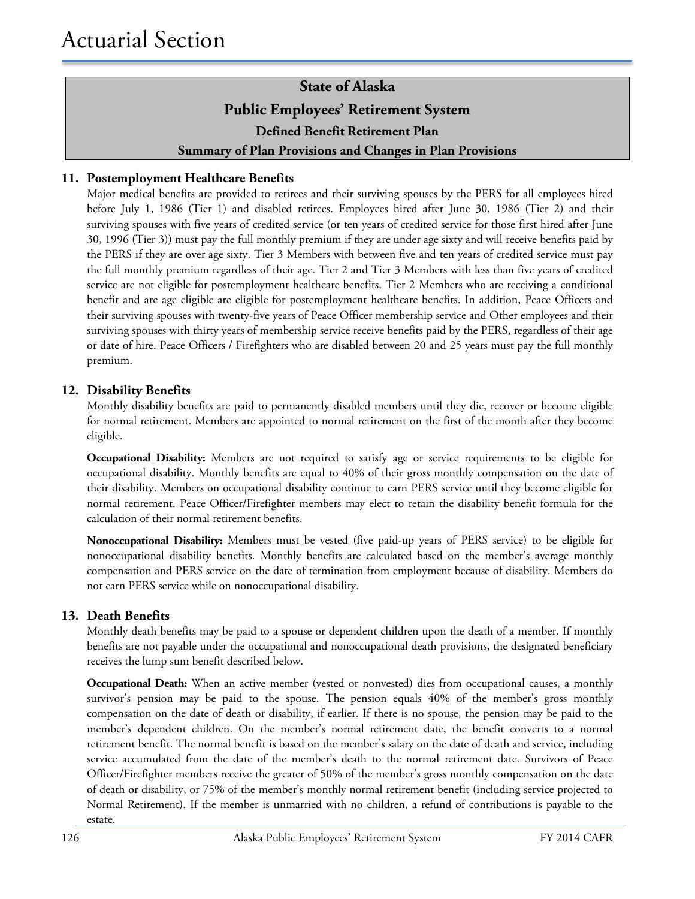# Actuarial Section

## State of Alaska
## Public Employees' Retirement System
### Defined Benefit Retirement Plan
### Summary of Plan Provisions and Changes in Plan Provisions

**11. Postemployment Healthcare Benefits**

Major medical benefits are provided to retirees and their surviving spouses by the PERS for all employees hired before July 1, 1986 (Tier 1) and disabled retirees. Employees hired after June 30, 1986 (Tier 2) and their surviving spouses with five years of credited service (or ten years of credited service for those first hired after June 30, 1996 (Tier 3)) must pay the full monthly premium if they are under age sixty and will receive benefits paid by the PERS if they are over age sixty. Tier 3 Members with between five and ten years of credited service must pay the full monthly premium regardless of their age. Tier 2 and Tier 3 Members with less than five years of credited service are not eligible for postemployment healthcare benefits. Tier 2 Members who are receiving a conditional benefit and are age eligible are eligible for postemployment healthcare benefits. In addition, Peace Officers and their surviving spouses with twenty-five years of Peace Officer membership service and Other employees and their surviving spouses with thirty years of membership service receive benefits paid by the PERS, regardless of their age or date of hire. Peace Officers / Firefighters who are disabled between 20 and 25 years must pay the full monthly premium.

**12. Disability Benefits**

Monthly disability benefits are paid to permanently disabled members until they die, recover or become eligible for normal retirement. Members are appointed to normal retirement on the first of the month after they become eligible.

**Occupational Disability:** Members are not required to satisfy age or service requirements to be eligible for occupational disability. Monthly benefits are equal to 40% of their gross monthly compensation on the date of their disability. Members on occupational disability continue to earn PERS service until they become eligible for normal retirement. Peace Officer/Firefighter members may elect to retain the disability benefit formula for the calculation of their normal retirement benefits.

**Nonoccupational Disability:** Members must be vested (five paid-up years of PERS service) to be eligible for nonoccupational disability benefits. Monthly benefits are calculated based on the member's average monthly compensation and PERS service on the date of termination from employment because of disability. Members do not earn PERS service while on nonoccupational disability.

**13. Death Benefits**

Monthly death benefits may be paid to a spouse or dependent children upon the death of a member. If monthly benefits are not payable under the occupational and nonoccupational death provisions, the designated beneficiary receives the lump sum benefit described below.

**Occupational Death:** When an active member (vested or nonvested) dies from occupational causes, a monthly survivor's pension may be paid to the spouse. The pension equals 40% of the member's gross monthly compensation on the date of death or disability, if earlier. If there is no spouse, the pension may be paid to the member's dependent children. On the member's normal retirement date, the benefit converts to a normal retirement benefit. The normal benefit is based on the member's salary on the date of death and service, including service accumulated from the date of the member's death to the normal retirement date. Survivors of Peace Officer/Firefighter members receive the greater of 50% of the member's gross monthly compensation on the date of death or disability, or 75% of the member's monthly normal retirement benefit (including service projected to Normal Retirement). If the member is unmarried with no children, a refund of contributions is payable to the estate.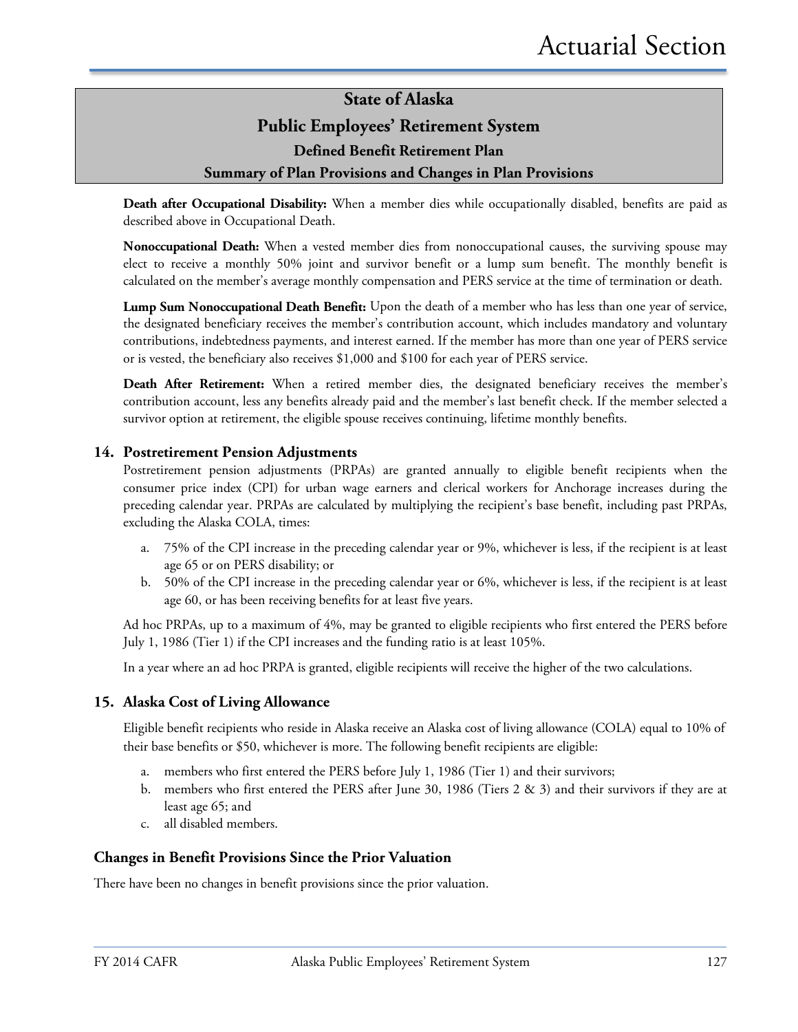# State of Alaska

## Public Employees' Retirement System

### Defined Benefit Retirement Plan

### Summary of Plan Provisions and Changes in Plan Provisions

**Death after Occupational Disability:** When a member dies while occupationally disabled, benefits are paid as described above in Occupational Death.

**Nonoccupational Death:** When a vested member dies from nonoccupational causes, the surviving spouse may elect to receive a monthly 50% joint and survivor benefit or a lump sum benefit. The monthly benefit is calculated on the member's average monthly compensation and PERS service at the time of termination or death.

**Lump Sum Nonoccupational Death Benefit:** Upon the death of a member who has less than one year of service, the designated beneficiary receives the member's contribution account, which includes mandatory and voluntary contributions, indebtedness payments, and interest earned. If the member has more than one year of PERS service or is vested, the beneficiary also receives $1,000 and $100 for each year of PERS service.

**Death After Retirement:** When a retired member dies, the designated beneficiary receives the member's contribution account, less any benefits already paid and the member's last benefit check. If the member selected a survivor option at retirement, the eligible spouse receives continuing, lifetime monthly benefits.

### 14. Postretirement Pension Adjustments

Postretirement pension adjustments (PRPAs) are granted annually to eligible benefit recipients when the consumer price index (CPI) for urban wage earners and clerical workers for Anchorage increases during the preceding calendar year. PRPAs are calculated by multiplying the recipient's base benefit, including past PRPAs, excluding the Alaska COLA, times:

a. 75% of the CPI increase in the preceding calendar year or 9%, whichever is less, if the recipient is at least age 65 or on PERS disability; or
b. 50% of the CPI increase in the preceding calendar year or 6%, whichever is less, if the recipient is at least age 60, or has been receiving benefits for at least five years.

Ad hoc PRPAs, up to a maximum of 4%, may be granted to eligible recipients who first entered the PERS before July 1, 1986 (Tier 1) if the CPI increases and the funding ratio is at least 105%.

In a year where an ad hoc PRPA is granted, eligible recipients will receive the higher of the two calculations.

### 15. Alaska Cost of Living Allowance

Eligible benefit recipients who reside in Alaska receive an Alaska cost of living allowance (COLA) equal to 10% of their base benefits or $50, whichever is more. The following benefit recipients are eligible:

a. members who first entered the PERS before July 1, 1986 (Tier 1) and their survivors;
b. members who first entered the PERS after June 30, 1986 (Tiers 2 & 3) and their survivors if they are at least age 65; and
c. all disabled members.

### Changes in Benefit Provisions Since the Prior Valuation

There have been no changes in benefit provisions since the prior valuation.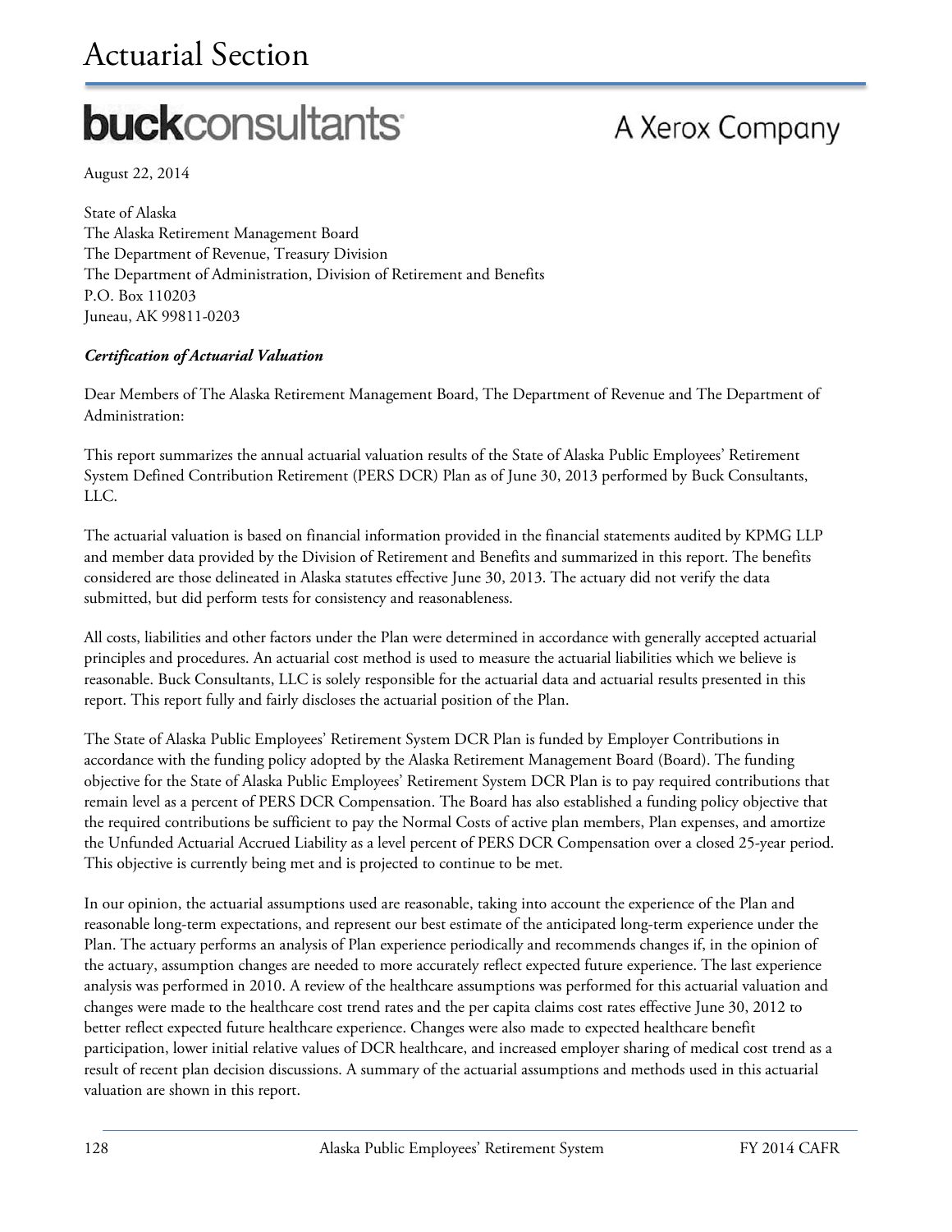# Actuarial Section

**buck**consultants — A Xerox Company

August 22, 2014

State of Alaska
The Alaska Retirement Management Board
The Department of Revenue, Treasury Division
The Department of Administration, Division of Retirement and Benefits
P.O. Box 110203
Juneau, AK 99811-0203

***Certification of Actuarial Valuation***

Dear Members of The Alaska Retirement Management Board, The Department of Revenue and The Department of Administration:

This report summarizes the annual actuarial valuation results of the State of Alaska Public Employees' Retirement System Defined Contribution Retirement (PERS DCR) Plan as of June 30, 2013 performed by Buck Consultants, LLC.

The actuarial valuation is based on financial information provided in the financial statements audited by KPMG LLP and member data provided by the Division of Retirement and Benefits and summarized in this report. The benefits considered are those delineated in Alaska statutes effective June 30, 2013. The actuary did not verify the data submitted, but did perform tests for consistency and reasonableness.

All costs, liabilities and other factors under the Plan were determined in accordance with generally accepted actuarial principles and procedures. An actuarial cost method is used to measure the actuarial liabilities which we believe is reasonable. Buck Consultants, LLC is solely responsible for the actuarial data and actuarial results presented in this report. This report fully and fairly discloses the actuarial position of the Plan.

The State of Alaska Public Employees' Retirement System DCR Plan is funded by Employer Contributions in accordance with the funding policy adopted by the Alaska Retirement Management Board (Board). The funding objective for the State of Alaska Public Employees' Retirement System DCR Plan is to pay required contributions that remain level as a percent of PERS DCR Compensation. The Board has also established a funding policy objective that the required contributions be sufficient to pay the Normal Costs of active plan members, Plan expenses, and amortize the Unfunded Actuarial Accrued Liability as a level percent of PERS DCR Compensation over a closed 25-year period. This objective is currently being met and is projected to continue to be met.

In our opinion, the actuarial assumptions used are reasonable, taking into account the experience of the Plan and reasonable long-term expectations, and represent our best estimate of the anticipated long-term experience under the Plan. The actuary performs an analysis of Plan experience periodically and recommends changes if, in the opinion of the actuary, assumption changes are needed to more accurately reflect expected future experience. The last experience analysis was performed in 2010. A review of the healthcare assumptions was performed for this actuarial valuation and changes were made to the healthcare cost trend rates and the per capita claims cost rates effective June 30, 2012 to better reflect expected future healthcare experience. Changes were also made to expected healthcare benefit participation, lower initial relative values of DCR healthcare, and increased employer sharing of medical cost trend as a result of recent plan decision discussions. A summary of the actuarial assumptions and methods used in this actuarial valuation are shown in this report.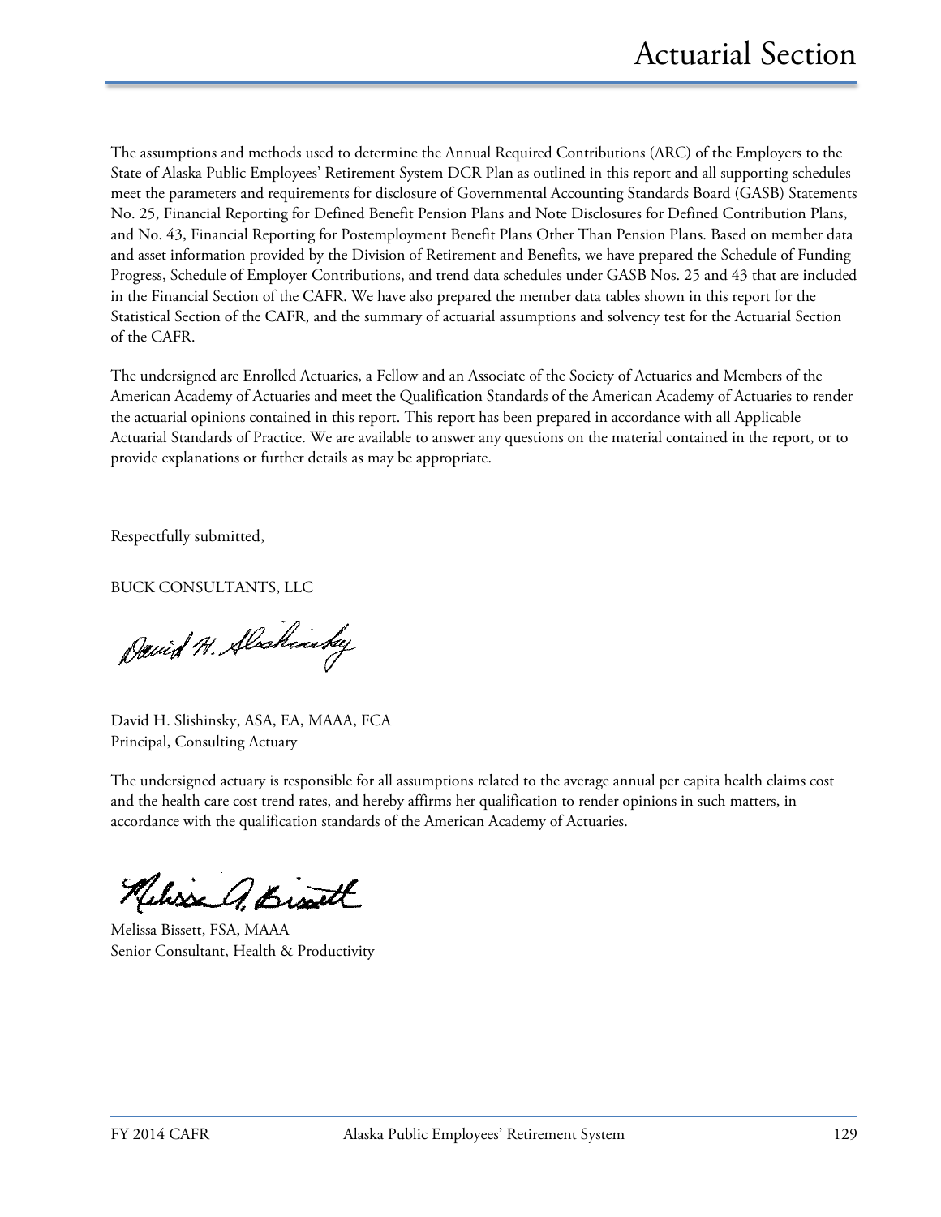The assumptions and methods used to determine the Annual Required Contributions (ARC) of the Employers to the State of Alaska Public Employees' Retirement System DCR Plan as outlined in this report and all supporting schedules meet the parameters and requirements for disclosure of Governmental Accounting Standards Board (GASB) Statements No. 25, Financial Reporting for Defined Benefit Pension Plans and Note Disclosures for Defined Contribution Plans, and No. 43, Financial Reporting for Postemployment Benefit Plans Other Than Pension Plans. Based on member data and asset information provided by the Division of Retirement and Benefits, we have prepared the Schedule of Funding Progress, Schedule of Employer Contributions, and trend data schedules under GASB Nos. 25 and 43 that are included in the Financial Section of the CAFR. We have also prepared the member data tables shown in this report for the Statistical Section of the CAFR, and the summary of actuarial assumptions and solvency test for the Actuarial Section of the CAFR.

The undersigned are Enrolled Actuaries, a Fellow and an Associate of the Society of Actuaries and Members of the American Academy of Actuaries and meet the Qualification Standards of the American Academy of Actuaries to render the actuarial opinions contained in this report. This report has been prepared in accordance with all Applicable Actuarial Standards of Practice. We are available to answer any questions on the material contained in the report, or to provide explanations or further details as may be appropriate.

Respectfully submitted,

BUCK CONSULTANTS, LLC

David H. Slishinsky, ASA, EA, MAAA, FCA
Principal, Consulting Actuary

The undersigned actuary is responsible for all assumptions related to the average annual per capita health claims cost and the health care cost trend rates, and hereby affirms her qualification to render opinions in such matters, in accordance with the qualification standards of the American Academy of Actuaries.

Melissa Bissett, FSA, MAAA
Senior Consultant, Health & Productivity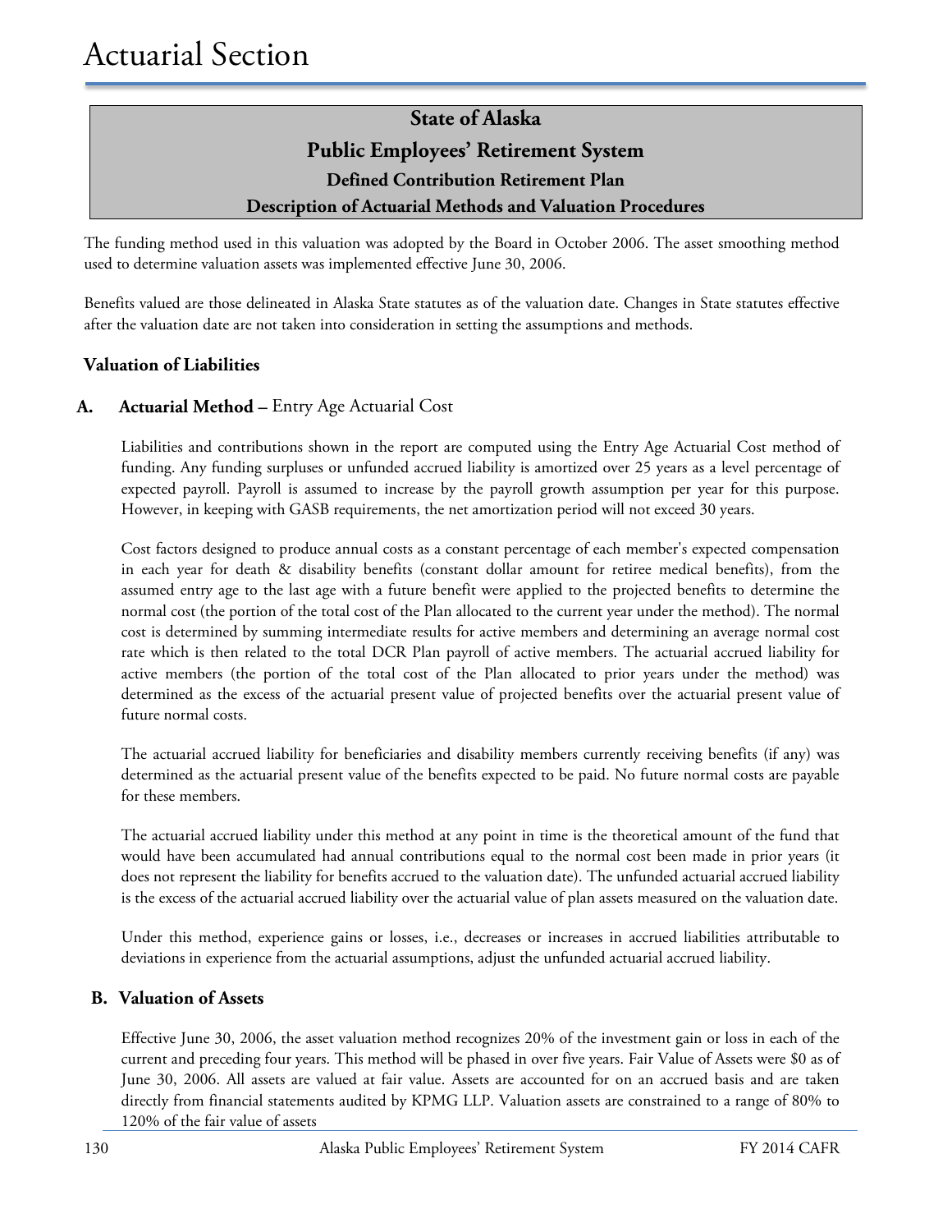# Actuarial Section

## State of Alaska
## Public Employees' Retirement System
### Defined Contribution Retirement Plan
### Description of Actuarial Methods and Valuation Procedures

The funding method used in this valuation was adopted by the Board in October 2006. The asset smoothing method used to determine valuation assets was implemented effective June 30, 2006.

Benefits valued are those delineated in Alaska State statutes as of the valuation date. Changes in State statutes effective after the valuation date are not taken into consideration in setting the assumptions and methods.

### Valuation of Liabilities

**A. Actuarial Method –** Entry Age Actuarial Cost

Liabilities and contributions shown in the report are computed using the Entry Age Actuarial Cost method of funding. Any funding surpluses or unfunded accrued liability is amortized over 25 years as a level percentage of expected payroll. Payroll is assumed to increase by the payroll growth assumption per year for this purpose. However, in keeping with GASB requirements, the net amortization period will not exceed 30 years.

Cost factors designed to produce annual costs as a constant percentage of each member's expected compensation in each year for death & disability benefits (constant dollar amount for retiree medical benefits), from the assumed entry age to the last age with a future benefit were applied to the projected benefits to determine the normal cost (the portion of the total cost of the Plan allocated to the current year under the method). The normal cost is determined by summing intermediate results for active members and determining an average normal cost rate which is then related to the total DCR Plan payroll of active members. The actuarial accrued liability for active members (the portion of the total cost of the Plan allocated to prior years under the method) was determined as the excess of the actuarial present value of projected benefits over the actuarial present value of future normal costs.

The actuarial accrued liability for beneficiaries and disability members currently receiving benefits (if any) was determined as the actuarial present value of the benefits expected to be paid. No future normal costs are payable for these members.

The actuarial accrued liability under this method at any point in time is the theoretical amount of the fund that would have been accumulated had annual contributions equal to the normal cost been made in prior years (it does not represent the liability for benefits accrued to the valuation date). The unfunded actuarial accrued liability is the excess of the actuarial accrued liability over the actuarial value of plan assets measured on the valuation date.

Under this method, experience gains or losses, i.e., decreases or increases in accrued liabilities attributable to deviations in experience from the actuarial assumptions, adjust the unfunded actuarial accrued liability.

### B. Valuation of Assets

Effective June 30, 2006, the asset valuation method recognizes 20% of the investment gain or loss in each of the current and preceding four years. This method will be phased in over five years. Fair Value of Assets were $0 as of June 30, 2006. All assets are valued at fair value. Assets are accounted for on an accrued basis and are taken directly from financial statements audited by KPMG LLP. Valuation assets are constrained to a range of 80% to 120% of the fair value of assets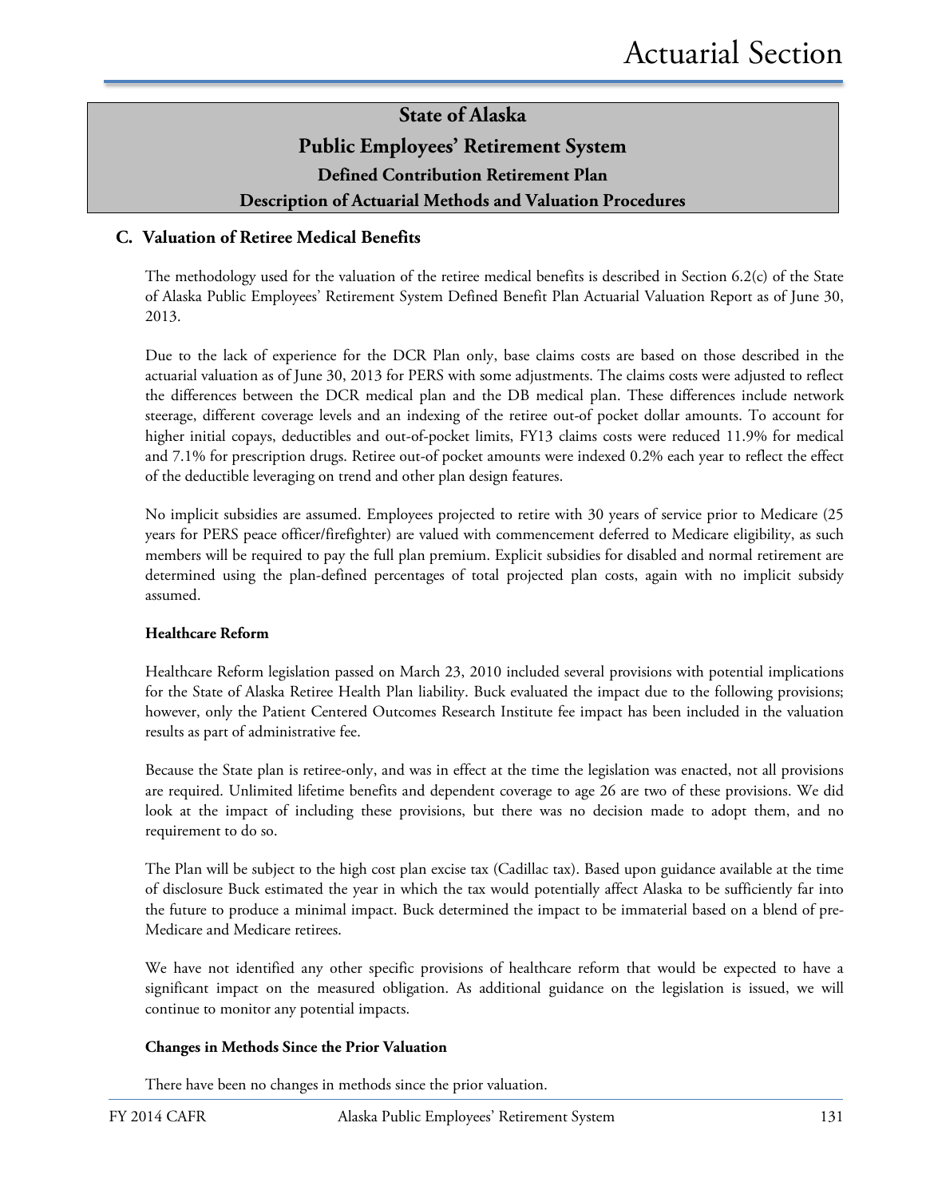## State of Alaska
## Public Employees' Retirement System
### Defined Contribution Retirement Plan
### Description of Actuarial Methods and Valuation Procedures

### C. Valuation of Retiree Medical Benefits

The methodology used for the valuation of the retiree medical benefits is described in Section 6.2(c) of the State of Alaska Public Employees' Retirement System Defined Benefit Plan Actuarial Valuation Report as of June 30, 2013.

Due to the lack of experience for the DCR Plan only, base claims costs are based on those described in the actuarial valuation as of June 30, 2013 for PERS with some adjustments. The claims costs were adjusted to reflect the differences between the DCR medical plan and the DB medical plan. These differences include network steerage, different coverage levels and an indexing of the retiree out-of pocket dollar amounts. To account for higher initial copays, deductibles and out-of-pocket limits, FY13 claims costs were reduced 11.9% for medical and 7.1% for prescription drugs. Retiree out-of pocket amounts were indexed 0.2% each year to reflect the effect of the deductible leveraging on trend and other plan design features.

No implicit subsidies are assumed. Employees projected to retire with 30 years of service prior to Medicare (25 years for PERS peace officer/firefighter) are valued with commencement deferred to Medicare eligibility, as such members will be required to pay the full plan premium. Explicit subsidies for disabled and normal retirement are determined using the plan-defined percentages of total projected plan costs, again with no implicit subsidy assumed.

**Healthcare Reform**

Healthcare Reform legislation passed on March 23, 2010 included several provisions with potential implications for the State of Alaska Retiree Health Plan liability. Buck evaluated the impact due to the following provisions; however, only the Patient Centered Outcomes Research Institute fee impact has been included in the valuation results as part of administrative fee.

Because the State plan is retiree-only, and was in effect at the time the legislation was enacted, not all provisions are required. Unlimited lifetime benefits and dependent coverage to age 26 are two of these provisions. We did look at the impact of including these provisions, but there was no decision made to adopt them, and no requirement to do so.

The Plan will be subject to the high cost plan excise tax (Cadillac tax). Based upon guidance available at the time of disclosure Buck estimated the year in which the tax would potentially affect Alaska to be sufficiently far into the future to produce a minimal impact. Buck determined the impact to be immaterial based on a blend of pre-Medicare and Medicare retirees.

We have not identified any other specific provisions of healthcare reform that would be expected to have a significant impact on the measured obligation. As additional guidance on the legislation is issued, we will continue to monitor any potential impacts.

**Changes in Methods Since the Prior Valuation**

There have been no changes in methods since the prior valuation.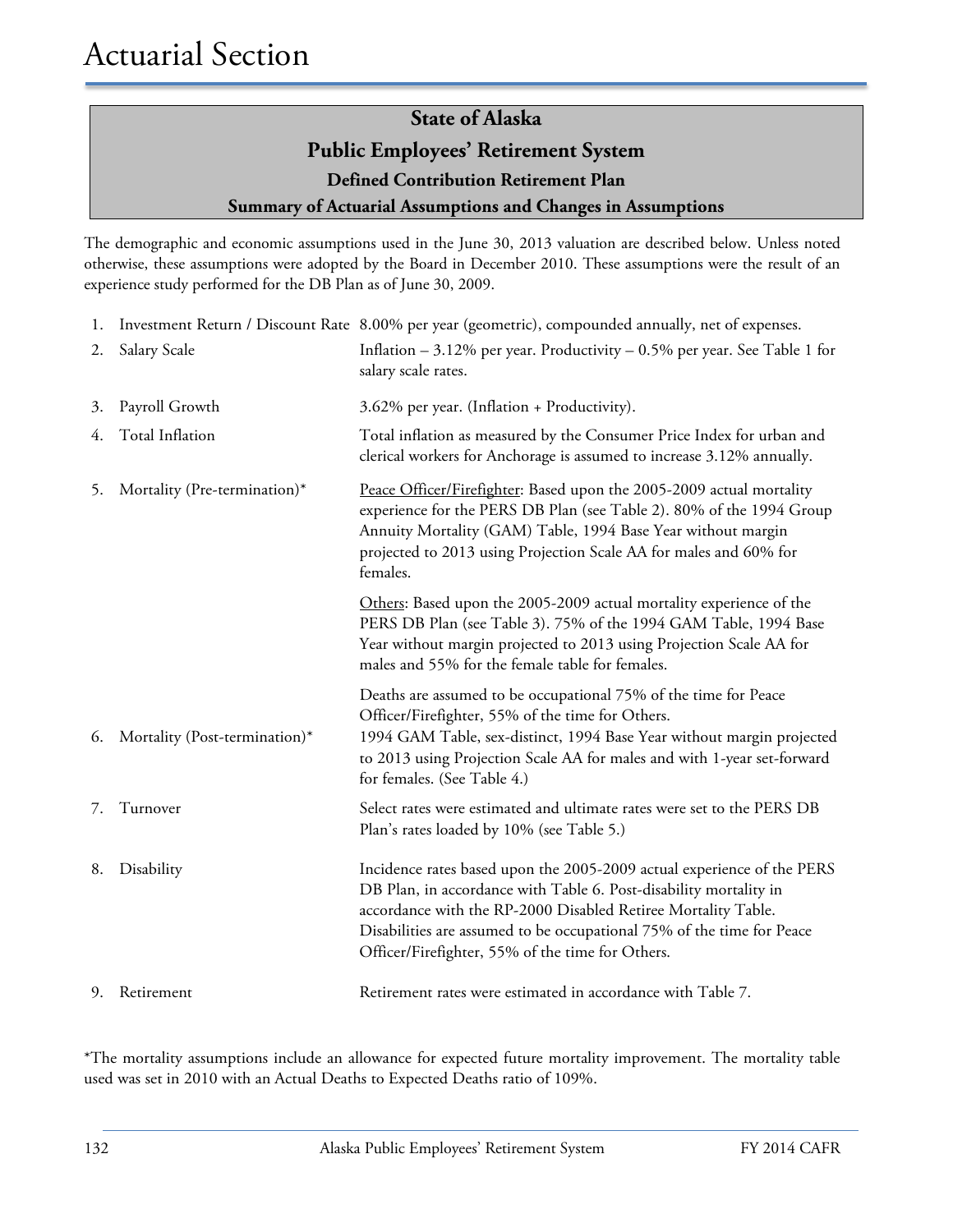# Actuarial Section

## State of Alaska
## Public Employees' Retirement System
### Defined Contribution Retirement Plan
### Summary of Actuarial Assumptions and Changes in Assumptions

The demographic and economic assumptions used in the June 30, 2013 valuation are described below. Unless noted otherwise, these assumptions were adopted by the Board in December 2010. These assumptions were the result of an experience study performed for the DB Plan as of June 30, 2009.

| | | |
|---|---|---|
| 1. | Investment Return / Discount Rate | 8.00% per year (geometric), compounded annually, net of expenses. |
| 2. | Salary Scale | Inflation – 3.12% per year. Productivity – 0.5% per year. See Table 1 for salary scale rates. |
| 3. | Payroll Growth | 3.62% per year. (Inflation + Productivity). |
| 4. | Total Inflation | Total inflation as measured by the Consumer Price Index for urban and clerical workers for Anchorage is assumed to increase 3.12% annually. |
| 5. | Mortality (Pre-termination)* | Peace Officer/Firefighter: Based upon the 2005-2009 actual mortality experience for the PERS DB Plan (see Table 2). 80% of the 1994 Group Annuity Mortality (GAM) Table, 1994 Base Year without margin projected to 2013 using Projection Scale AA for males and 60% for females.<br><br>Others: Based upon the 2005-2009 actual mortality experience of the PERS DB Plan (see Table 3). 75% of the 1994 GAM Table, 1994 Base Year without margin projected to 2013 using Projection Scale AA for males and 55% for the female table for females.<br><br>Deaths are assumed to be occupational 75% of the time for Peace Officer/Firefighter, 55% of the time for Others. |
| 6. | Mortality (Post-termination)* | 1994 GAM Table, sex-distinct, 1994 Base Year without margin projected to 2013 using Projection Scale AA for males and with 1-year set-forward for females. (See Table 4.) |
| 7. | Turnover | Select rates were estimated and ultimate rates were set to the PERS DB Plan's rates loaded by 10% (see Table 5.) |
| 8. | Disability | Incidence rates based upon the 2005-2009 actual experience of the PERS DB Plan, in accordance with Table 6. Post-disability mortality in accordance with the RP-2000 Disabled Retiree Mortality Table. Disabilities are assumed to be occupational 75% of the time for Peace Officer/Firefighter, 55% of the time for Others. |
| 9. | Retirement | Retirement rates were estimated in accordance with Table 7. |

*The mortality assumptions include an allowance for expected future mortality improvement. The mortality table used was set in 2010 with an Actual Deaths to Expected Deaths ratio of 109%.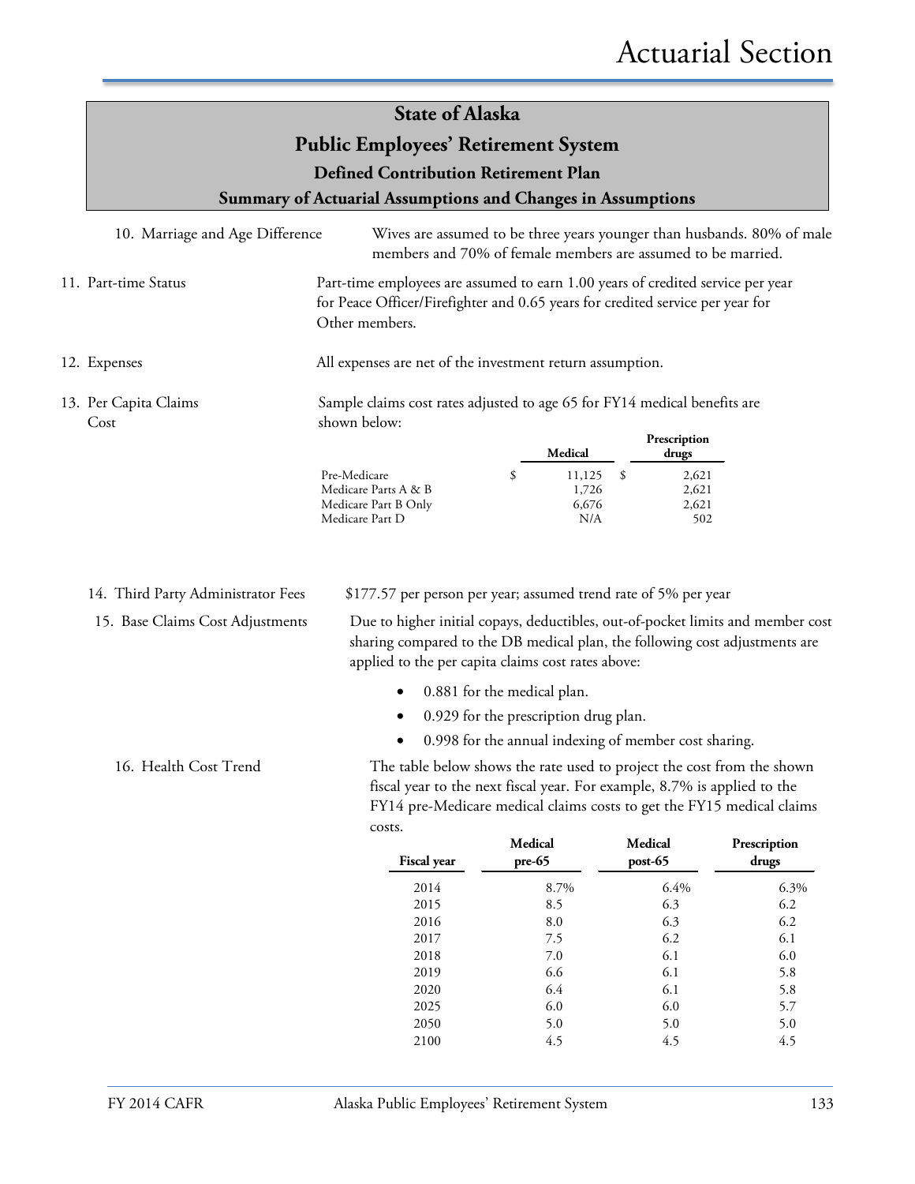## State of Alaska
## Public Employees' Retirement System
### Defined Contribution Retirement Plan
### Summary of Actuarial Assumptions and Changes in Assumptions

10. Marriage and Age Difference

Wives are assumed to be three years younger than husbands. 80% of male members and 70% of female members are assumed to be married.

11. Part-time Status

Part-time employees are assumed to earn 1.00 years of credited service per year for Peace Officer/Firefighter and 0.65 years for credited service per year for Other members.

12. Expenses

All expenses are net of the investment return assumption.

13. Per Capita Claims Cost

Sample claims cost rates adjusted to age 65 for FY14 medical benefits are shown below:

| | Medical | Prescription drugs |
|---|---|---|
| Pre-Medicare | $ 11,125 | $ 2,621 |
| Medicare Parts A & B | 1,726 | 2,621 |
| Medicare Part B Only | 6,676 | 2,621 |
| Medicare Part D | N/A | 502 |

14. Third Party Administrator Fees

$177.57 per person per year; assumed trend rate of 5% per year

15. Base Claims Cost Adjustments

Due to higher initial copays, deductibles, out-of-pocket limits and member cost sharing compared to the DB medical plan, the following cost adjustments are applied to the per capita claims cost rates above:

- 0.881 for the medical plan.
- 0.929 for the prescription drug plan.
- 0.998 for the annual indexing of member cost sharing.

16. Health Cost Trend

The table below shows the rate used to project the cost from the shown fiscal year to the next fiscal year. For example, 8.7% is applied to the FY14 pre-Medicare medical claims costs to get the FY15 medical claims costs.

| Fiscal year | Medical pre-65 | Medical post-65 | Prescription drugs |
|---|---|---|---|
| 2014 | 8.7% | 6.4% | 6.3% |
| 2015 | 8.5 | 6.3 | 6.2 |
| 2016 | 8.0 | 6.3 | 6.2 |
| 2017 | 7.5 | 6.2 | 6.1 |
| 2018 | 7.0 | 6.1 | 6.0 |
| 2019 | 6.6 | 6.1 | 5.8 |
| 2020 | 6.4 | 6.1 | 5.8 |
| 2025 | 6.0 | 6.0 | 5.7 |
| 2050 | 5.0 | 5.0 | 5.0 |
| 2100 | 4.5 | 4.5 | 4.5 |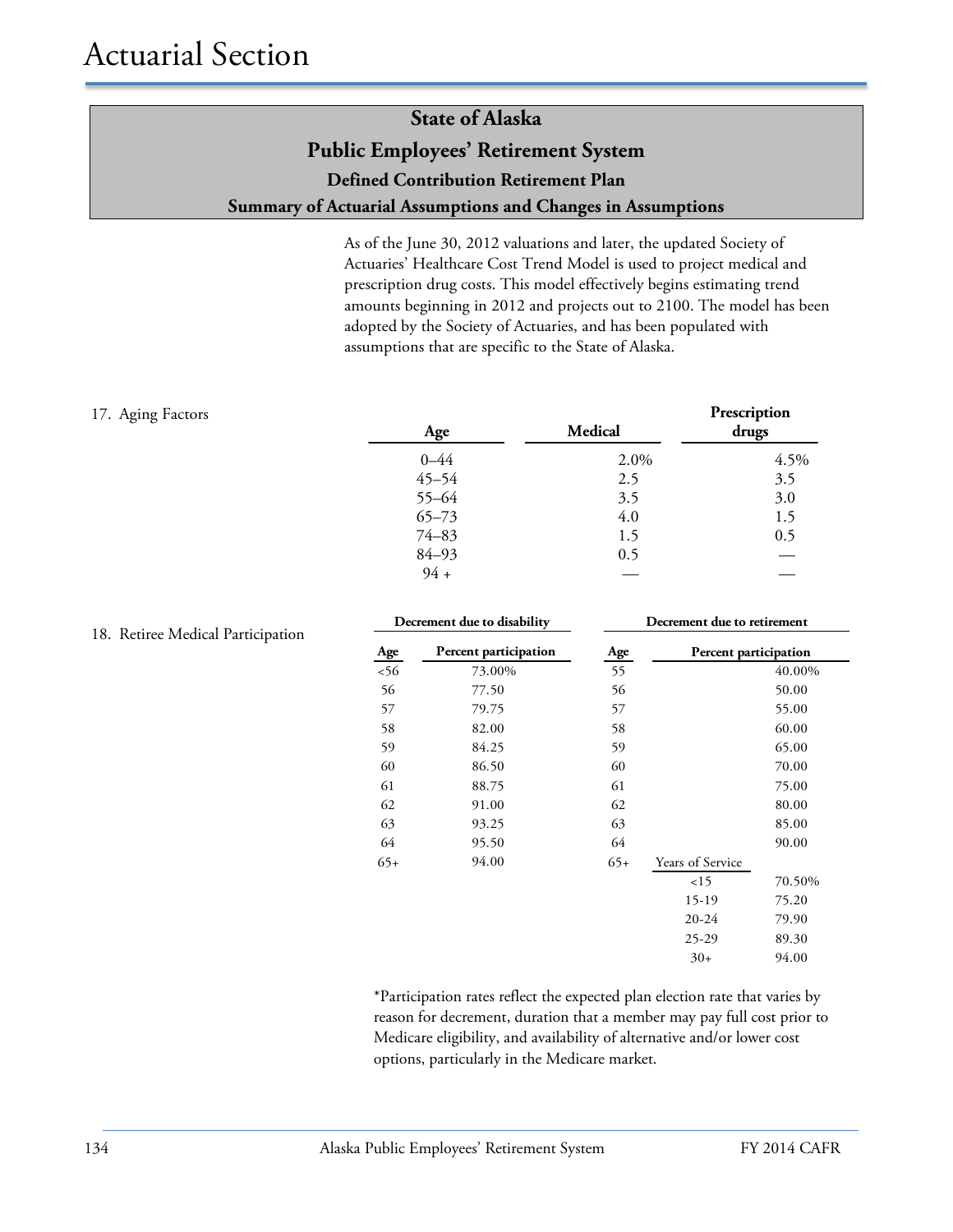## State of Alaska
## Public Employees' Retirement System
### Defined Contribution Retirement Plan
### Summary of Actuarial Assumptions and Changes in Assumptions

As of the June 30, 2012 valuations and later, the updated Society of Actuaries' Healthcare Cost Trend Model is used to project medical and prescription drug costs. This model effectively begins estimating trend amounts beginning in 2012 and projects out to 2100. The model has been adopted by the Society of Actuaries, and has been populated with assumptions that are specific to the State of Alaska.

17. Aging Factors

| Age | Medical | Prescription drugs |
|---|---|---|
| 0–44 | 2.0% | 4.5% |
| 45–54 | 2.5 | 3.5 |
| 55–64 | 3.5 | 3.0 |
| 65–73 | 4.0 | 1.5 |
| 74–83 | 1.5 | 0.5 |
| 84–93 | 0.5 | — |
| 94 + | — | — |

18. Retiree Medical Participation

| Decrement due to disability | | Decrement due to retirement | | |
|---|---|---|---|---|
| Age | Percent participation | Age | | Percent participation |
| <56 | 73.00% | 55 | | 40.00% |
| 56 | 77.50 | 56 | | 50.00 |
| 57 | 79.75 | 57 | | 55.00 |
| 58 | 82.00 | 58 | | 60.00 |
| 59 | 84.25 | 59 | | 65.00 |
| 60 | 86.50 | 60 | | 70.00 |
| 61 | 88.75 | 61 | | 75.00 |
| 62 | 91.00 | 62 | | 80.00 |
| 63 | 93.25 | 63 | | 85.00 |
| 64 | 95.50 | 64 | | 90.00 |
| 65+ | 94.00 | 65+ | Years of Service | |
| | | | <15 | 70.50% |
| | | | 15-19 | 75.20 |
| | | | 20-24 | 79.90 |
| | | | 25-29 | 89.30 |
| | | | 30+ | 94.00 |

*Participation rates reflect the expected plan election rate that varies by reason for decrement, duration that a member may pay full cost prior to Medicare eligibility, and availability of alternative and/or lower cost options, particularly in the Medicare market.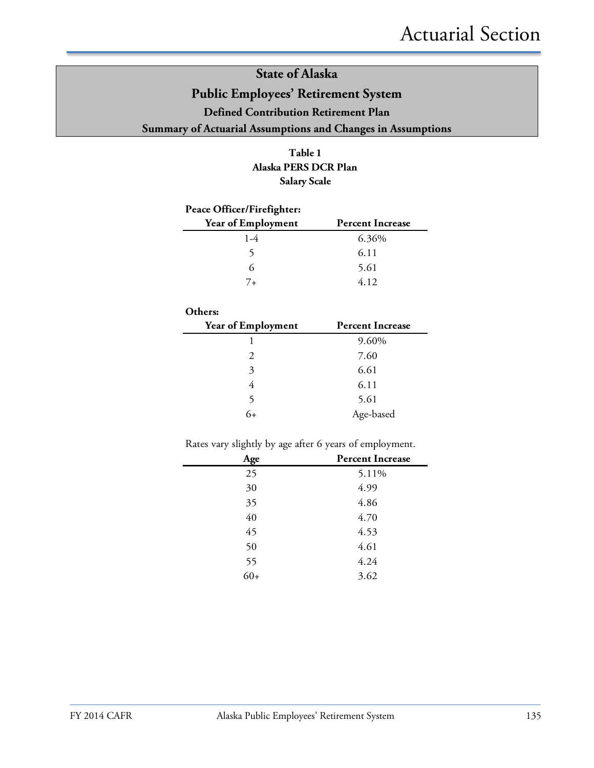# State of Alaska

## Public Employees' Retirement System

### Defined Contribution Retirement Plan

### Summary of Actuarial Assumptions and Changes in Assumptions

**Table 1**
**Alaska PERS DCR Plan**
**Salary Scale**

**Peace Officer/Firefighter:**

| Year of Employment | Percent Increase |
|---|---|
| 1-4 | 6.36% |
| 5 | 6.11 |
| 6 | 5.61 |
| 7+ | 4.12 |

**Others:**

| Year of Employment | Percent Increase |
|---|---|
| 1 | 9.60% |
| 2 | 7.60 |
| 3 | 6.61 |
| 4 | 6.11 |
| 5 | 5.61 |
| 6+ | Age-based |

Rates vary slightly by age after 6 years of employment.

| Age | Percent Increase |
|---|---|
| 25 | 5.11% |
| 30 | 4.99 |
| 35 | 4.86 |
| 40 | 4.70 |
| 45 | 4.53 |
| 50 | 4.61 |
| 55 | 4.24 |
| 60+ | 3.62 |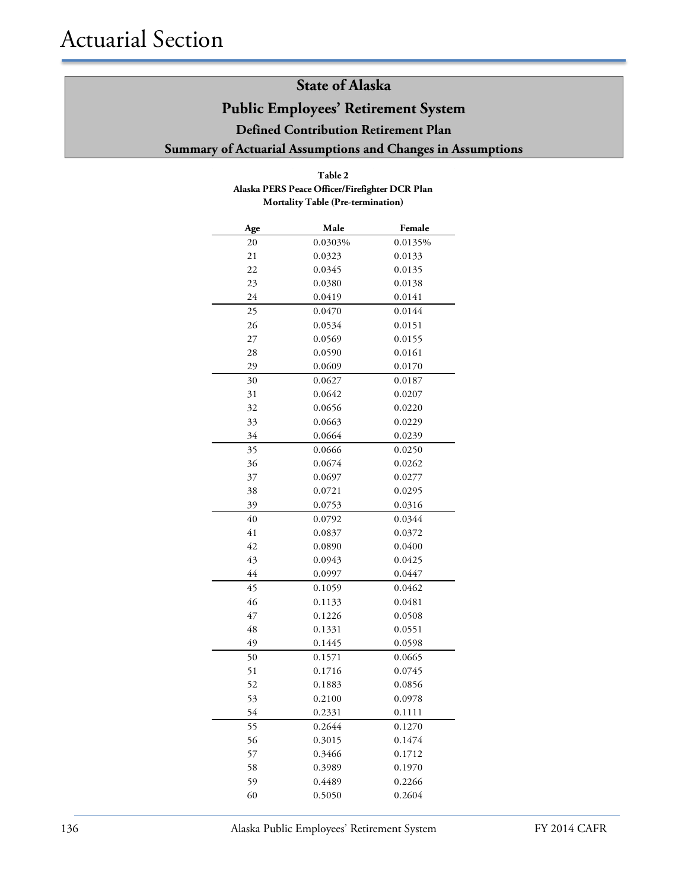# Actuarial Section

## State of Alaska
## Public Employees' Retirement System
### Defined Contribution Retirement Plan
### Summary of Actuarial Assumptions and Changes in Assumptions

**Table 2**
**Alaska PERS Peace Officer/Firefighter DCR Plan**
**Mortality Table (Pre-termination)**

| Age | Male | Female |
|---|---|---|
| 20 | 0.0303% | 0.0135% |
| 21 | 0.0323 | 0.0133 |
| 22 | 0.0345 | 0.0135 |
| 23 | 0.0380 | 0.0138 |
| 24 | 0.0419 | 0.0141 |
| 25 | 0.0470 | 0.0144 |
| 26 | 0.0534 | 0.0151 |
| 27 | 0.0569 | 0.0155 |
| 28 | 0.0590 | 0.0161 |
| 29 | 0.0609 | 0.0170 |
| 30 | 0.0627 | 0.0187 |
| 31 | 0.0642 | 0.0207 |
| 32 | 0.0656 | 0.0220 |
| 33 | 0.0663 | 0.0229 |
| 34 | 0.0664 | 0.0239 |
| 35 | 0.0666 | 0.0250 |
| 36 | 0.0674 | 0.0262 |
| 37 | 0.0697 | 0.0277 |
| 38 | 0.0721 | 0.0295 |
| 39 | 0.0753 | 0.0316 |
| 40 | 0.0792 | 0.0344 |
| 41 | 0.0837 | 0.0372 |
| 42 | 0.0890 | 0.0400 |
| 43 | 0.0943 | 0.0425 |
| 44 | 0.0997 | 0.0447 |
| 45 | 0.1059 | 0.0462 |
| 46 | 0.1133 | 0.0481 |
| 47 | 0.1226 | 0.0508 |
| 48 | 0.1331 | 0.0551 |
| 49 | 0.1445 | 0.0598 |
| 50 | 0.1571 | 0.0665 |
| 51 | 0.1716 | 0.0745 |
| 52 | 0.1883 | 0.0856 |
| 53 | 0.2100 | 0.0978 |
| 54 | 0.2331 | 0.1111 |
| 55 | 0.2644 | 0.1270 |
| 56 | 0.3015 | 0.1474 |
| 57 | 0.3466 | 0.1712 |
| 58 | 0.3989 | 0.1970 |
| 59 | 0.4489 | 0.2266 |
| 60 | 0.5050 | 0.2604 |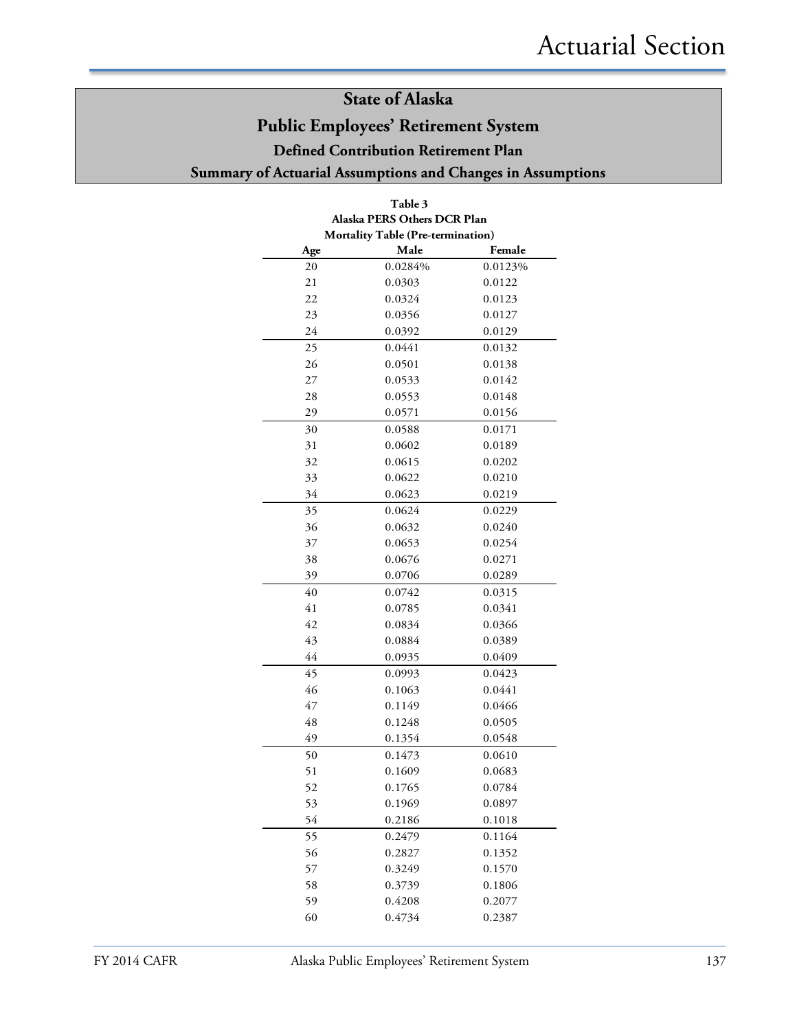# State of Alaska

## Public Employees' Retirement System

### Defined Contribution Retirement Plan

### Summary of Actuarial Assumptions and Changes in Assumptions

**Table 3**
**Alaska PERS Others DCR Plan**
**Mortality Table (Pre-termination)**

| Age | Male | Female |
|---|---|---|
| 20 | 0.0284% | 0.0123% |
| 21 | 0.0303 | 0.0122 |
| 22 | 0.0324 | 0.0123 |
| 23 | 0.0356 | 0.0127 |
| 24 | 0.0392 | 0.0129 |
| 25 | 0.0441 | 0.0132 |
| 26 | 0.0501 | 0.0138 |
| 27 | 0.0533 | 0.0142 |
| 28 | 0.0553 | 0.0148 |
| 29 | 0.0571 | 0.0156 |
| 30 | 0.0588 | 0.0171 |
| 31 | 0.0602 | 0.0189 |
| 32 | 0.0615 | 0.0202 |
| 33 | 0.0622 | 0.0210 |
| 34 | 0.0623 | 0.0219 |
| 35 | 0.0624 | 0.0229 |
| 36 | 0.0632 | 0.0240 |
| 37 | 0.0653 | 0.0254 |
| 38 | 0.0676 | 0.0271 |
| 39 | 0.0706 | 0.0289 |
| 40 | 0.0742 | 0.0315 |
| 41 | 0.0785 | 0.0341 |
| 42 | 0.0834 | 0.0366 |
| 43 | 0.0884 | 0.0389 |
| 44 | 0.0935 | 0.0409 |
| 45 | 0.0993 | 0.0423 |
| 46 | 0.1063 | 0.0441 |
| 47 | 0.1149 | 0.0466 |
| 48 | 0.1248 | 0.0505 |
| 49 | 0.1354 | 0.0548 |
| 50 | 0.1473 | 0.0610 |
| 51 | 0.1609 | 0.0683 |
| 52 | 0.1765 | 0.0784 |
| 53 | 0.1969 | 0.0897 |
| 54 | 0.2186 | 0.1018 |
| 55 | 0.2479 | 0.1164 |
| 56 | 0.2827 | 0.1352 |
| 57 | 0.3249 | 0.1570 |
| 58 | 0.3739 | 0.1806 |
| 59 | 0.4208 | 0.2077 |
| 60 | 0.4734 | 0.2387 |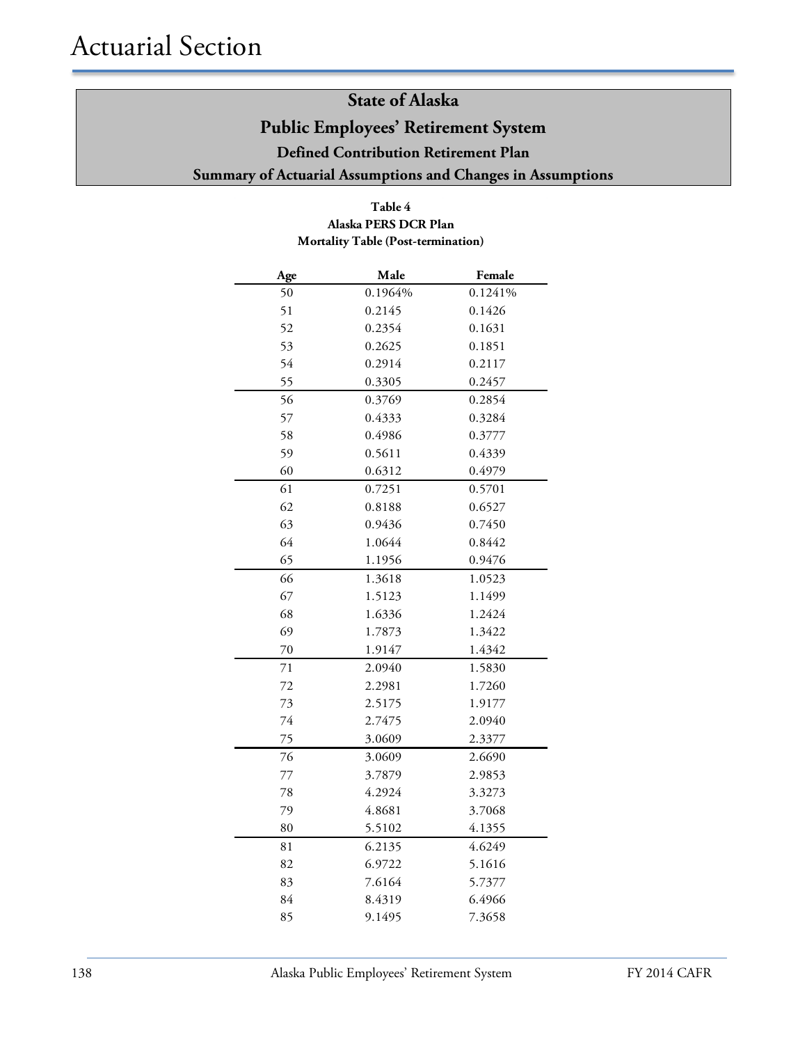# Actuarial Section

## State of Alaska
## Public Employees' Retirement System
### Defined Contribution Retirement Plan
### Summary of Actuarial Assumptions and Changes in Assumptions

**Table 4**
**Alaska PERS DCR Plan**
**Mortality Table (Post-termination)**

| Age | Male | Female |
|---|---|---|
| 50 | 0.1964% | 0.1241% |
| 51 | 0.2145 | 0.1426 |
| 52 | 0.2354 | 0.1631 |
| 53 | 0.2625 | 0.1851 |
| 54 | 0.2914 | 0.2117 |
| 55 | 0.3305 | 0.2457 |
| 56 | 0.3769 | 0.2854 |
| 57 | 0.4333 | 0.3284 |
| 58 | 0.4986 | 0.3777 |
| 59 | 0.5611 | 0.4339 |
| 60 | 0.6312 | 0.4979 |
| 61 | 0.7251 | 0.5701 |
| 62 | 0.8188 | 0.6527 |
| 63 | 0.9436 | 0.7450 |
| 64 | 1.0644 | 0.8442 |
| 65 | 1.1956 | 0.9476 |
| 66 | 1.3618 | 1.0523 |
| 67 | 1.5123 | 1.1499 |
| 68 | 1.6336 | 1.2424 |
| 69 | 1.7873 | 1.3422 |
| 70 | 1.9147 | 1.4342 |
| 71 | 2.0940 | 1.5830 |
| 72 | 2.2981 | 1.7260 |
| 73 | 2.5175 | 1.9177 |
| 74 | 2.7475 | 2.0940 |
| 75 | 3.0609 | 2.3377 |
| 76 | 3.0609 | 2.6690 |
| 77 | 3.7879 | 2.9853 |
| 78 | 4.2924 | 3.3273 |
| 79 | 4.8681 | 3.7068 |
| 80 | 5.5102 | 4.1355 |
| 81 | 6.2135 | 4.6249 |
| 82 | 6.9722 | 5.1616 |
| 83 | 7.6164 | 5.7377 |
| 84 | 8.4319 | 6.4966 |
| 85 | 9.1495 | 7.3658 |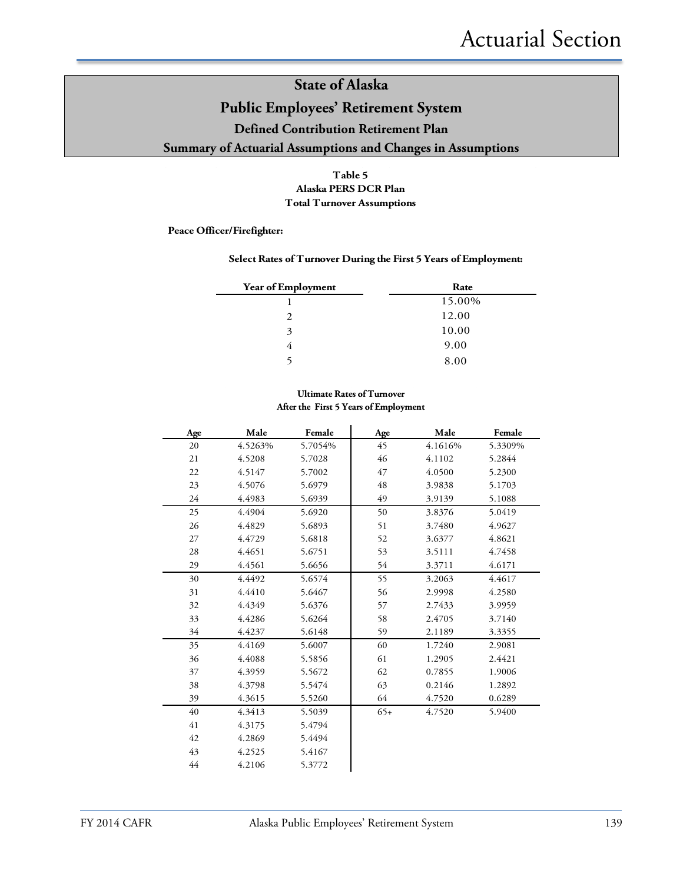# State of Alaska

## Public Employees' Retirement System

### Defined Contribution Retirement Plan

### Summary of Actuarial Assumptions and Changes in Assumptions

**Table 5**
**Alaska PERS DCR Plan**
**Total Turnover Assumptions**

**Peace Officer/Firefighter:**

**Select Rates of Turnover During the First 5 Years of Employment:**

| Year of Employment | Rate |
|---|---|
| 1 | 15.00% |
| 2 | 12.00 |
| 3 | 10.00 |
| 4 | 9.00 |
| 5 | 8.00 |

**Ultimate Rates of Turnover**
**After the First 5 Years of Employment**

| Age | Male | Female | Age | Male | Female |
|---|---|---|---|---|---|
| 20 | 4.5263% | 5.7054% | 45 | 4.1616% | 5.3309% |
| 21 | 4.5208 | 5.7028 | 46 | 4.1102 | 5.2844 |
| 22 | 4.5147 | 5.7002 | 47 | 4.0500 | 5.2300 |
| 23 | 4.5076 | 5.6979 | 48 | 3.9838 | 5.1703 |
| 24 | 4.4983 | 5.6939 | 49 | 3.9139 | 5.1088 |
| 25 | 4.4904 | 5.6920 | 50 | 3.8376 | 5.0419 |
| 26 | 4.4829 | 5.6893 | 51 | 3.7480 | 4.9627 |
| 27 | 4.4729 | 5.6818 | 52 | 3.6377 | 4.8621 |
| 28 | 4.4651 | 5.6751 | 53 | 3.5111 | 4.7458 |
| 29 | 4.4561 | 5.6656 | 54 | 3.3711 | 4.6171 |
| 30 | 4.4492 | 5.6574 | 55 | 3.2063 | 4.4617 |
| 31 | 4.4410 | 5.6467 | 56 | 2.9998 | 4.2580 |
| 32 | 4.4349 | 5.6376 | 57 | 2.7433 | 3.9959 |
| 33 | 4.4286 | 5.6264 | 58 | 2.4705 | 3.7140 |
| 34 | 4.4237 | 5.6148 | 59 | 2.1189 | 3.3355 |
| 35 | 4.4169 | 5.6007 | 60 | 1.7240 | 2.9081 |
| 36 | 4.4088 | 5.5856 | 61 | 1.2905 | 2.4421 |
| 37 | 4.3959 | 5.5672 | 62 | 0.7855 | 1.9006 |
| 38 | 4.3798 | 5.5474 | 63 | 0.2146 | 1.2892 |
| 39 | 4.3615 | 5.5260 | 64 | 4.7520 | 0.6289 |
| 40 | 4.3413 | 5.5039 | 65+ | 4.7520 | 5.9400 |
| 41 | 4.3175 | 5.4794 | | | |
| 42 | 4.2869 | 5.4494 | | | |
| 43 | 4.2525 | 5.4167 | | | |
| 44 | 4.2106 | 5.3772 | | | |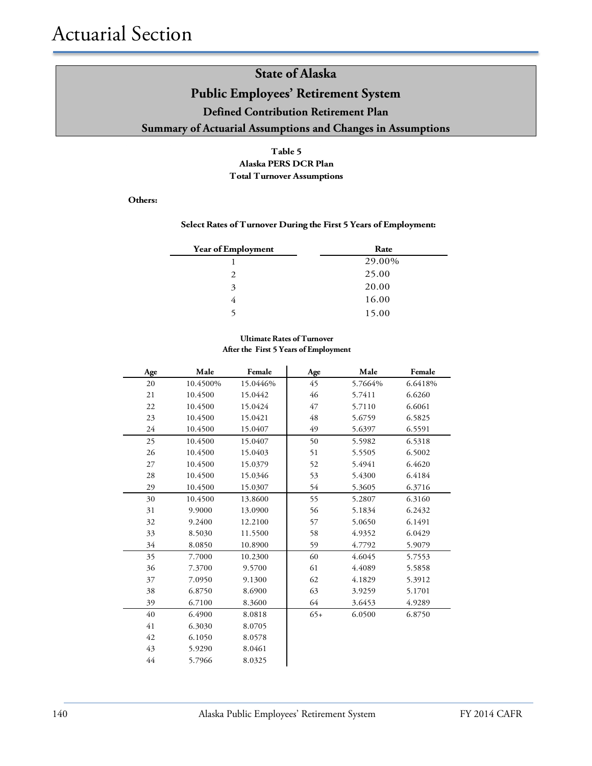# Actuarial Section

## State of Alaska
## Public Employees' Retirement System
### Defined Contribution Retirement Plan
### Summary of Actuarial Assumptions and Changes in Assumptions

**Table 5**
**Alaska PERS DCR Plan**
**Total Turnover Assumptions**

**Others:**

**Select Rates of Turnover During the First 5 Years of Employment:**

| Year of Employment | Rate |
|---|---|
| 1 | 29.00% |
| 2 | 25.00 |
| 3 | 20.00 |
| 4 | 16.00 |
| 5 | 15.00 |

**Ultimate Rates of Turnover**
**After the First 5 Years of Employment**

| Age | Male | Female | Age | Male | Female |
|---|---|---|---|---|---|
| 20 | 10.4500% | 15.0446% | 45 | 5.7664% | 6.6418% |
| 21 | 10.4500 | 15.0442 | 46 | 5.7411 | 6.6260 |
| 22 | 10.4500 | 15.0424 | 47 | 5.7110 | 6.6061 |
| 23 | 10.4500 | 15.0421 | 48 | 5.6759 | 6.5825 |
| 24 | 10.4500 | 15.0407 | 49 | 5.6397 | 6.5591 |
| 25 | 10.4500 | 15.0407 | 50 | 5.5982 | 6.5318 |
| 26 | 10.4500 | 15.0403 | 51 | 5.5505 | 6.5002 |
| 27 | 10.4500 | 15.0379 | 52 | 5.4941 | 6.4620 |
| 28 | 10.4500 | 15.0346 | 53 | 5.4300 | 6.4184 |
| 29 | 10.4500 | 15.0307 | 54 | 5.3605 | 6.3716 |
| 30 | 10.4500 | 13.8600 | 55 | 5.2807 | 6.3160 |
| 31 | 9.9000 | 13.0900 | 56 | 5.1834 | 6.2432 |
| 32 | 9.2400 | 12.2100 | 57 | 5.0650 | 6.1491 |
| 33 | 8.5030 | 11.5500 | 58 | 4.9352 | 6.0429 |
| 34 | 8.0850 | 10.8900 | 59 | 4.7792 | 5.9079 |
| 35 | 7.7000 | 10.2300 | 60 | 4.6045 | 5.7553 |
| 36 | 7.3700 | 9.5700 | 61 | 4.4089 | 5.5858 |
| 37 | 7.0950 | 9.1300 | 62 | 4.1829 | 5.3912 |
| 38 | 6.8750 | 8.6900 | 63 | 3.9259 | 5.1701 |
| 39 | 6.7100 | 8.3600 | 64 | 3.6453 | 4.9289 |
| 40 | 6.4900 | 8.0818 | 65+ | 6.0500 | 6.8750 |
| 41 | 6.3030 | 8.0705 | | | |
| 42 | 6.1050 | 8.0578 | | | |
| 43 | 5.9290 | 8.0461 | | | |
| 44 | 5.7966 | 8.0325 | | | |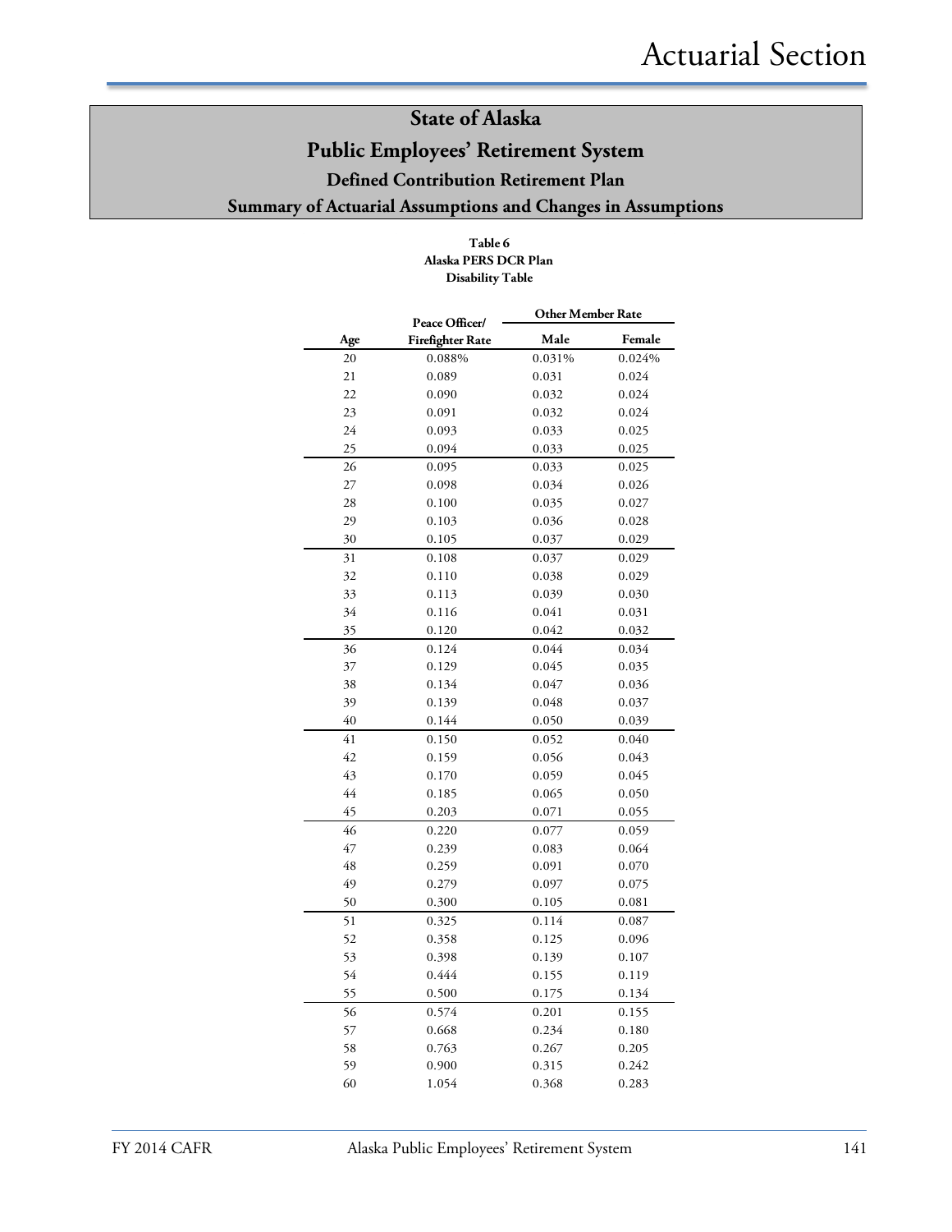# State of Alaska

## Public Employees' Retirement System

### Defined Contribution Retirement Plan

### Summary of Actuarial Assumptions and Changes in Assumptions

**Table 6**
**Alaska PERS DCR Plan**
**Disability Table**

| Age | Peace Officer/ Firefighter Rate | Other Member Rate | |
|---|---|---|---|
| | | Male | Female |
| 20 | 0.088% | 0.031% | 0.024% |
| 21 | 0.089 | 0.031 | 0.024 |
| 22 | 0.090 | 0.032 | 0.024 |
| 23 | 0.091 | 0.032 | 0.024 |
| 24 | 0.093 | 0.033 | 0.025 |
| 25 | 0.094 | 0.033 | 0.025 |
| 26 | 0.095 | 0.033 | 0.025 |
| 27 | 0.098 | 0.034 | 0.026 |
| 28 | 0.100 | 0.035 | 0.027 |
| 29 | 0.103 | 0.036 | 0.028 |
| 30 | 0.105 | 0.037 | 0.029 |
| 31 | 0.108 | 0.037 | 0.029 |
| 32 | 0.110 | 0.038 | 0.029 |
| 33 | 0.113 | 0.039 | 0.030 |
| 34 | 0.116 | 0.041 | 0.031 |
| 35 | 0.120 | 0.042 | 0.032 |
| 36 | 0.124 | 0.044 | 0.034 |
| 37 | 0.129 | 0.045 | 0.035 |
| 38 | 0.134 | 0.047 | 0.036 |
| 39 | 0.139 | 0.048 | 0.037 |
| 40 | 0.144 | 0.050 | 0.039 |
| 41 | 0.150 | 0.052 | 0.040 |
| 42 | 0.159 | 0.056 | 0.043 |
| 43 | 0.170 | 0.059 | 0.045 |
| 44 | 0.185 | 0.065 | 0.050 |
| 45 | 0.203 | 0.071 | 0.055 |
| 46 | 0.220 | 0.077 | 0.059 |
| 47 | 0.239 | 0.083 | 0.064 |
| 48 | 0.259 | 0.091 | 0.070 |
| 49 | 0.279 | 0.097 | 0.075 |
| 50 | 0.300 | 0.105 | 0.081 |
| 51 | 0.325 | 0.114 | 0.087 |
| 52 | 0.358 | 0.125 | 0.096 |
| 53 | 0.398 | 0.139 | 0.107 |
| 54 | 0.444 | 0.155 | 0.119 |
| 55 | 0.500 | 0.175 | 0.134 |
| 56 | 0.574 | 0.201 | 0.155 |
| 57 | 0.668 | 0.234 | 0.180 |
| 58 | 0.763 | 0.267 | 0.205 |
| 59 | 0.900 | 0.315 | 0.242 |
| 60 | 1.054 | 0.368 | 0.283 |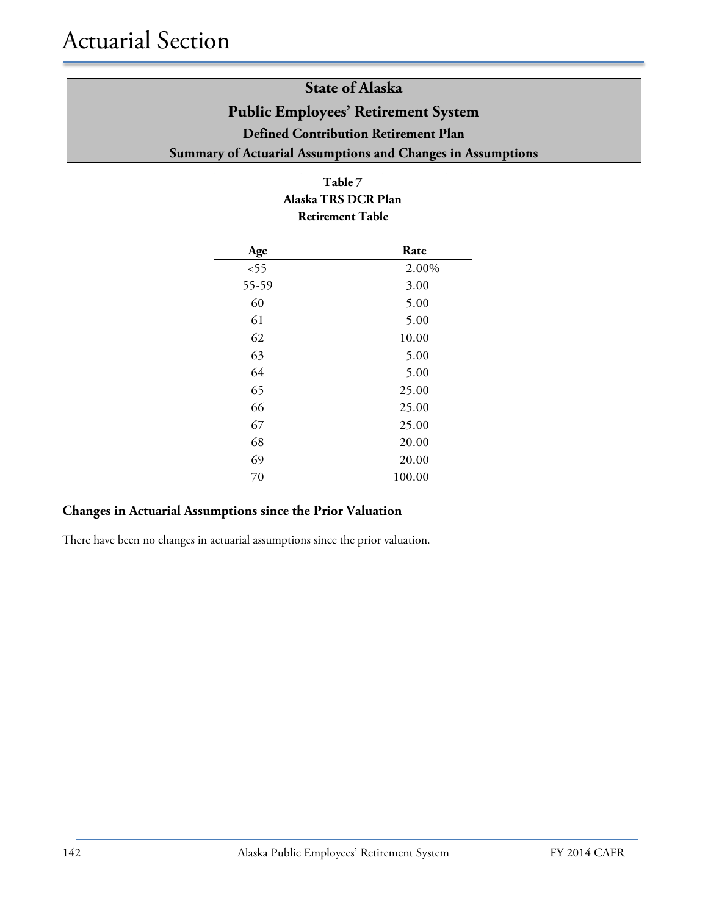# Actuarial Section

## State of Alaska
## Public Employees' Retirement System
### Defined Contribution Retirement Plan
### Summary of Actuarial Assumptions and Changes in Assumptions

**Table 7**
**Alaska TRS DCR Plan**
**Retirement Table**

| Age | Rate |
|---|---|
| <55 | 2.00% |
| 55-59 | 3.00 |
| 60 | 5.00 |
| 61 | 5.00 |
| 62 | 10.00 |
| 63 | 5.00 |
| 64 | 5.00 |
| 65 | 25.00 |
| 66 | 25.00 |
| 67 | 25.00 |
| 68 | 20.00 |
| 69 | 20.00 |
| 70 | 100.00 |

### Changes in Actuarial Assumptions since the Prior Valuation

There have been no changes in actuarial assumptions since the prior valuation.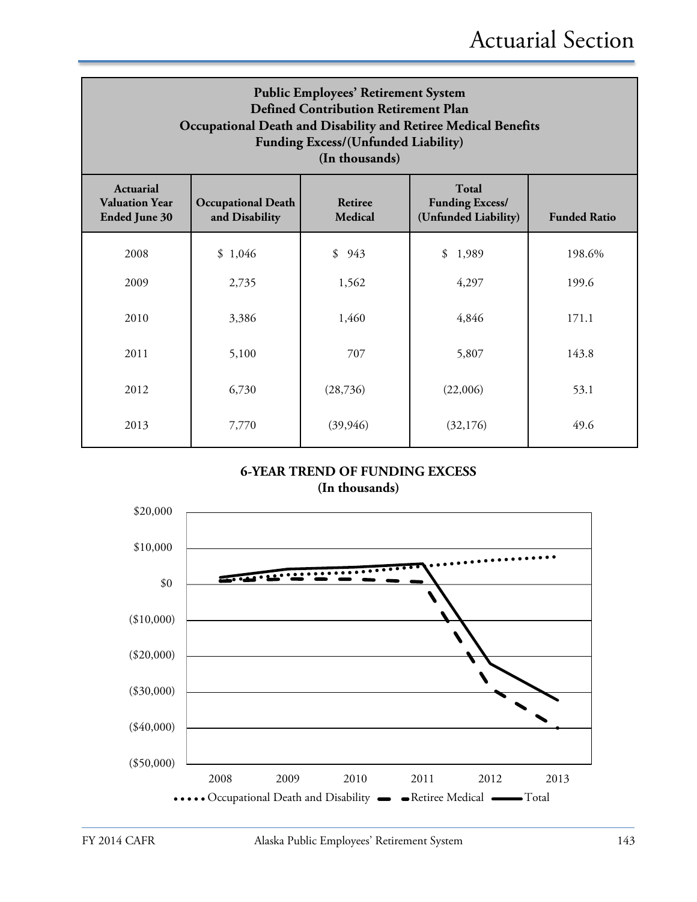## Public Employees' Retirement System
## Defined Contribution Retirement Plan
## Occupational Death and Disability and Retiree Medical Benefits
## Funding Excess/(Unfunded Liability)
## (In thousands)

| Actuarial Valuation Year Ended June 30 | Occupational Death and Disability | Retiree Medical | Total Funding Excess/ (Unfunded Liability) | Funded Ratio |
|---|---|---|---|---|
| 2008 | $ 1,046 | $ 943 | $ 1,989 | 198.6% |
| 2009 | 2,735 | 1,562 | 4,297 | 199.6 |
| 2010 | 3,386 | 1,460 | 4,846 | 171.1 |
| 2011 | 5,100 | 707 | 5,807 | 143.8 |
| 2012 | 6,730 | (28,736) | (22,006) | 53.1 |
| 2013 | 7,770 | (39,946) | (32,176) | 49.6 |

**6-YEAR TREND OF FUNDING EXCESS**
**(In thousands)**

$20,000
$10,000
$0
($10,000)
($20,000)
($30,000)
($40,000)
($50,000)

2008 2009 2010 2011 2012 2013

Occupational Death and Disability
Retiree Medical
Total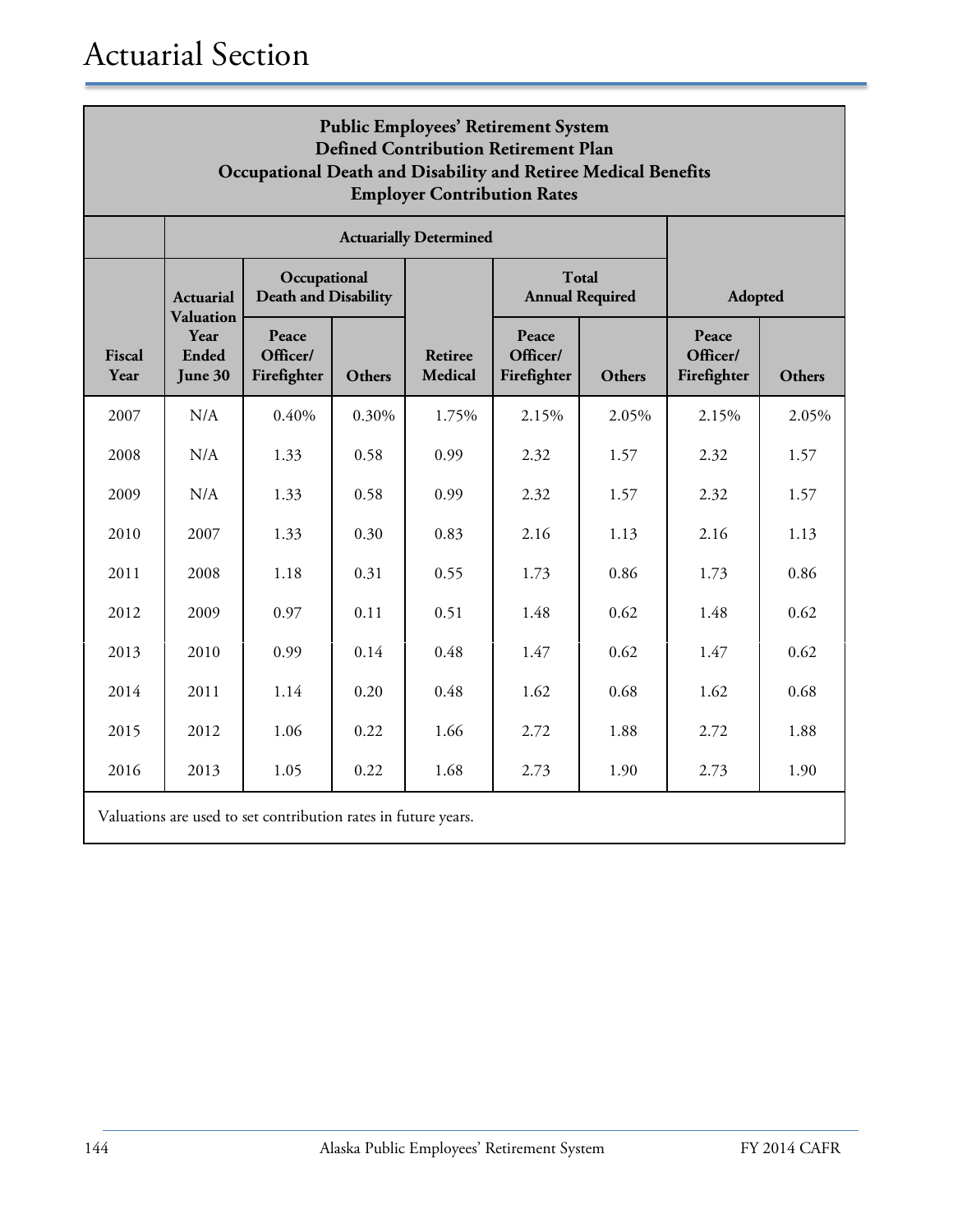# Actuarial Section

**Public Employees' Retirement System**
**Defined Contribution Retirement Plan**
**Occupational Death and Disability and Retiree Medical Benefits**
**Employer Contribution Rates**

| | Actuarially Determined | | | | | | Adopted | |
|---|---|---|---|---|---|---|---|---|
| | Actuarial Valuation | Occupational Death and Disability | | | Total Annual Required | | | |
| Fiscal Year | Year Ended June 30 | Peace Officer/ Firefighter | Others | Retiree Medical | Peace Officer/ Firefighter | Others | Peace Officer/ Firefighter | Others |
| 2007 | N/A | 0.40% | 0.30% | 1.75% | 2.15% | 2.05% | 2.15% | 2.05% |
| 2008 | N/A | 1.33 | 0.58 | 0.99 | 2.32 | 1.57 | 2.32 | 1.57 |
| 2009 | N/A | 1.33 | 0.58 | 0.99 | 2.32 | 1.57 | 2.32 | 1.57 |
| 2010 | 2007 | 1.33 | 0.30 | 0.83 | 2.16 | 1.13 | 2.16 | 1.13 |
| 2011 | 2008 | 1.18 | 0.31 | 0.55 | 1.73 | 0.86 | 1.73 | 0.86 |
| 2012 | 2009 | 0.97 | 0.11 | 0.51 | 1.48 | 0.62 | 1.48 | 0.62 |
| 2013 | 2010 | 0.99 | 0.14 | 0.48 | 1.47 | 0.62 | 1.47 | 0.62 |
| 2014 | 2011 | 1.14 | 0.20 | 0.48 | 1.62 | 0.68 | 1.62 | 0.68 |
| 2015 | 2012 | 1.06 | 0.22 | 1.66 | 2.72 | 1.88 | 2.72 | 1.88 |
| 2016 | 2013 | 1.05 | 0.22 | 1.68 | 2.73 | 1.90 | 2.73 | 1.90 |

Valuations are used to set contribution rates in future years.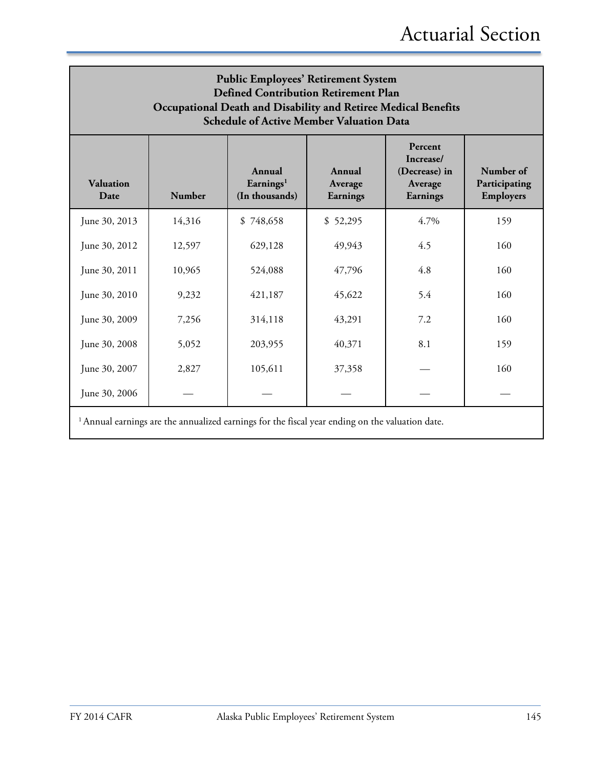# Actuarial Section

**Public Employees' Retirement System**
**Defined Contribution Retirement Plan**
**Occupational Death and Disability and Retiree Medical Benefits**
**Schedule of Active Member Valuation Data**

| Valuation Date | Number | Annual Earnings[1] (In thousands) | Annual Average Earnings | Percent Increase/ (Decrease) in Average Earnings | Number of Participating Employers |
|---|---|---|---|---|---|
| June 30, 2013 | 14,316 | $ 748,658 | $ 52,295 | 4.7% | 159 |
| June 30, 2012 | 12,597 | 629,128 | 49,943 | 4.5 | 160 |
| June 30, 2011 | 10,965 | 524,088 | 47,796 | 4.8 | 160 |
| June 30, 2010 | 9,232 | 421,187 | 45,622 | 5.4 | 160 |
| June 30, 2009 | 7,256 | 314,118 | 43,291 | 7.2 | 160 |
| June 30, 2008 | 5,052 | 203,955 | 40,371 | 8.1 | 159 |
| June 30, 2007 | 2,827 | 105,611 | 37,358 | — | 160 |
| June 30, 2006 | — | — | — | — | — |

[1] Annual earnings are the annualized earnings for the fiscal year ending on the valuation date.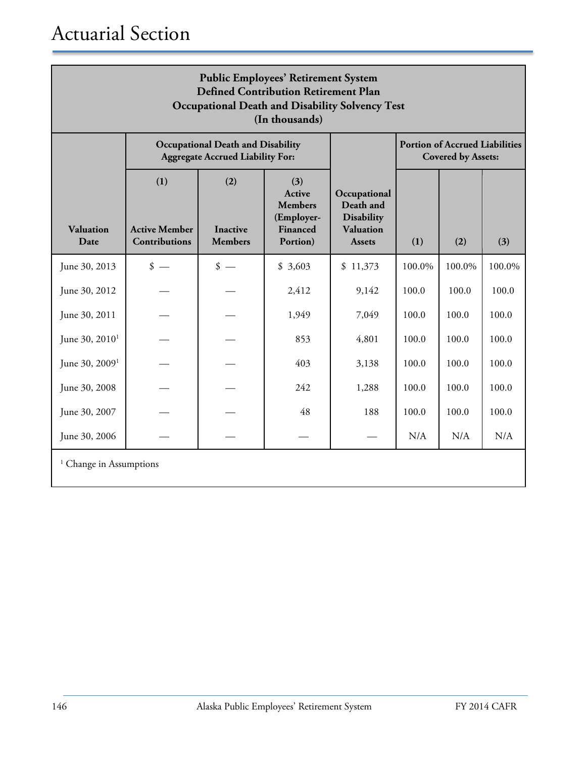# Actuarial Section

**Public Employees' Retirement System**
**Defined Contribution Retirement Plan**
**Occupational Death and Disability Solvency Test**
**(In thousands)**

| | Occupational Death and Disability Aggregate Accrued Liability For: | | | | Portion of Accrued Liabilities Covered by Assets: | | |
|---|---|---|---|---|---|---|---|
| Valuation Date | (1) Active Member Contributions | (2) Inactive Members | (3) Active Members (Employer-Financed Portion) | Occupational Death and Disability Valuation Assets | (1) | (2) | (3) |
| June 30, 2013 | $ — | $ — | $ 3,603 | $ 11,373 | 100.0% | 100.0% | 100.0% |
| June 30, 2012 | — | — | 2,412 | 9,142 | 100.0 | 100.0 | 100.0 |
| June 30, 2011 | — | — | 1,949 | 7,049 | 100.0 | 100.0 | 100.0 |
| June 30, 2010[1] | — | — | 853 | 4,801 | 100.0 | 100.0 | 100.0 |
| June 30, 2009[1] | — | — | 403 | 3,138 | 100.0 | 100.0 | 100.0 |
| June 30, 2008 | — | — | 242 | 1,288 | 100.0 | 100.0 | 100.0 |
| June 30, 2007 | — | — | 48 | 188 | 100.0 | 100.0 | 100.0 |
| June 30, 2006 | — | — | — | — | N/A | N/A | N/A |

[1] Change in Assumptions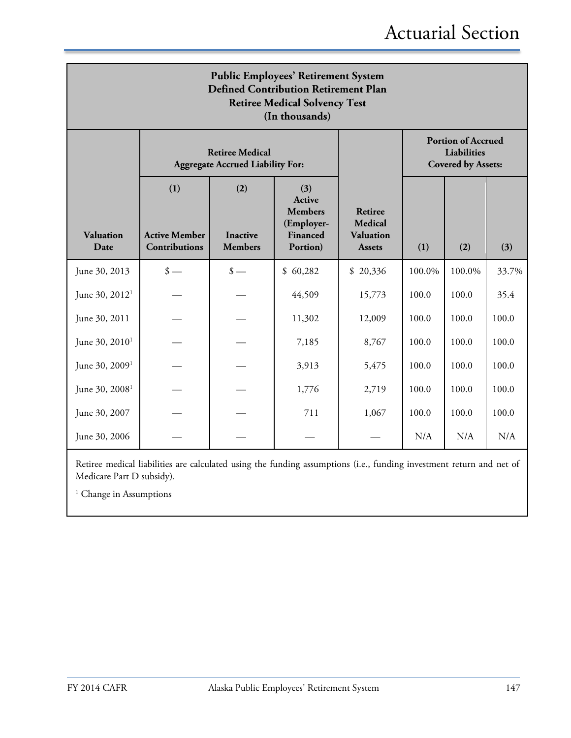## Public Employees' Retirement System
## Defined Contribution Retirement Plan
## Retiree Medical Solvency Test
## (In thousands)

| | Retiree Medical Aggregate Accrued Liability For: | | | | Portion of Accrued Liabilities Covered by Assets: | | |
|---|---|---|---|---|---|---|---|
| Valuation Date | (1) Active Member Contributions | (2) Inactive Members | (3) Active Members (Employer-Financed Portion) | Retiree Medical Valuation Assets | (1) | (2) | (3) |
| June 30, 2013 | $ — | $ — | $ 60,282 | $ 20,336 | 100.0% | 100.0% | 33.7% |
| June 30, 2012[1] | — | — | 44,509 | 15,773 | 100.0 | 100.0 | 35.4 |
| June 30, 2011 | — | — | 11,302 | 12,009 | 100.0 | 100.0 | 100.0 |
| June 30, 2010[1] | — | — | 7,185 | 8,767 | 100.0 | 100.0 | 100.0 |
| June 30, 2009[1] | — | — | 3,913 | 5,475 | 100.0 | 100.0 | 100.0 |
| June 30, 2008[1] | — | — | 1,776 | 2,719 | 100.0 | 100.0 | 100.0 |
| June 30, 2007 | — | — | 711 | 1,067 | 100.0 | 100.0 | 100.0 |
| June 30, 2006 | — | — | — | — | N/A | N/A | N/A |

Retiree medical liabilities are calculated using the funding assumptions (i.e., funding investment return and net of Medicare Part D subsidy).

[1] Change in Assumptions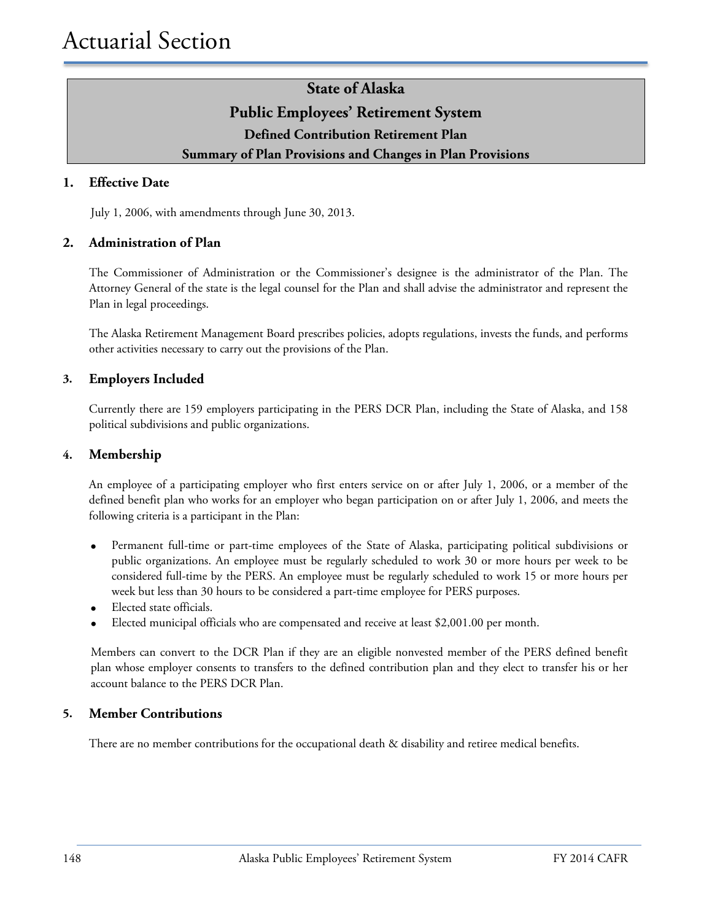# Actuarial Section

## State of Alaska
## Public Employees' Retirement System
### Defined Contribution Retirement Plan
### Summary of Plan Provisions and Changes in Plan Provisions

**1. Effective Date**

July 1, 2006, with amendments through June 30, 2013.

**2. Administration of Plan**

The Commissioner of Administration or the Commissioner's designee is the administrator of the Plan. The Attorney General of the state is the legal counsel for the Plan and shall advise the administrator and represent the Plan in legal proceedings.

The Alaska Retirement Management Board prescribes policies, adopts regulations, invests the funds, and performs other activities necessary to carry out the provisions of the Plan.

**3. Employers Included**

Currently there are 159 employers participating in the PERS DCR Plan, including the State of Alaska, and 158 political subdivisions and public organizations.

**4. Membership**

An employee of a participating employer who first enters service on or after July 1, 2006, or a member of the defined benefit plan who works for an employer who began participation on or after July 1, 2006, and meets the following criteria is a participant in the Plan:

- Permanent full-time or part-time employees of the State of Alaska, participating political subdivisions or public organizations. An employee must be regularly scheduled to work 30 or more hours per week to be considered full-time by the PERS. An employee must be regularly scheduled to work 15 or more hours per week but less than 30 hours to be considered a part-time employee for PERS purposes.
- Elected state officials.
- Elected municipal officials who are compensated and receive at least $2,001.00 per month.

Members can convert to the DCR Plan if they are an eligible nonvested member of the PERS defined benefit plan whose employer consents to transfers to the defined contribution plan and they elect to transfer his or her account balance to the PERS DCR Plan.

**5. Member Contributions**

There are no member contributions for the occupational death & disability and retiree medical benefits.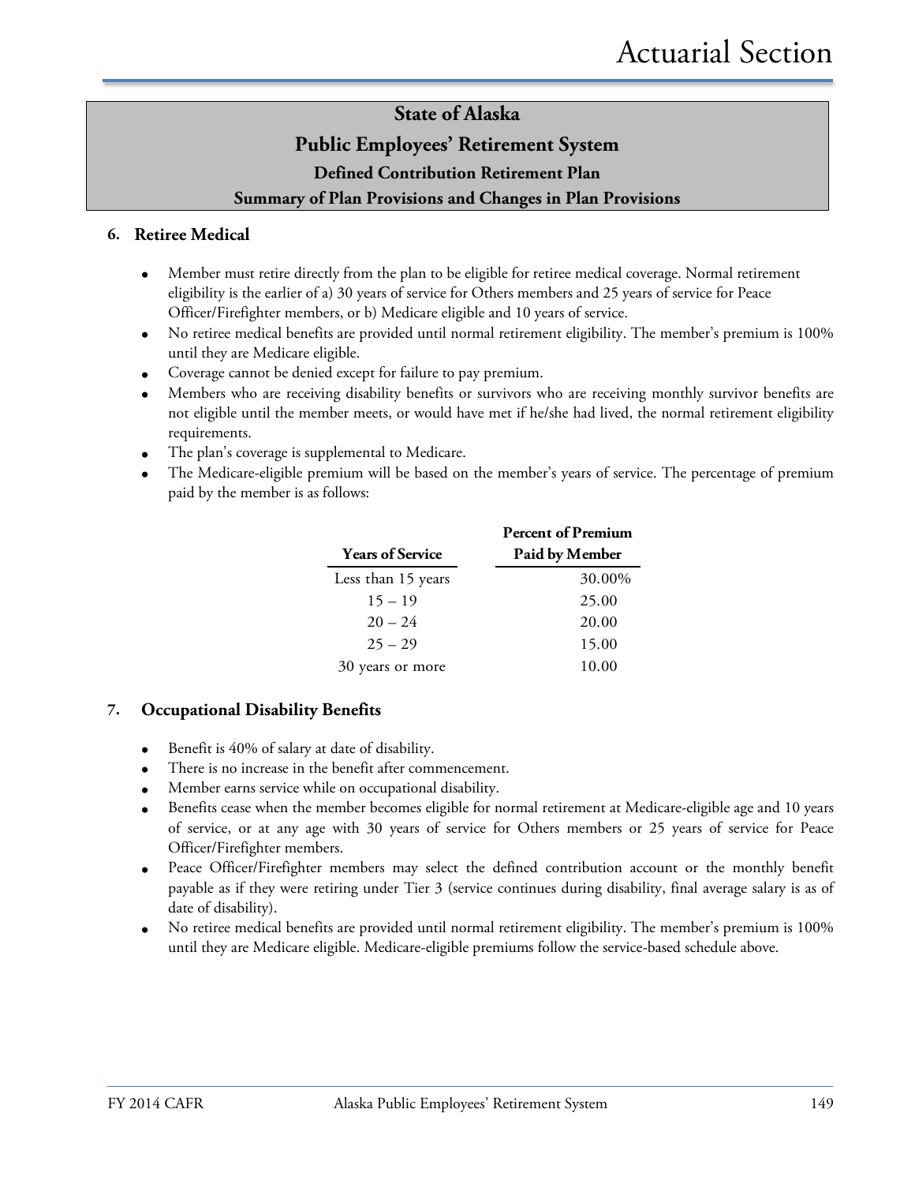## State of Alaska
## Public Employees' Retirement System
### Defined Contribution Retirement Plan
### Summary of Plan Provisions and Changes in Plan Provisions

### 6. Retiree Medical

- Member must retire directly from the plan to be eligible for retiree medical coverage. Normal retirement eligibility is the earlier of a) 30 years of service for Others members and 25 years of service for Peace Officer/Firefighter members, or b) Medicare eligible and 10 years of service.
- No retiree medical benefits are provided until normal retirement eligibility. The member's premium is 100% until they are Medicare eligible.
- Coverage cannot be denied except for failure to pay premium.
- Members who are receiving disability benefits or survivors who are receiving monthly survivor benefits are not eligible until the member meets, or would have met if he/she had lived, the normal retirement eligibility requirements.
- The plan's coverage is supplemental to Medicare.
- The Medicare-eligible premium will be based on the member's years of service. The percentage of premium paid by the member is as follows:

| Years of Service | Percent of Premium Paid by Member |
|---|---|
| Less than 15 years | 30.00% |
| 15 – 19 | 25.00 |
| 20 – 24 | 20.00 |
| 25 – 29 | 15.00 |
| 30 years or more | 10.00 |

### 7. Occupational Disability Benefits

- Benefit is 40% of salary at date of disability.
- There is no increase in the benefit after commencement.
- Member earns service while on occupational disability.
- Benefits cease when the member becomes eligible for normal retirement at Medicare-eligible age and 10 years of service, or at any age with 30 years of service for Others members or 25 years of service for Peace Officer/Firefighter members.
- Peace Officer/Firefighter members may select the defined contribution account or the monthly benefit payable as if they were retiring under Tier 3 (service continues during disability, final average salary is as of date of disability).
- No retiree medical benefits are provided until normal retirement eligibility. The member's premium is 100% until they are Medicare eligible. Medicare-eligible premiums follow the service-based schedule above.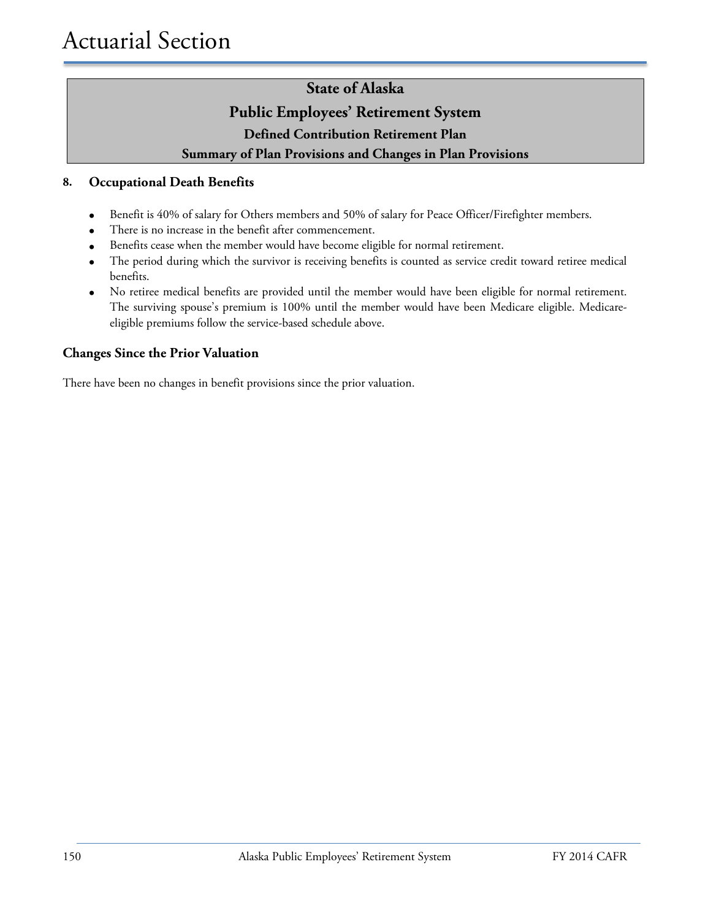# Actuarial Section

## State of Alaska
## Public Employees' Retirement System
### Defined Contribution Retirement Plan
### Summary of Plan Provisions and Changes in Plan Provisions

**8. Occupational Death Benefits**

- Benefit is 40% of salary for Others members and 50% of salary for Peace Officer/Firefighter members.
- There is no increase in the benefit after commencement.
- Benefits cease when the member would have become eligible for normal retirement.
- The period during which the survivor is receiving benefits is counted as service credit toward retiree medical benefits.
- No retiree medical benefits are provided until the member would have been eligible for normal retirement. The surviving spouse's premium is 100% until the member would have been Medicare eligible. Medicare-eligible premiums follow the service-based schedule above.

### Changes Since the Prior Valuation

There have been no changes in benefit provisions since the prior valuation.